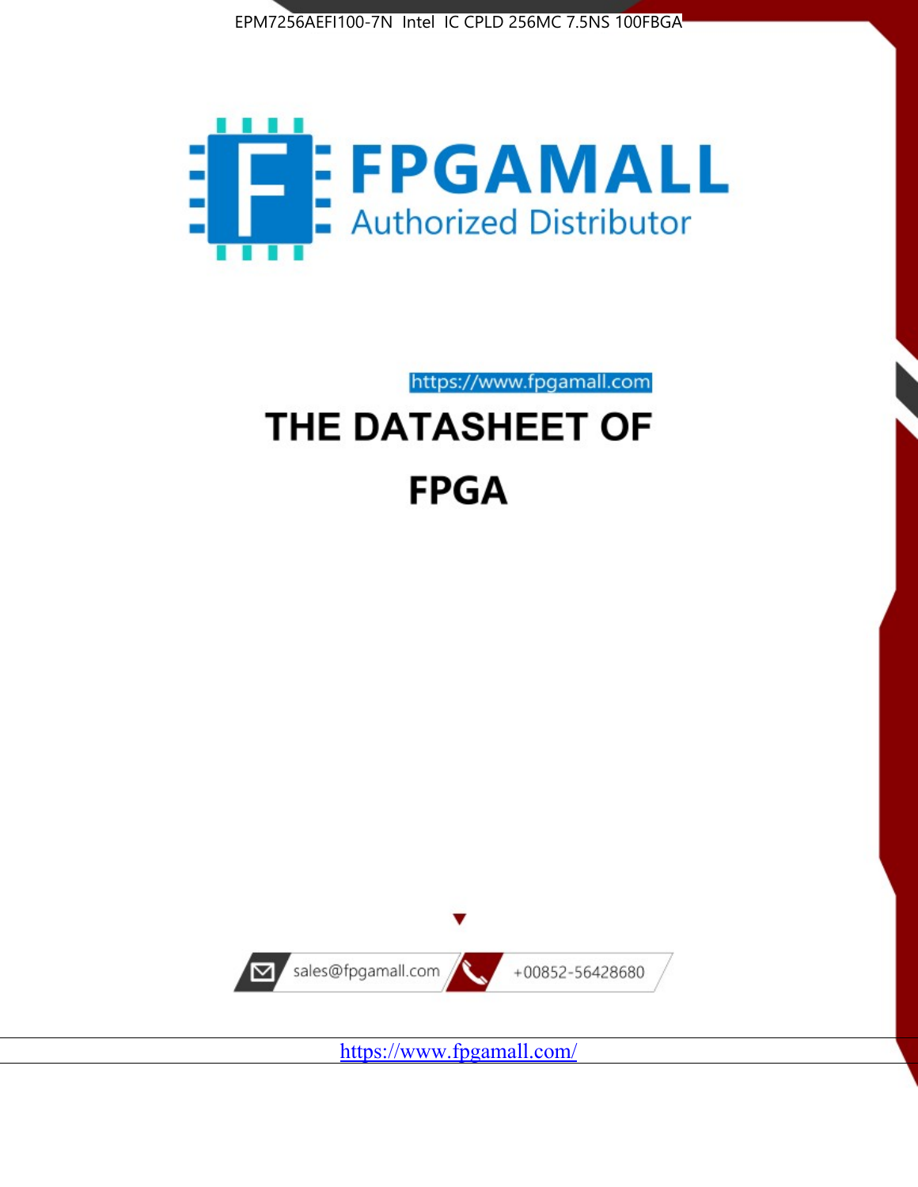EPM7256AEFI100-7N Intel IC CPLD 256MC 7.5NS 100FBGA

FPGAMALL

Authorized Distributor

https://www.fpgamall.com

# THE DATASHEET OF

# FPGA

sales@fpgamall.com

+00852-56428680

https://www.fpgamall.com/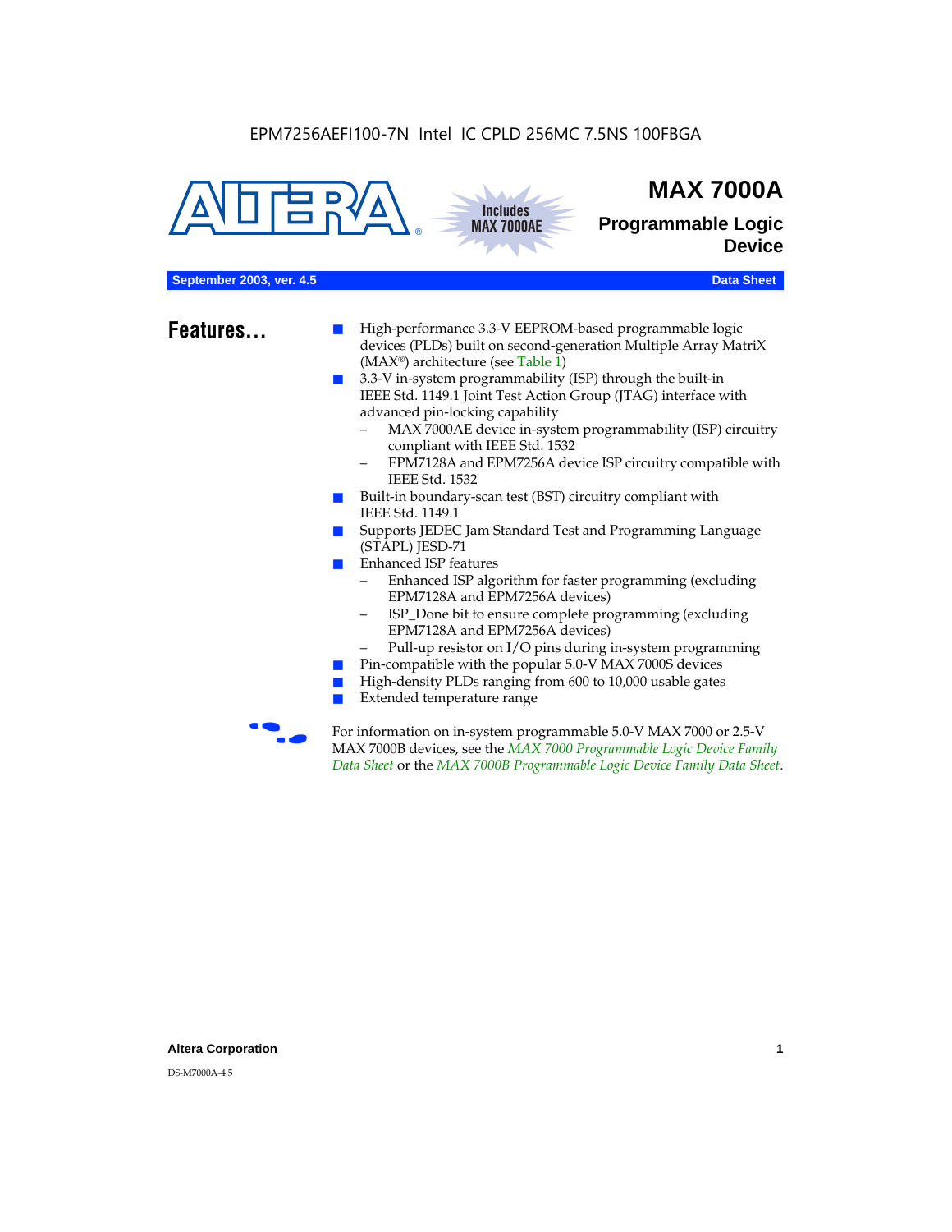EPM7256AEFI100-7N Intel IC CPLD 256MC 7.5NS 100FBGA

# MAX 7000A

## Programmable Logic Device

Includes MAX 7000AE

**September 2003, ver. 4.5** **Data Sheet**

## Features...

- High-performance 3.3-V EEPROM-based programmable logic devices (PLDs) built on second-generation Multiple Array MatriX (MAX®) architecture (see Table 1)
- 3.3-V in-system programmability (ISP) through the built-in IEEE Std. 1149.1 Joint Test Action Group (JTAG) interface with advanced pin-locking capability
  - MAX 7000AE device in-system programmability (ISP) circuitry compliant with IEEE Std. 1532
  - EPM7128A and EPM7256A device ISP circuitry compatible with IEEE Std. 1532
- Built-in boundary-scan test (BST) circuitry compliant with IEEE Std. 1149.1
- Supports JEDEC Jam Standard Test and Programming Language (STAPL) JESD-71
- Enhanced ISP features
  - Enhanced ISP algorithm for faster programming (excluding EPM7128A and EPM7256A devices)
  - ISP_Done bit to ensure complete programming (excluding EPM7128A and EPM7256A devices)
  - Pull-up resistor on I/O pins during in-system programming
- Pin-compatible with the popular 5.0-V MAX 7000S devices
- High-density PLDs ranging from 600 to 10,000 usable gates
- Extended temperature range

For information on in-system programmable 5.0-V MAX 7000 or 2.5-V MAX 7000B devices, see the *MAX 7000 Programmable Logic Device Family Data Sheet* or the *MAX 7000B Programmable Logic Device Family Data Sheet*.

DS-M7000A-4.5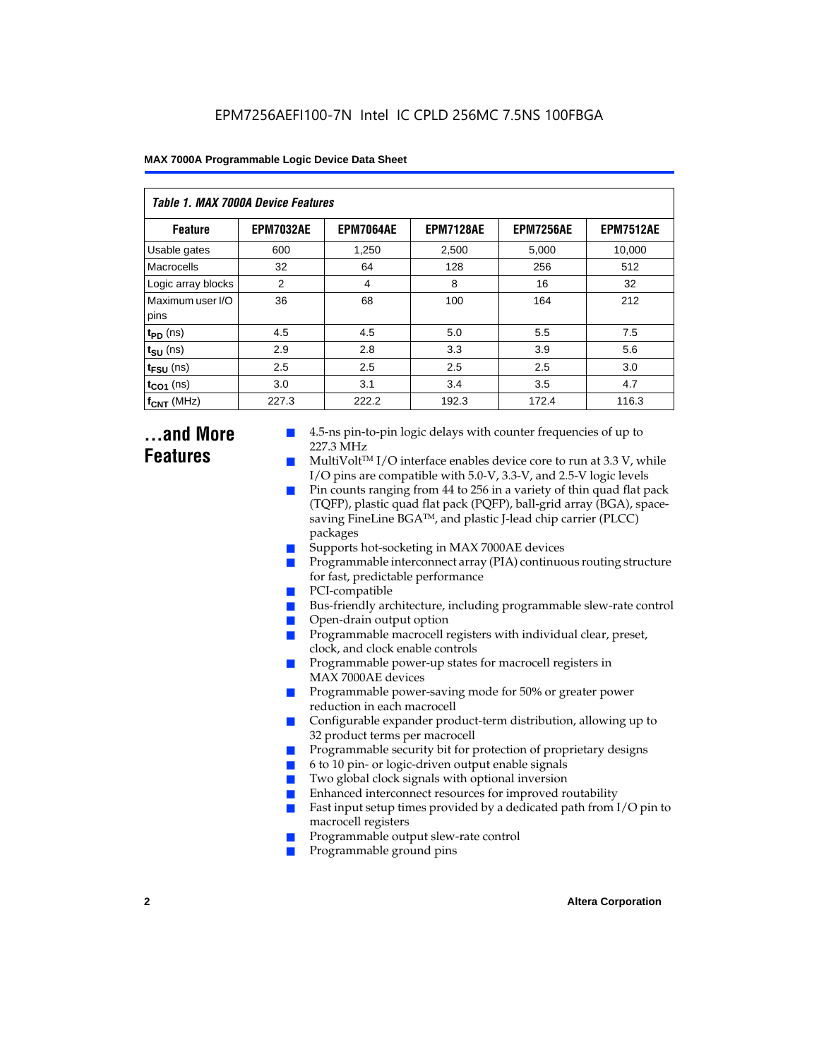*Table 1. MAX 7000A Device Features*

| Feature | EPM7032AE | EPM7064AE | EPM7128AE | EPM7256AE | EPM7512AE |
|---|---|---|---|---|---|
| Usable gates | 600 | 1,250 | 2,500 | 5,000 | 10,000 |
| Macrocells | 32 | 64 | 128 | 256 | 512 |
| Logic array blocks | 2 | 4 | 8 | 16 | 32 |
| Maximum user I/O pins | 36 | 68 | 100 | 164 | 212 |
| $t_{PD}$ (ns) | 4.5 | 4.5 | 5.0 | 5.5 | 7.5 |
| $t_{SU}$ (ns) | 2.9 | 2.8 | 3.3 | 3.9 | 5.6 |
| $t_{FSU}$ (ns) | 2.5 | 2.5 | 2.5 | 2.5 | 3.0 |
| $t_{CO1}$ (ns) | 3.0 | 3.1 | 3.4 | 3.5 | 4.7 |
| $f_{CNT}$ (MHz) | 227.3 | 222.2 | 192.3 | 172.4 | 116.3 |

## ...and More Features

- 4.5-ns pin-to-pin logic delays with counter frequencies of up to 227.3 MHz
- MultiVolt™ I/O interface enables device core to run at 3.3 V, while I/O pins are compatible with 5.0-V, 3.3-V, and 2.5-V logic levels
- Pin counts ranging from 44 to 256 in a variety of thin quad flat pack (TQFP), plastic quad flat pack (PQFP), ball-grid array (BGA), space-saving FineLine BGA™, and plastic J-lead chip carrier (PLCC) packages
- Supports hot-socketing in MAX 7000AE devices
- Programmable interconnect array (PIA) continuous routing structure for fast, predictable performance
- PCI-compatible
- Bus-friendly architecture, including programmable slew-rate control
- Open-drain output option
- Programmable macrocell registers with individual clear, preset, clock, and clock enable controls
- Programmable power-up states for macrocell registers in MAX 7000AE devices
- Programmable power-saving mode for 50% or greater power reduction in each macrocell
- Configurable expander product-term distribution, allowing up to 32 product terms per macrocell
- Programmable security bit for protection of proprietary designs
- 6 to 10 pin- or logic-driven output enable signals
- Two global clock signals with optional inversion
- Enhanced interconnect resources for improved routability
- Fast input setup times provided by a dedicated path from I/O pin to macrocell registers
- Programmable output slew-rate control
- Programmable ground pins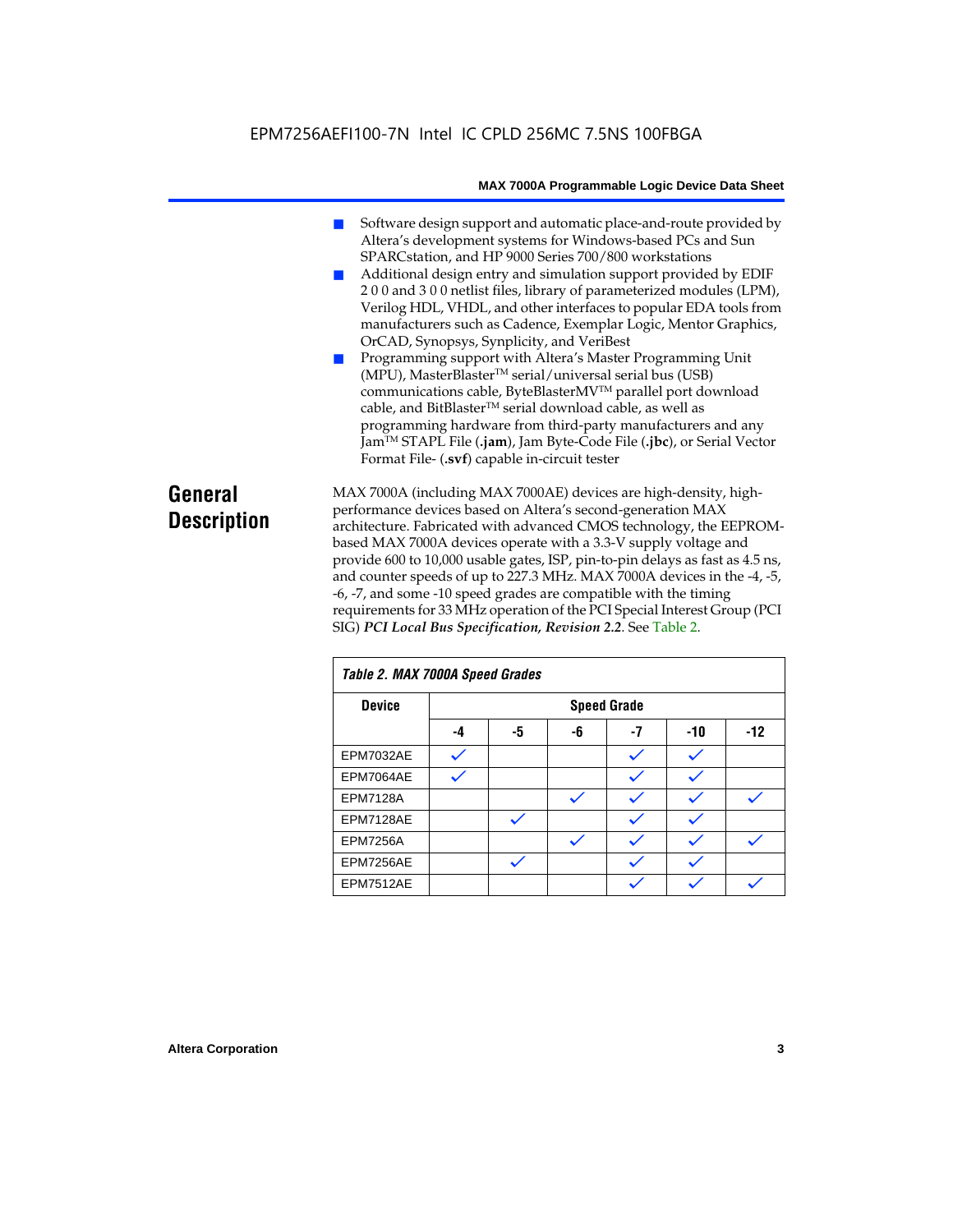- Software design support and automatic place-and-route provided by Altera's development systems for Windows-based PCs and Sun SPARCstation, and HP 9000 Series 700/800 workstations
- Additional design entry and simulation support provided by EDIF 2 0 0 and 3 0 0 netlist files, library of parameterized modules (LPM), Verilog HDL, VHDL, and other interfaces to popular EDA tools from manufacturers such as Cadence, Exemplar Logic, Mentor Graphics, OrCAD, Synopsys, Synplicity, and VeriBest
- Programming support with Altera's Master Programming Unit (MPU), MasterBlaster™ serial/universal serial bus (USB) communications cable, ByteBlasterMV™ parallel port download cable, and BitBlaster™ serial download cable, as well as programming hardware from third-party manufacturers and any Jam™ STAPL File (**.jam**), Jam Byte-Code File (**.jbc**), or Serial Vector Format File- (**.svf**) capable in-circuit tester

## General Description

MAX 7000A (including MAX 7000AE) devices are high-density, high-performance devices based on Altera's second-generation MAX architecture. Fabricated with advanced CMOS technology, the EEPROM-based MAX 7000A devices operate with a 3.3-V supply voltage and provide 600 to 10,000 usable gates, ISP, pin-to-pin delays as fast as 4.5 ns, and counter speeds of up to 227.3 MHz. MAX 7000A devices in the -4, -5, -6, -7, and some -10 speed grades are compatible with the timing requirements for 33 MHz operation of the PCI Special Interest Group (PCI SIG) ***PCI Local Bus Specification, Revision 2.2***. See Table 2.

*Table 2. MAX 7000A Speed Grades*

| Device | Speed Grade | | | | | |
|---|---|---|---|---|---|---|
| | -4 | -5 | -6 | -7 | -10 | -12 |
| EPM7032AE | ✓ | | | ✓ | ✓ | |
| EPM7064AE | ✓ | | | ✓ | ✓ | |
| EPM7128A | | | ✓ | ✓ | ✓ | ✓ |
| EPM7128AE | | ✓ | | ✓ | ✓ | |
| EPM7256A | | | ✓ | ✓ | ✓ | ✓ |
| EPM7256AE | | ✓ | | ✓ | ✓ | |
| EPM7512AE | | | | ✓ | ✓ | ✓ |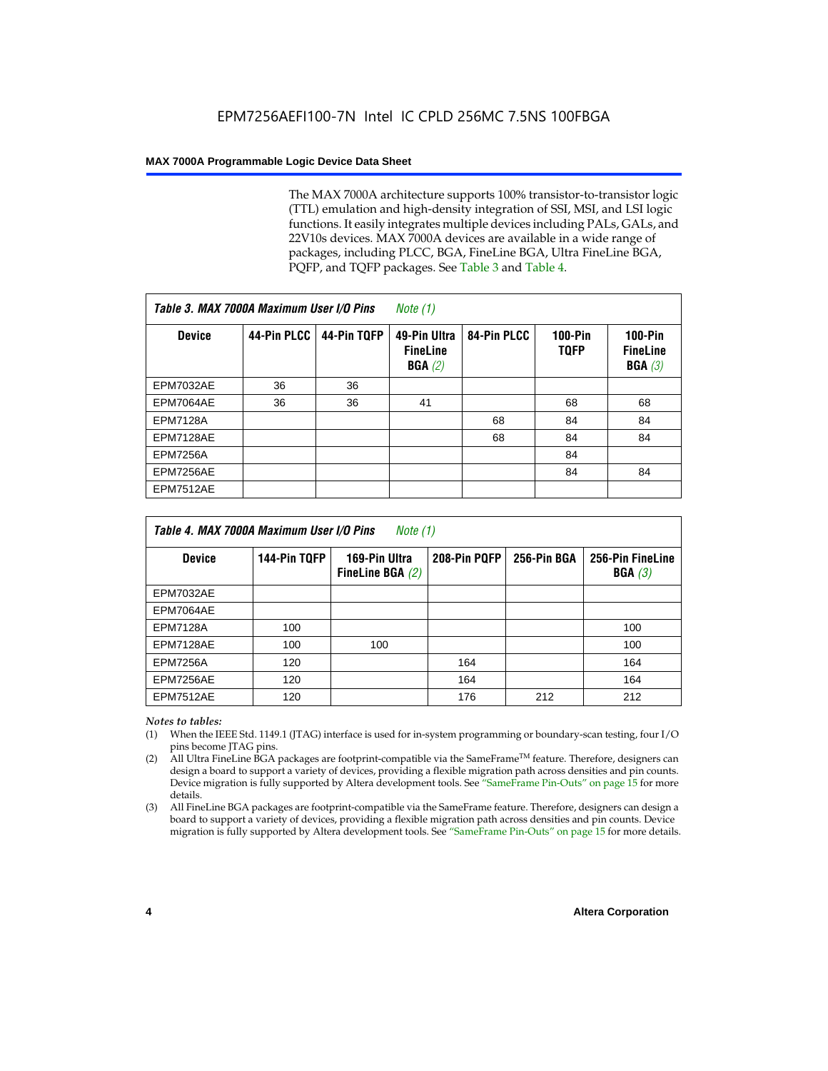The MAX 7000A architecture supports 100% transistor-to-transistor logic (TTL) emulation and high-density integration of SSI, MSI, and LSI logic functions. It easily integrates multiple devices including PALs, GALs, and 22V10s devices. MAX 7000A devices are available in a wide range of packages, including PLCC, BGA, FineLine BGA, Ultra FineLine BGA, PQFP, and TQFP packages. See Table 3 and Table 4.

**Table 3. MAX 7000A Maximum User I/O Pins** *Note (1)*

| Device | 44-Pin PLCC | 44-Pin TQFP | 49-Pin Ultra FineLine BGA *(2)* | 84-Pin PLCC | 100-Pin TQFP | 100-Pin FineLine BGA *(3)* |
|---|---|---|---|---|---|---|
| EPM7032AE | 36 | 36 | | | | |
| EPM7064AE | 36 | 36 | 41 | | 68 | 68 |
| EPM7128A | | | | 68 | 84 | 84 |
| EPM7128AE | | | | 68 | 84 | 84 |
| EPM7256A | | | | | 84 | |
| EPM7256AE | | | | | 84 | 84 |
| EPM7512AE | | | | | | |

**Table 4. MAX 7000A Maximum User I/O Pins** *Note (1)*

| Device | 144-Pin TQFP | 169-Pin Ultra FineLine BGA *(2)* | 208-Pin PQFP | 256-Pin BGA | 256-Pin FineLine BGA *(3)* |
|---|---|---|---|---|---|
| EPM7032AE | | | | | |
| EPM7064AE | | | | | |
| EPM7128A | 100 | | | | 100 |
| EPM7128AE | 100 | 100 | | | 100 |
| EPM7256A | 120 | | 164 | | 164 |
| EPM7256AE | 120 | | 164 | | 164 |
| EPM7512AE | 120 | | 176 | 212 | 212 |

*Notes to tables:*

(1) When the IEEE Std. 1149.1 (JTAG) interface is used for in-system programming or boundary-scan testing, four I/O pins become JTAG pins.

(2) All Ultra FineLine BGA packages are footprint-compatible via the SameFrame™ feature. Therefore, designers can design a board to support a variety of devices, providing a flexible migration path across densities and pin counts. Device migration is fully supported by Altera development tools. See "SameFrame Pin-Outs" on page 15 for more details.

(3) All FineLine BGA packages are footprint-compatible via the SameFrame feature. Therefore, designers can design a board to support a variety of devices, providing a flexible migration path across densities and pin counts. Device migration is fully supported by Altera development tools. See "SameFrame Pin-Outs" on page 15 for more details.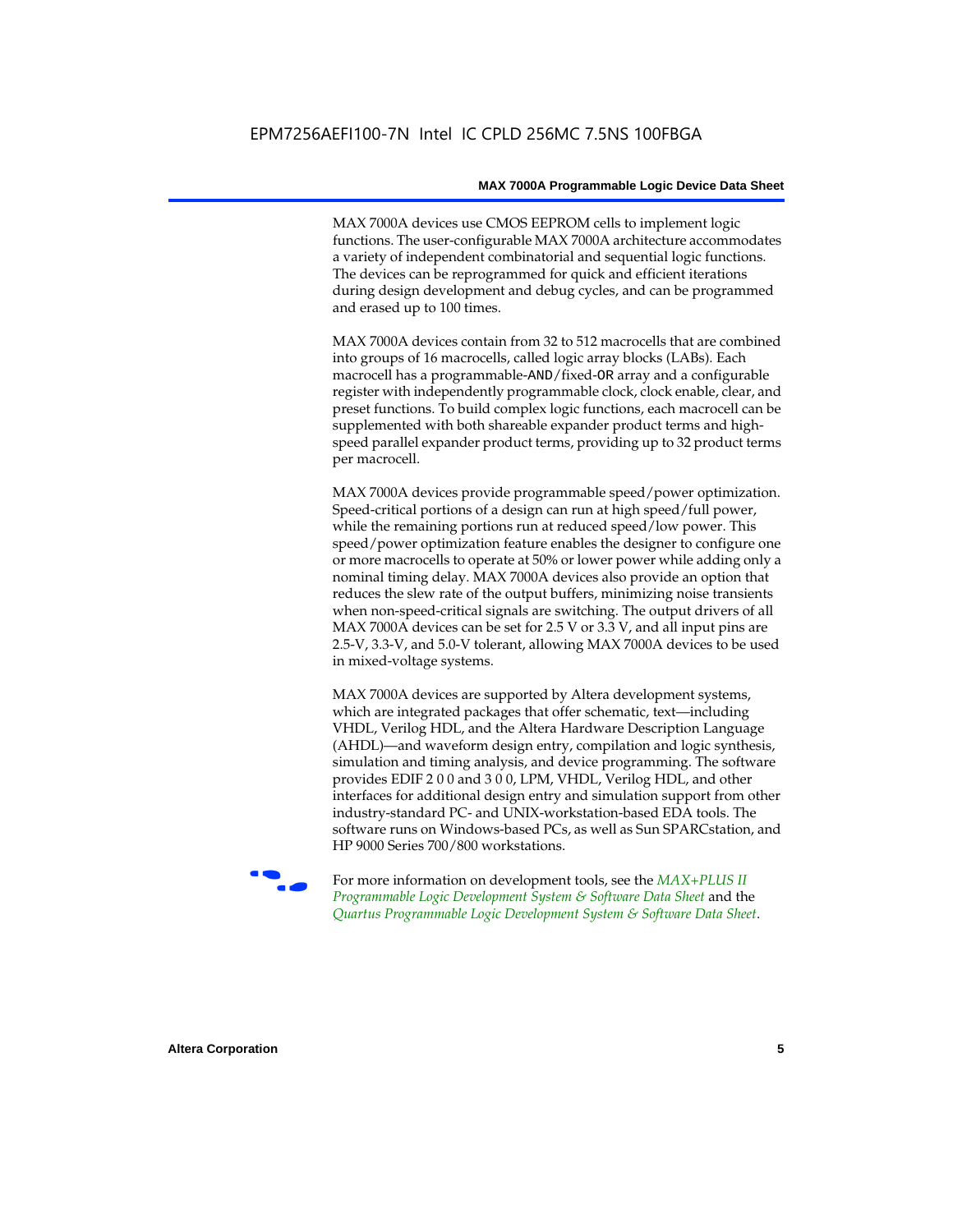MAX 7000A devices use CMOS EEPROM cells to implement logic functions. The user-configurable MAX 7000A architecture accommodates a variety of independent combinatorial and sequential logic functions. The devices can be reprogrammed for quick and efficient iterations during design development and debug cycles, and can be programmed and erased up to 100 times.

MAX 7000A devices contain from 32 to 512 macrocells that are combined into groups of 16 macrocells, called logic array blocks (LABs). Each macrocell has a programmable-AND/fixed-OR array and a configurable register with independently programmable clock, clock enable, clear, and preset functions. To build complex logic functions, each macrocell can be supplemented with both shareable expander product terms and high-speed parallel expander product terms, providing up to 32 product terms per macrocell.

MAX 7000A devices provide programmable speed/power optimization. Speed-critical portions of a design can run at high speed/full power, while the remaining portions run at reduced speed/low power. This speed/power optimization feature enables the designer to configure one or more macrocells to operate at 50% or lower power while adding only a nominal timing delay. MAX 7000A devices also provide an option that reduces the slew rate of the output buffers, minimizing noise transients when non-speed-critical signals are switching. The output drivers of all MAX 7000A devices can be set for 2.5 V or 3.3 V, and all input pins are 2.5-V, 3.3-V, and 5.0-V tolerant, allowing MAX 7000A devices to be used in mixed-voltage systems.

MAX 7000A devices are supported by Altera development systems, which are integrated packages that offer schematic, text—including VHDL, Verilog HDL, and the Altera Hardware Description Language (AHDL)—and waveform design entry, compilation and logic synthesis, simulation and timing analysis, and device programming. The software provides EDIF 2 0 0 and 3 0 0, LPM, VHDL, Verilog HDL, and other interfaces for additional design entry and simulation support from other industry-standard PC- and UNIX-workstation-based EDA tools. The software runs on Windows-based PCs, as well as Sun SPARCstation, and HP 9000 Series 700/800 workstations.

For more information on development tools, see the *MAX+PLUS II Programmable Logic Development System & Software Data Sheet* and the *Quartus Programmable Logic Development System & Software Data Sheet*.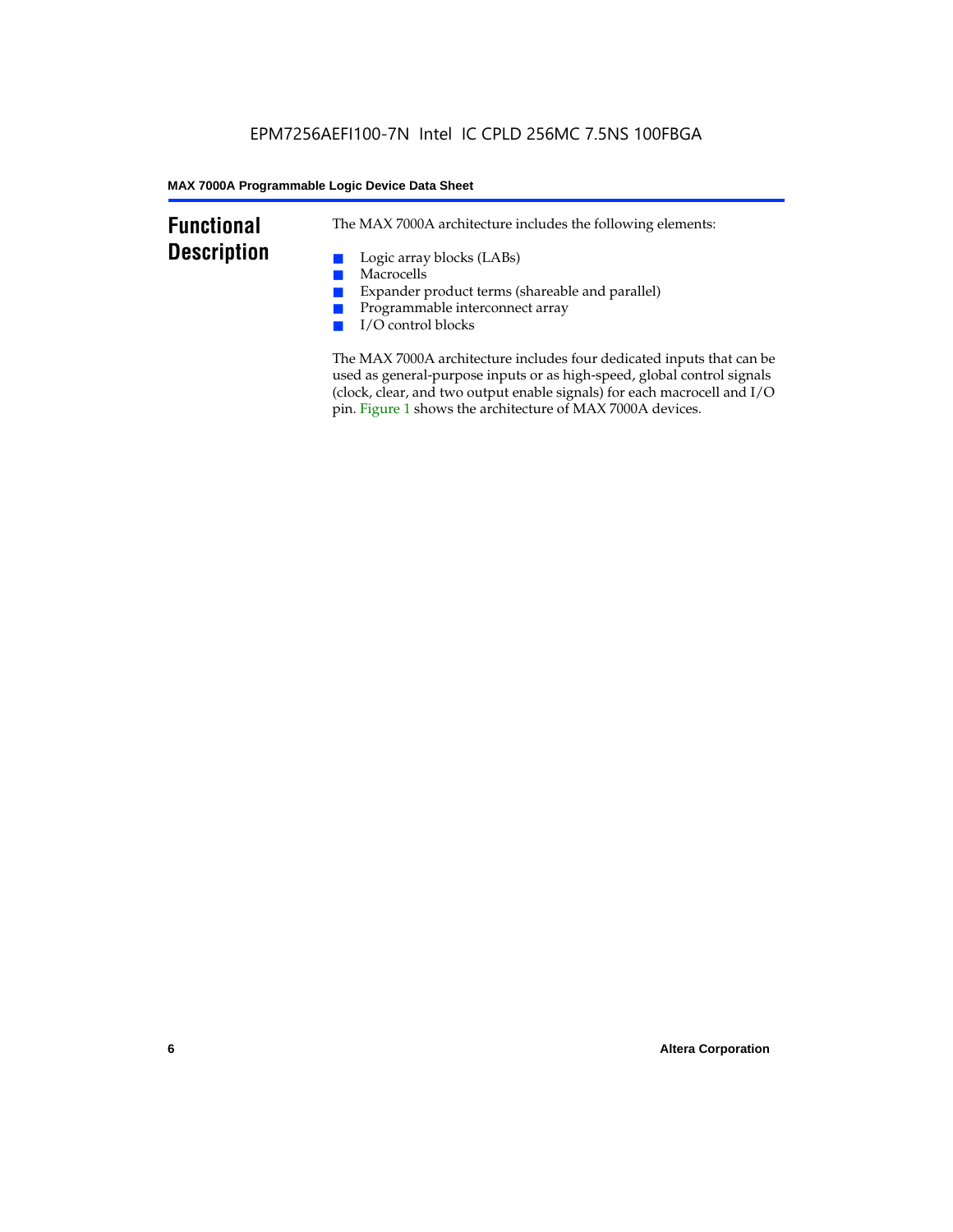## Functional Description

The MAX 7000A architecture includes the following elements:

- Logic array blocks (LABs)
- Macrocells
- Expander product terms (shareable and parallel)
- Programmable interconnect array
- I/O control blocks

The MAX 7000A architecture includes four dedicated inputs that can be used as general-purpose inputs or as high-speed, global control signals (clock, clear, and two output enable signals) for each macrocell and I/O pin. Figure 1 shows the architecture of MAX 7000A devices.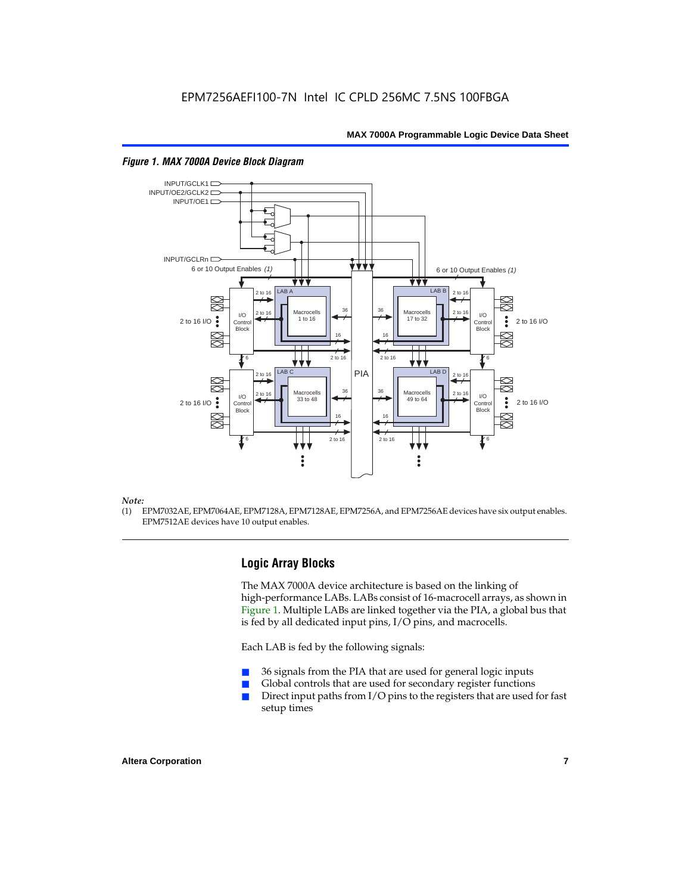*Figure 1. MAX 7000A Device Block Diagram*

*Note:*

(1) EPM7032AE, EPM7064AE, EPM7128A, EPM7128AE, EPM7256A, and EPM7256AE devices have six output enables. EPM7512AE devices have 10 output enables.

## Logic Array Blocks

The MAX 7000A device architecture is based on the linking of high-performance LABs. LABs consist of 16-macrocell arrays, as shown in Figure 1. Multiple LABs are linked together via the PIA, a global bus that is fed by all dedicated input pins, I/O pins, and macrocells.

Each LAB is fed by the following signals:

- 36 signals from the PIA that are used for general logic inputs
- Global controls that are used for secondary register functions
- Direct input paths from I/O pins to the registers that are used for fast setup times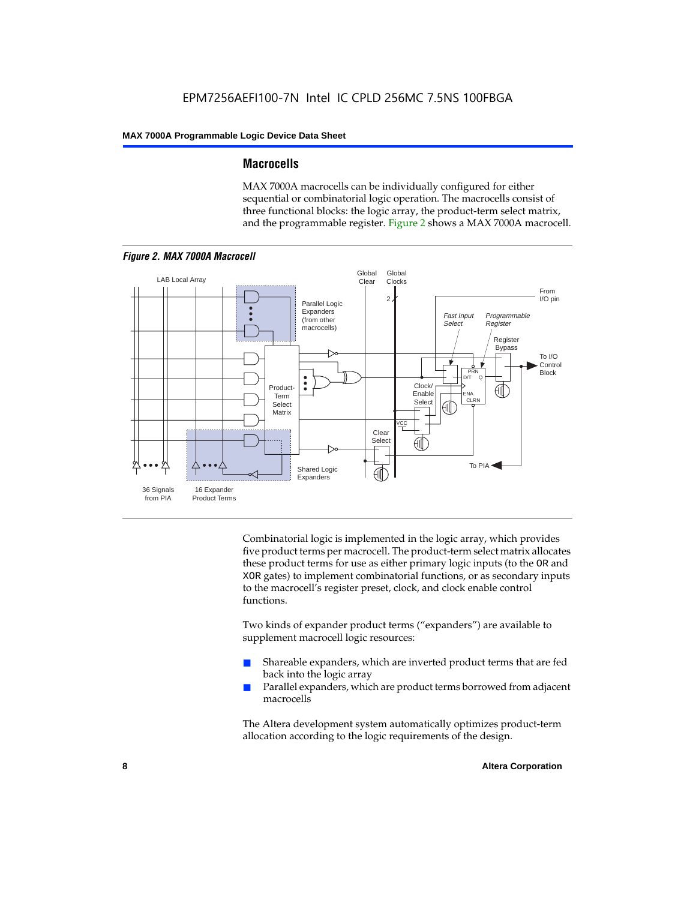## Macrocells

MAX 7000A macrocells can be individually configured for either sequential or combinatorial logic operation. The macrocells consist of three functional blocks: the logic array, the product-term select matrix, and the programmable register. Figure 2 shows a MAX 7000A macrocell.

*Figure 2. MAX 7000A Macrocell*

Combinatorial logic is implemented in the logic array, which provides five product terms per macrocell. The product-term select matrix allocates these product terms for use as either primary logic inputs (to the OR and XOR gates) to implement combinatorial functions, or as secondary inputs to the macrocell's register preset, clock, and clock enable control functions.

Two kinds of expander product terms ("expanders") are available to supplement macrocell logic resources:

- Shareable expanders, which are inverted product terms that are fed back into the logic array
- Parallel expanders, which are product terms borrowed from adjacent macrocells

The Altera development system automatically optimizes product-term allocation according to the logic requirements of the design.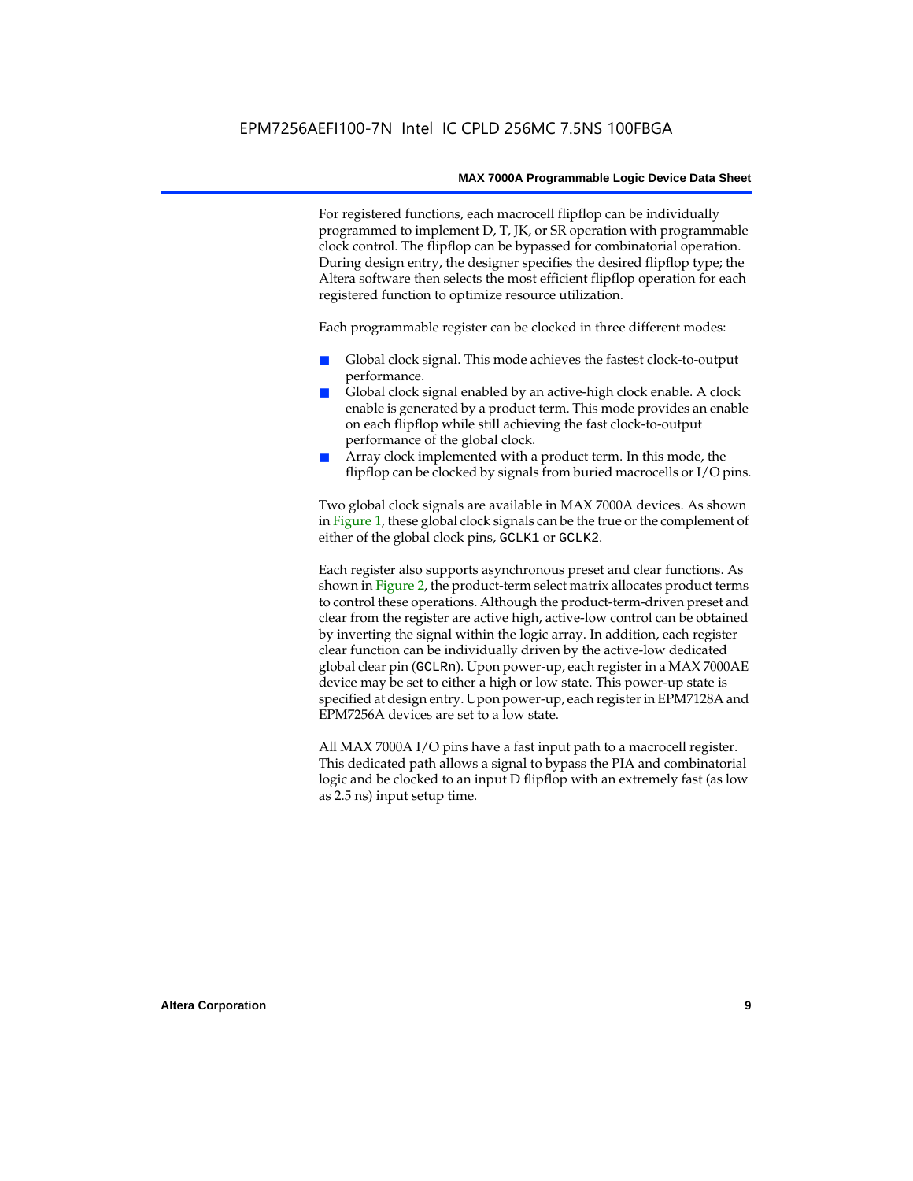For registered functions, each macrocell flipflop can be individually programmed to implement D, T, JK, or SR operation with programmable clock control. The flipflop can be bypassed for combinatorial operation. During design entry, the designer specifies the desired flipflop type; the Altera software then selects the most efficient flipflop operation for each registered function to optimize resource utilization.

Each programmable register can be clocked in three different modes:

- Global clock signal. This mode achieves the fastest clock-to-output performance.
- Global clock signal enabled by an active-high clock enable. A clock enable is generated by a product term. This mode provides an enable on each flipflop while still achieving the fast clock-to-output performance of the global clock.
- Array clock implemented with a product term. In this mode, the flipflop can be clocked by signals from buried macrocells or I/O pins.

Two global clock signals are available in MAX 7000A devices. As shown in Figure 1, these global clock signals can be the true or the complement of either of the global clock pins, `GCLK1` or `GCLK2`.

Each register also supports asynchronous preset and clear functions. As shown in Figure 2, the product-term select matrix allocates product terms to control these operations. Although the product-term-driven preset and clear from the register are active high, active-low control can be obtained by inverting the signal within the logic array. In addition, each register clear function can be individually driven by the active-low dedicated global clear pin (`GCLRn`). Upon power-up, each register in a MAX 7000AE device may be set to either a high or low state. This power-up state is specified at design entry. Upon power-up, each register in EPM7128A and EPM7256A devices are set to a low state.

All MAX 7000A I/O pins have a fast input path to a macrocell register. This dedicated path allows a signal to bypass the PIA and combinatorial logic and be clocked to an input D flipflop with an extremely fast (as low as 2.5 ns) input setup time.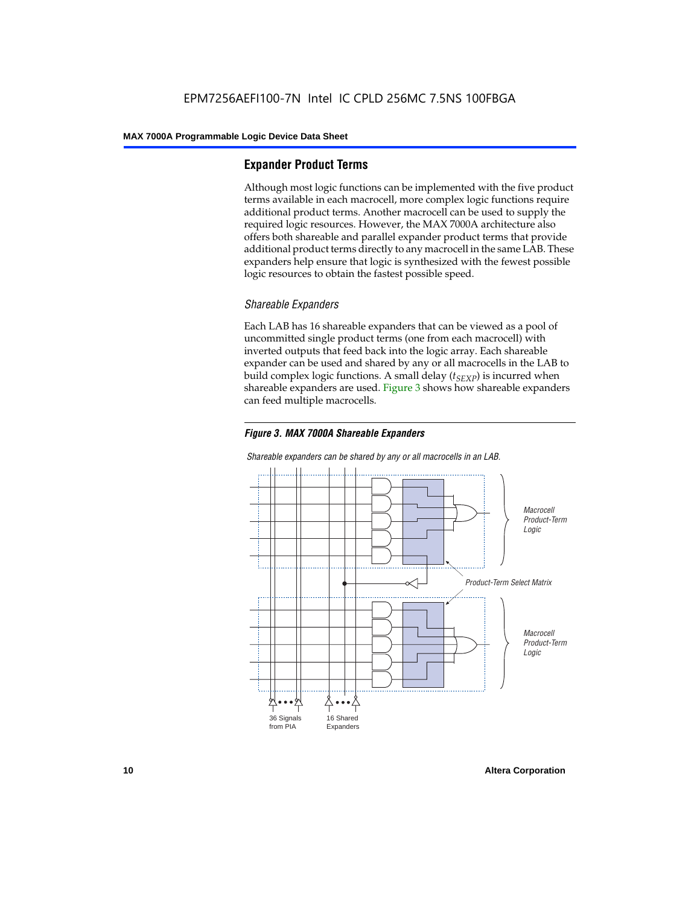## Expander Product Terms

Although most logic functions can be implemented with the five product terms available in each macrocell, more complex logic functions require additional product terms. Another macrocell can be used to supply the required logic resources. However, the MAX 7000A architecture also offers both shareable and parallel expander product terms that provide additional product terms directly to any macrocell in the same LAB. These expanders help ensure that logic is synthesized with the fewest possible logic resources to obtain the fastest possible speed.

### *Shareable Expanders*

Each LAB has 16 shareable expanders that can be viewed as a pool of uncommitted single product terms (one from each macrocell) with inverted outputs that feed back into the logic array. Each shareable expander can be used and shared by any or all macrocells in the LAB to build complex logic functions. A small delay ($t_{SEXP}$) is incurred when shareable expanders are used. Figure 3 shows how shareable expanders can feed multiple macrocells.

***Figure 3. MAX 7000A Shareable Expanders***

*Shareable expanders can be shared by any or all macrocells in an LAB.*

*Macrocell Product-Term Logic*

*Product-Term Select Matrix*

*Macrocell Product-Term Logic*

36 Signals from PIA

16 Shared Expanders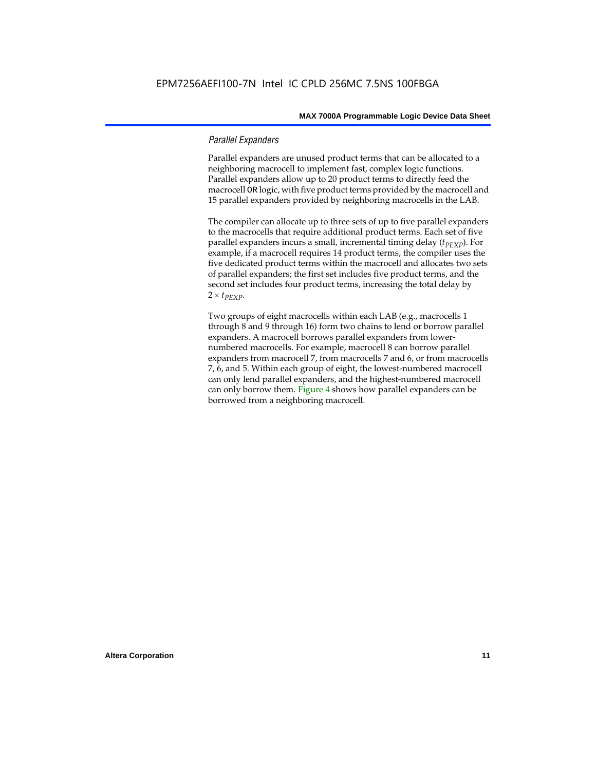### *Parallel Expanders*

Parallel expanders are unused product terms that can be allocated to a neighboring macrocell to implement fast, complex logic functions. Parallel expanders allow up to 20 product terms to directly feed the macrocell OR logic, with five product terms provided by the macrocell and 15 parallel expanders provided by neighboring macrocells in the LAB.

The compiler can allocate up to three sets of up to five parallel expanders to the macrocells that require additional product terms. Each set of five parallel expanders incurs a small, incremental timing delay ($t_{PEXP}$). For example, if a macrocell requires 14 product terms, the compiler uses the five dedicated product terms within the macrocell and allocates two sets of parallel expanders; the first set includes five product terms, and the second set includes four product terms, increasing the total delay by $2 \times t_{PEXP}$.

Two groups of eight macrocells within each LAB (e.g., macrocells 1 through 8 and 9 through 16) form two chains to lend or borrow parallel expanders. A macrocell borrows parallel expanders from lower-numbered macrocells. For example, macrocell 8 can borrow parallel expanders from macrocell 7, from macrocells 7 and 6, or from macrocells 7, 6, and 5. Within each group of eight, the lowest-numbered macrocell can only lend parallel expanders, and the highest-numbered macrocell can only borrow them. Figure 4 shows how parallel expanders can be borrowed from a neighboring macrocell.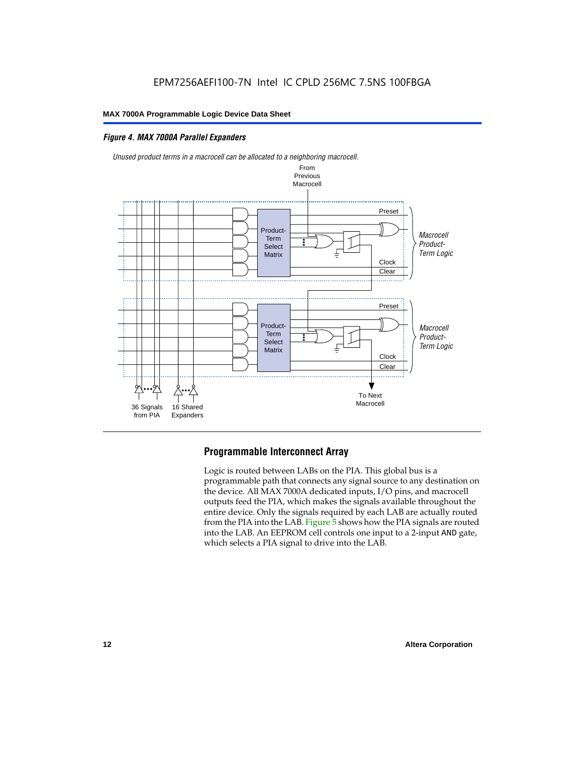*Figure 4. MAX 7000A Parallel Expanders*

*Unused product terms in a macrocell can be allocated to a neighboring macrocell.*

From Previous Macrocell

Preset

Product-Term Select Matrix

*Macrocell Product-Term Logic*

Clock

Clear

Preset

Product-Term Select Matrix

*Macrocell Product-Term Logic*

Clock

Clear

36 Signals from PIA

16 Shared Expanders

To Next Macrocell

## Programmable Interconnect Array

Logic is routed between LABs on the PIA. This global bus is a programmable path that connects any signal source to any destination on the device. All MAX 7000A dedicated inputs, I/O pins, and macrocell outputs feed the PIA, which makes the signals available throughout the entire device. Only the signals required by each LAB are actually routed from the PIA into the LAB. Figure 5 shows how the PIA signals are routed into the LAB. An EEPROM cell controls one input to a 2-input AND gate, which selects a PIA signal to drive into the LAB.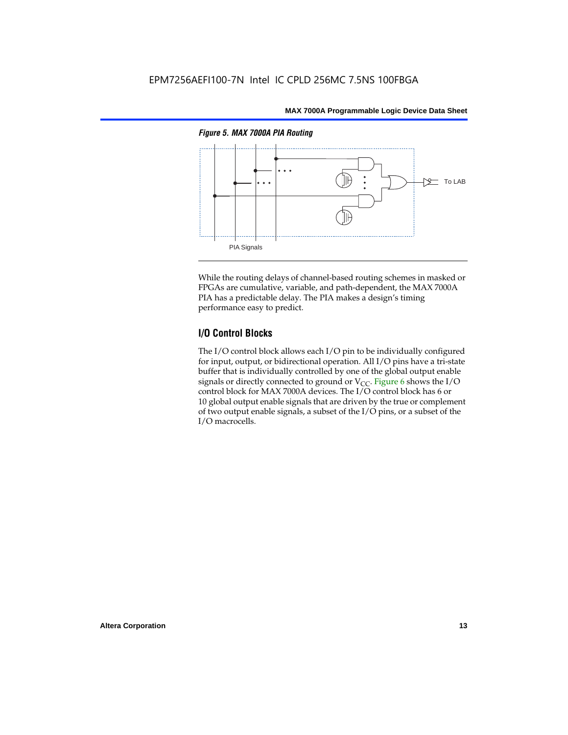*Figure 5. MAX 7000A PIA Routing*

While the routing delays of channel-based routing schemes in masked or FPGAs are cumulative, variable, and path-dependent, the MAX 7000A PIA has a predictable delay. The PIA makes a design's timing performance easy to predict.

## I/O Control Blocks

The I/O control block allows each I/O pin to be individually configured for input, output, or bidirectional operation. All I/O pins have a tri-state buffer that is individually controlled by one of the global output enable signals or directly connected to ground or $V_{CC}$. Figure 6 shows the I/O control block for MAX 7000A devices. The I/O control block has 6 or 10 global output enable signals that are driven by the true or complement of two output enable signals, a subset of the I/O pins, or a subset of the I/O macrocells.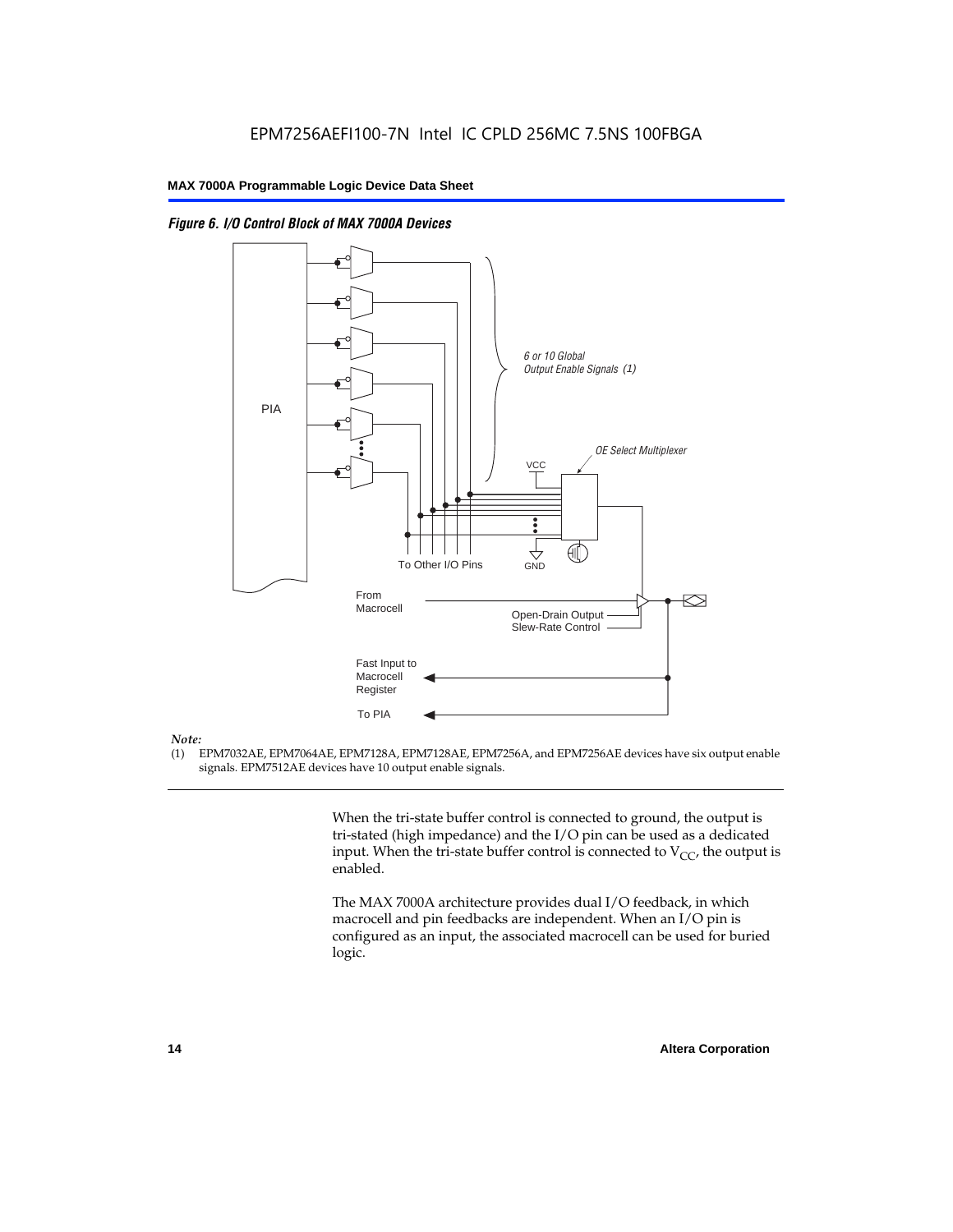*Figure 6. I/O Control Block of MAX 7000A Devices*

PIA

6 or 10 Global Output Enable Signals (1)

OE Select Multiplexer

VCC

GND

To Other I/O Pins

From Macrocell

Open-Drain Output

Slew-Rate Control

Fast Input to Macrocell Register

To PIA

*Note:*

(1) EPM7032AE, EPM7064AE, EPM7128A, EPM7128AE, EPM7256A, and EPM7256AE devices have six output enable signals. EPM7512AE devices have 10 output enable signals.

When the tri-state buffer control is connected to ground, the output is tri-stated (high impedance) and the I/O pin can be used as a dedicated input. When the tri-state buffer control is connected to $V_{CC}$, the output is enabled.

The MAX 7000A architecture provides dual I/O feedback, in which macrocell and pin feedbacks are independent. When an I/O pin is configured as an input, the associated macrocell can be used for buried logic.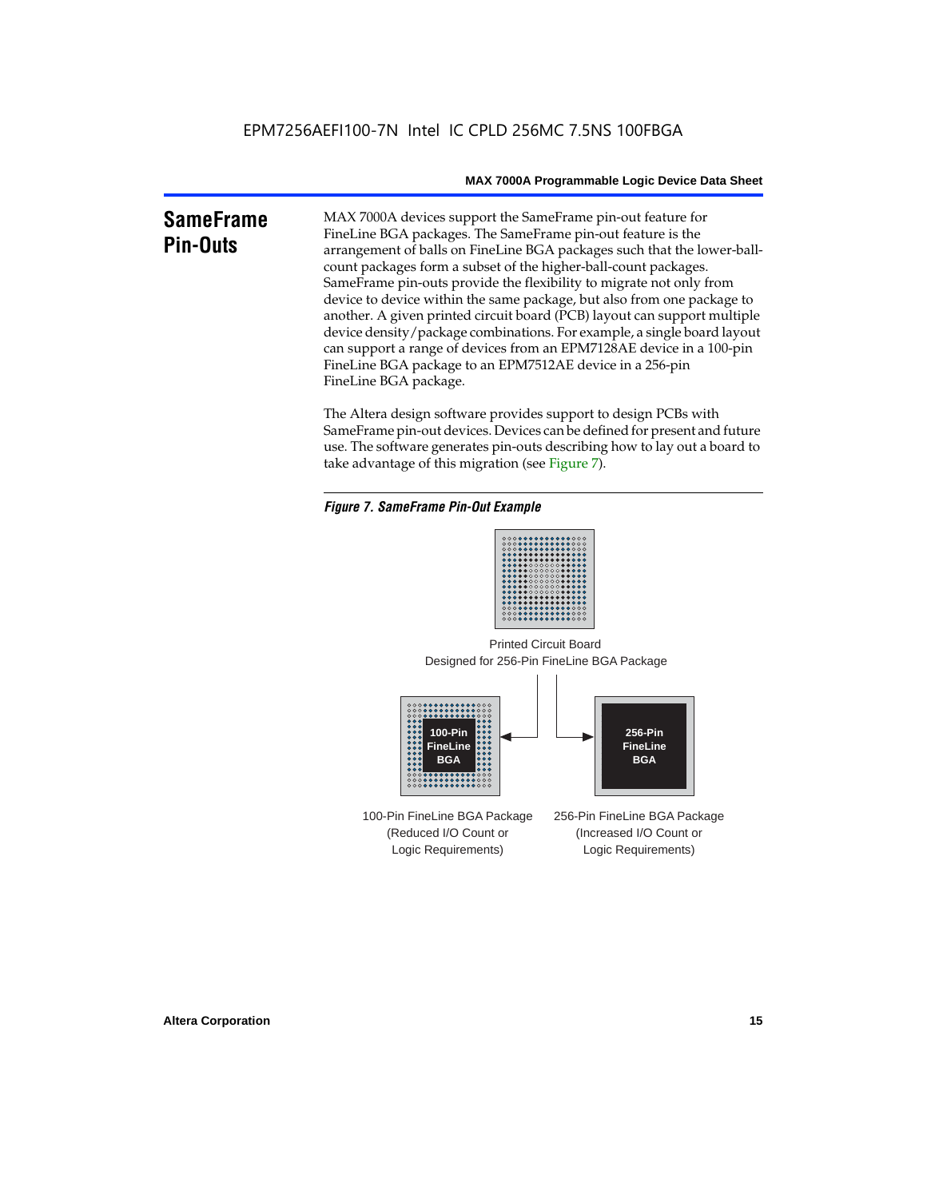## SameFrame Pin-Outs

MAX 7000A devices support the SameFrame pin-out feature for FineLine BGA packages. The SameFrame pin-out feature is the arrangement of balls on FineLine BGA packages such that the lower-ball-count packages form a subset of the higher-ball-count packages. SameFrame pin-outs provide the flexibility to migrate not only from device to device within the same package, but also from one package to another. A given printed circuit board (PCB) layout can support multiple device density/package combinations. For example, a single board layout can support a range of devices from an EPM7128AE device in a 100-pin FineLine BGA package to an EPM7512AE device in a 256-pin FineLine BGA package.

The Altera design software provides support to design PCBs with SameFrame pin-out devices. Devices can be defined for present and future use. The software generates pin-outs describing how to lay out a board to take advantage of this migration (see Figure 7).

*Figure 7. SameFrame Pin-Out Example*

Printed Circuit Board Designed for 256-Pin FineLine BGA Package

100-Pin FineLine BGA

256-Pin FineLine BGA

100-Pin FineLine BGA Package (Reduced I/O Count or Logic Requirements)

256-Pin FineLine BGA Package (Increased I/O Count or Logic Requirements)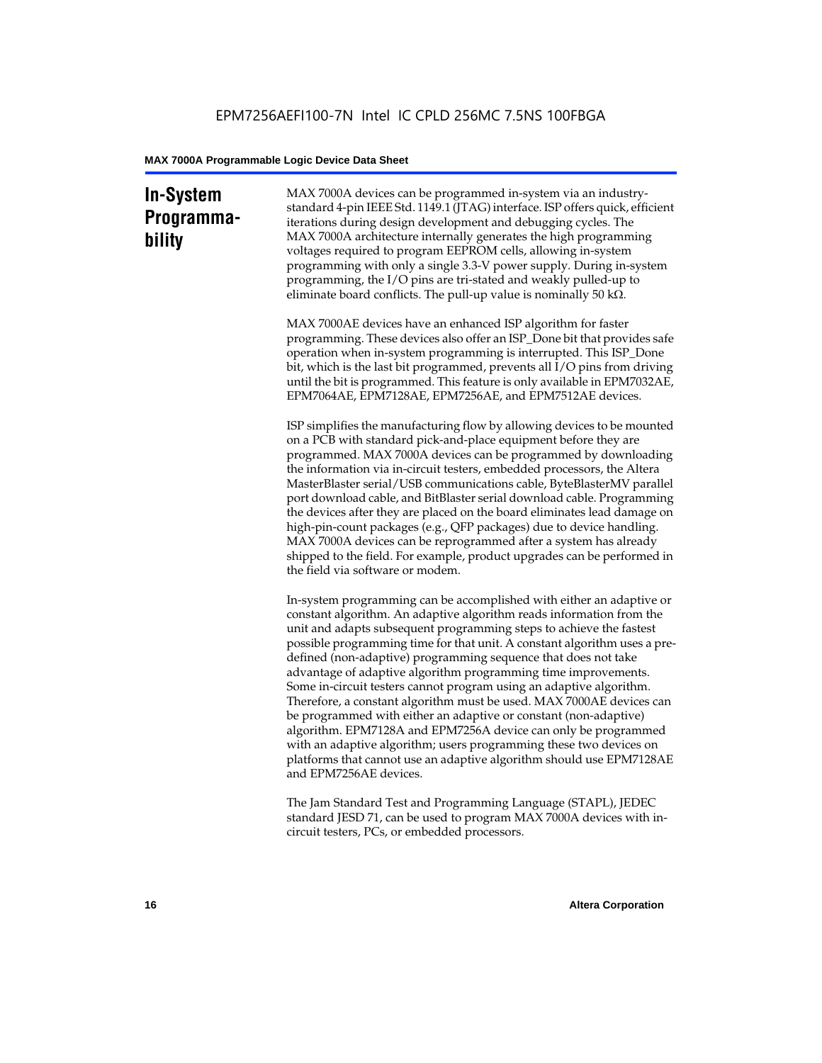## In-System Programmability

MAX 7000A devices can be programmed in-system via an industry-standard 4-pin IEEE Std. 1149.1 (JTAG) interface. ISP offers quick, efficient iterations during design development and debugging cycles. The MAX 7000A architecture internally generates the high programming voltages required to program EEPROM cells, allowing in-system programming with only a single 3.3-V power supply. During in-system programming, the I/O pins are tri-stated and weakly pulled-up to eliminate board conflicts. The pull-up value is nominally 50 kΩ.

MAX 7000AE devices have an enhanced ISP algorithm for faster programming. These devices also offer an ISP_Done bit that provides safe operation when in-system programming is interrupted. This ISP_Done bit, which is the last bit programmed, prevents all I/O pins from driving until the bit is programmed. This feature is only available in EPM7032AE, EPM7064AE, EPM7128AE, EPM7256AE, and EPM7512AE devices.

ISP simplifies the manufacturing flow by allowing devices to be mounted on a PCB with standard pick-and-place equipment before they are programmed. MAX 7000A devices can be programmed by downloading the information via in-circuit testers, embedded processors, the Altera MasterBlaster serial/USB communications cable, ByteBlasterMV parallel port download cable, and BitBlaster serial download cable. Programming the devices after they are placed on the board eliminates lead damage on high-pin-count packages (e.g., QFP packages) due to device handling. MAX 7000A devices can be reprogrammed after a system has already shipped to the field. For example, product upgrades can be performed in the field via software or modem.

In-system programming can be accomplished with either an adaptive or constant algorithm. An adaptive algorithm reads information from the unit and adapts subsequent programming steps to achieve the fastest possible programming time for that unit. A constant algorithm uses a pre-defined (non-adaptive) programming sequence that does not take advantage of adaptive algorithm programming time improvements. Some in-circuit testers cannot program using an adaptive algorithm. Therefore, a constant algorithm must be used. MAX 7000AE devices can be programmed with either an adaptive or constant (non-adaptive) algorithm. EPM7128A and EPM7256A device can only be programmed with an adaptive algorithm; users programming these two devices on platforms that cannot use an adaptive algorithm should use EPM7128AE and EPM7256AE devices.

The Jam Standard Test and Programming Language (STAPL), JEDEC standard JESD 71, can be used to program MAX 7000A devices with in-circuit testers, PCs, or embedded processors.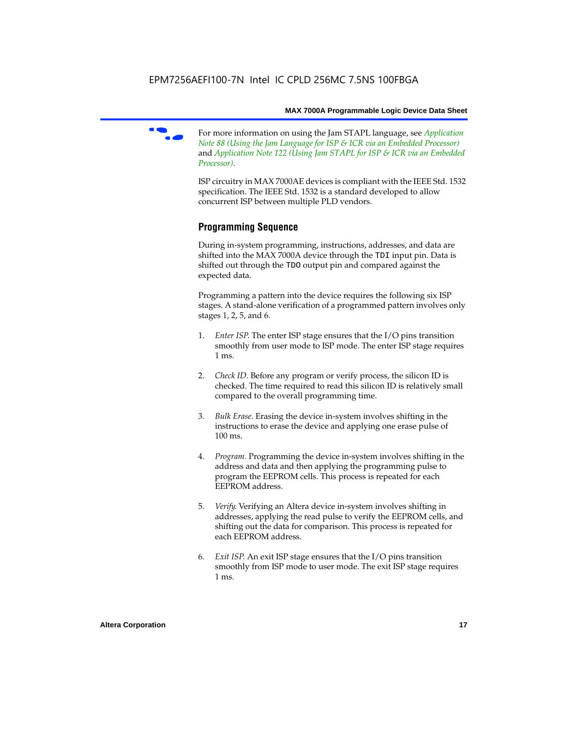For more information on using the Jam STAPL language, see *Application Note 88 (Using the Jam Language for ISP & ICR via an Embedded Processor)* and *Application Note 122 (Using Jam STAPL for ISP & ICR via an Embedded Processor)*.

ISP circuitry in MAX 7000AE devices is compliant with the IEEE Std. 1532 specification. The IEEE Std. 1532 is a standard developed to allow concurrent ISP between multiple PLD vendors.

## Programming Sequence

During in-system programming, instructions, addresses, and data are shifted into the MAX 7000A device through the `TDI` input pin. Data is shifted out through the `TDO` output pin and compared against the expected data.

Programming a pattern into the device requires the following six ISP stages. A stand-alone verification of a programmed pattern involves only stages 1, 2, 5, and 6.

1. *Enter ISP*. The enter ISP stage ensures that the I/O pins transition smoothly from user mode to ISP mode. The enter ISP stage requires 1 ms.

2. *Check ID*. Before any program or verify process, the silicon ID is checked. The time required to read this silicon ID is relatively small compared to the overall programming time.

3. *Bulk Erase*. Erasing the device in-system involves shifting in the instructions to erase the device and applying one erase pulse of 100 ms.

4. *Program*. Programming the device in-system involves shifting in the address and data and then applying the programming pulse to program the EEPROM cells. This process is repeated for each EEPROM address.

5. *Verify*. Verifying an Altera device in-system involves shifting in addresses, applying the read pulse to verify the EEPROM cells, and shifting out the data for comparison. This process is repeated for each EEPROM address.

6. *Exit ISP*. An exit ISP stage ensures that the I/O pins transition smoothly from ISP mode to user mode. The exit ISP stage requires 1 ms.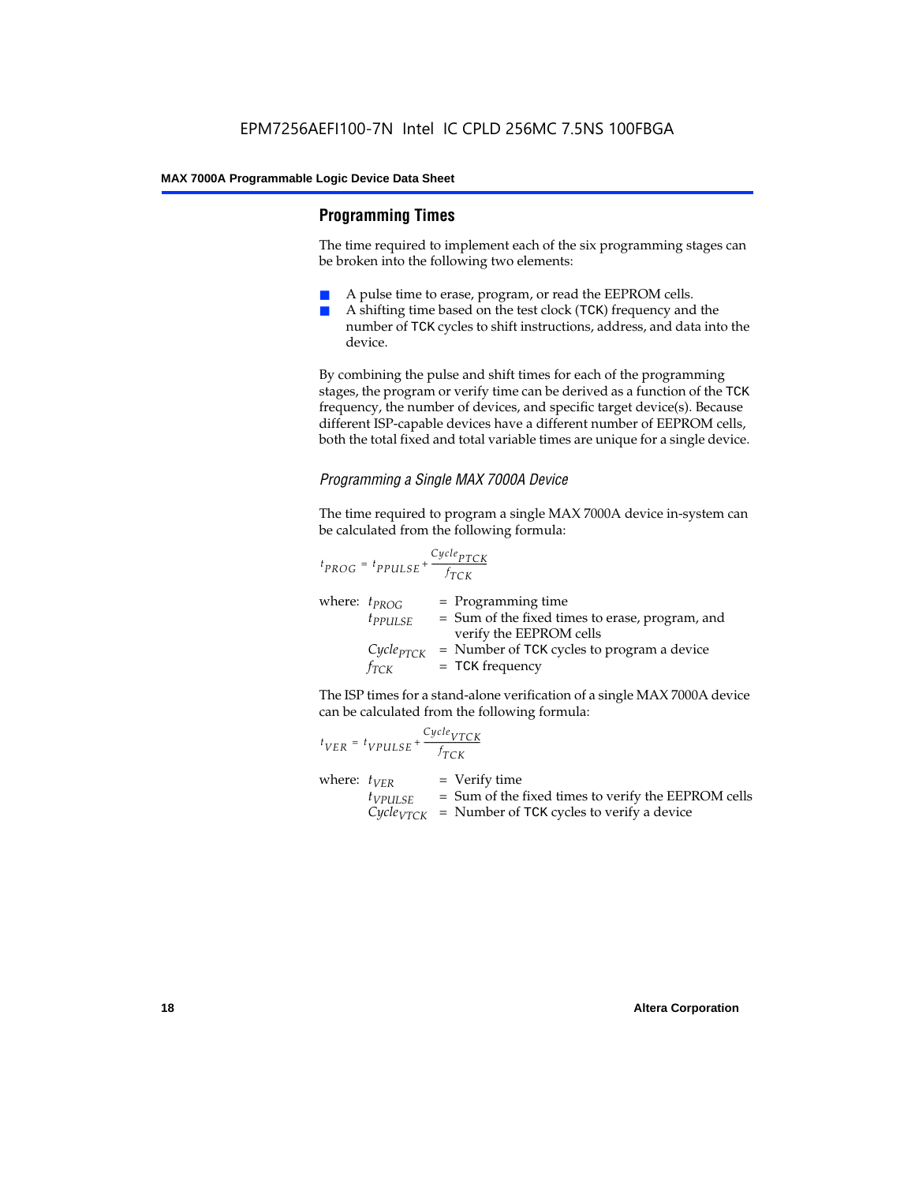## Programming Times

The time required to implement each of the six programming stages can be broken into the following two elements:

- A pulse time to erase, program, or read the EEPROM cells.
- A shifting time based on the test clock (TCK) frequency and the number of TCK cycles to shift instructions, address, and data into the device.

By combining the pulse and shift times for each of the programming stages, the program or verify time can be derived as a function of the TCK frequency, the number of devices, and specific target device(s). Because different ISP-capable devices have a different number of EEPROM cells, both the total fixed and total variable times are unique for a single device.

### *Programming a Single MAX 7000A Device*

The time required to program a single MAX 7000A device in-system can be calculated from the following formula:

$$t_{PROG} = t_{PPULSE} + \frac{Cycle_{PTCK}}{f_{TCK}}$$

where:
- $t_{PROG}$ = Programming time
- $t_{PPULSE}$ = Sum of the fixed times to erase, program, and verify the EEPROM cells
- $Cycle_{PTCK}$ = Number of TCK cycles to program a device
- $f_{TCK}$ = TCK frequency

The ISP times for a stand-alone verification of a single MAX 7000A device can be calculated from the following formula:

$$t_{VER} = t_{VPULSE} + \frac{Cycle_{VTCK}}{f_{TCK}}$$

where:
- $t_{VER}$ = Verify time
- $t_{VPULSE}$ = Sum of the fixed times to verify the EEPROM cells
- $Cycle_{VTCK}$ = Number of TCK cycles to verify a device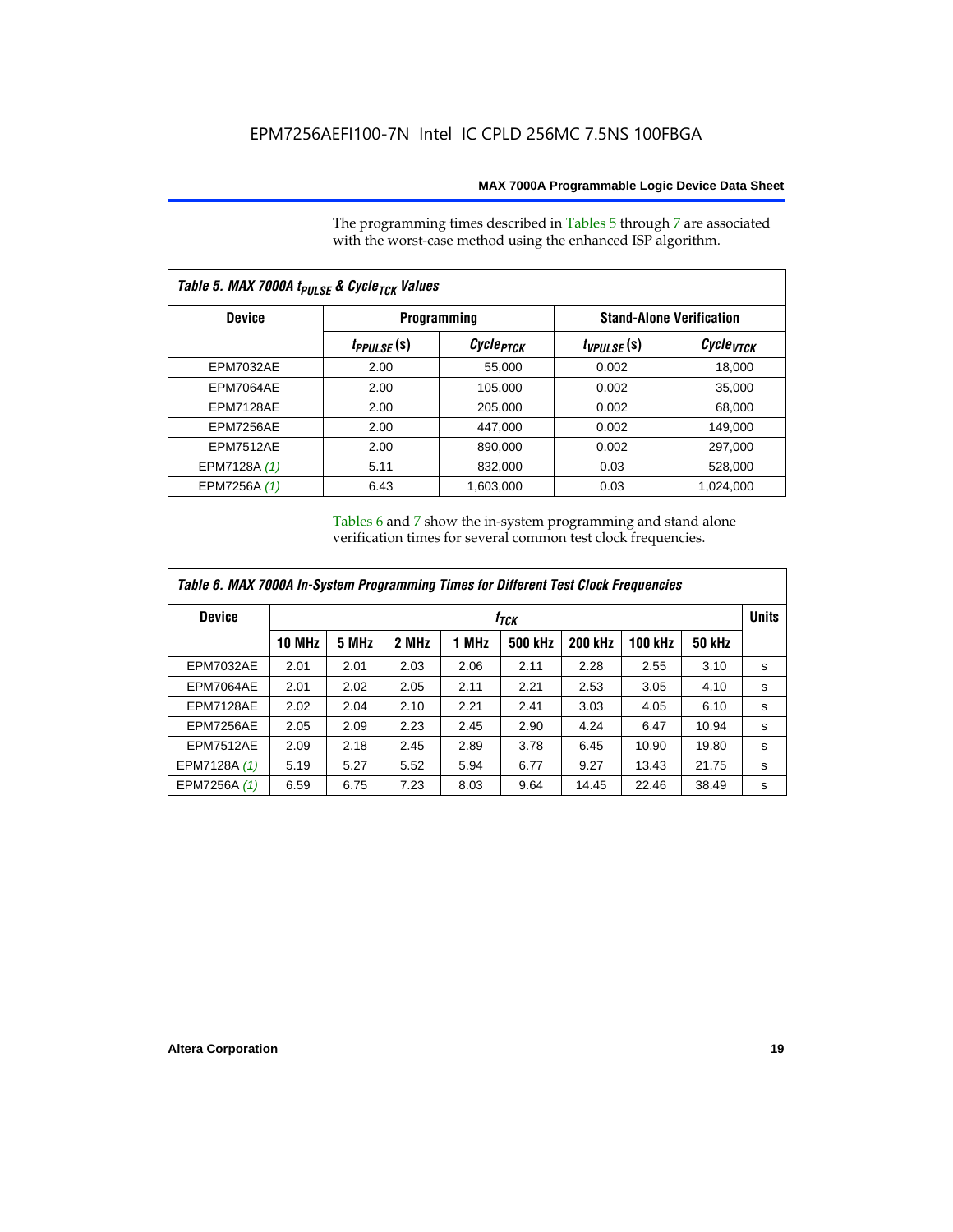The programming times described in Tables 5 through 7 are associated with the worst-case method using the enhanced ISP algorithm.

*Table 5. MAX 7000A $t_{PULSE}$ & $Cycle_{TCK}$ Values*

| Device | Programming | | Stand-Alone Verification | |
|---|---|---|---|---|
| | $t_{PPULSE}$ (s) | $Cycle_{PTCK}$ | $t_{VPULSE}$ (s) | $Cycle_{VTCK}$ |
| EPM7032AE | 2.00 | 55,000 | 0.002 | 18,000 |
| EPM7064AE | 2.00 | 105,000 | 0.002 | 35,000 |
| EPM7128AE | 2.00 | 205,000 | 0.002 | 68,000 |
| EPM7256AE | 2.00 | 447,000 | 0.002 | 149,000 |
| EPM7512AE | 2.00 | 890,000 | 0.002 | 297,000 |
| EPM7128A *(1)* | 5.11 | 832,000 | 0.03 | 528,000 |
| EPM7256A *(1)* | 6.43 | 1,603,000 | 0.03 | 1,024,000 |

Tables 6 and 7 show the in-system programming and stand alone verification times for several common test clock frequencies.

*Table 6. MAX 7000A In-System Programming Times for Different Test Clock Frequencies*

| Device | $f_{TCK}$ | | | | | | | | Units |
|---|---|---|---|---|---|---|---|---|---|
| | 10 MHz | 5 MHz | 2 MHz | 1 MHz | 500 kHz | 200 kHz | 100 kHz | 50 kHz | |
| EPM7032AE | 2.01 | 2.01 | 2.03 | 2.06 | 2.11 | 2.28 | 2.55 | 3.10 | s |
| EPM7064AE | 2.01 | 2.02 | 2.05 | 2.11 | 2.21 | 2.53 | 3.05 | 4.10 | s |
| EPM7128AE | 2.02 | 2.04 | 2.10 | 2.21 | 2.41 | 3.03 | 4.05 | 6.10 | s |
| EPM7256AE | 2.05 | 2.09 | 2.23 | 2.45 | 2.90 | 4.24 | 6.47 | 10.94 | s |
| EPM7512AE | 2.09 | 2.18 | 2.45 | 2.89 | 3.78 | 6.45 | 10.90 | 19.80 | s |
| EPM7128A *(1)* | 5.19 | 5.27 | 5.52 | 5.94 | 6.77 | 9.27 | 13.43 | 21.75 | s |
| EPM7256A *(1)* | 6.59 | 6.75 | 7.23 | 8.03 | 9.64 | 14.45 | 22.46 | 38.49 | s |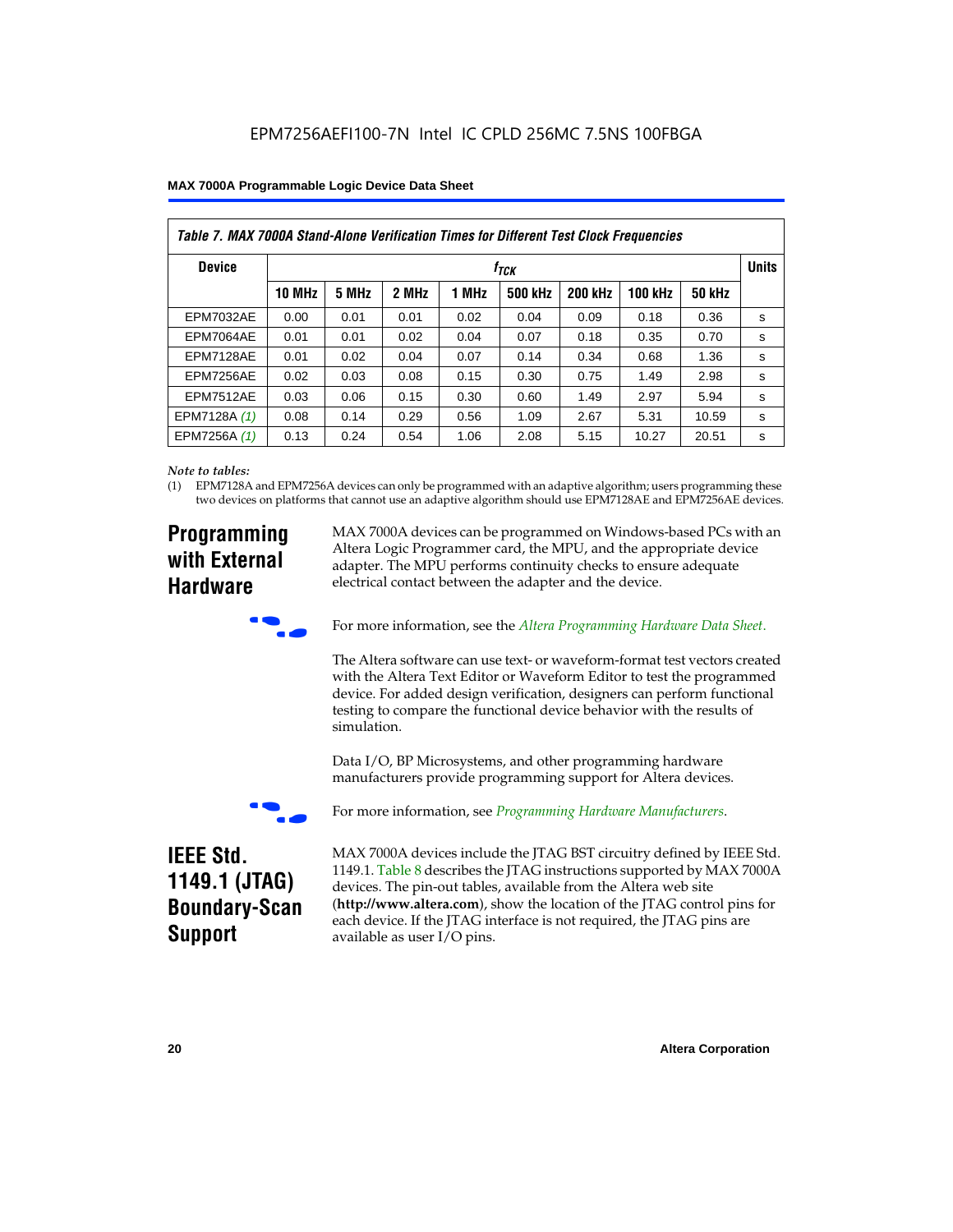**Table 7. MAX 7000A Stand-Alone Verification Times for Different Test Clock Frequencies**

| Device | $f_{TCK}$ | | | | | | | | Units |
|---|---|---|---|---|---|---|---|---|---|
| | 10 MHz | 5 MHz | 2 MHz | 1 MHz | 500 kHz | 200 kHz | 100 kHz | 50 kHz | |
| EPM7032AE | 0.00 | 0.01 | 0.01 | 0.02 | 0.04 | 0.09 | 0.18 | 0.36 | s |
| EPM7064AE | 0.01 | 0.01 | 0.02 | 0.04 | 0.07 | 0.18 | 0.35 | 0.70 | s |
| EPM7128AE | 0.01 | 0.02 | 0.04 | 0.07 | 0.14 | 0.34 | 0.68 | 1.36 | s |
| EPM7256AE | 0.02 | 0.03 | 0.08 | 0.15 | 0.30 | 0.75 | 1.49 | 2.98 | s |
| EPM7512AE | 0.03 | 0.06 | 0.15 | 0.30 | 0.60 | 1.49 | 2.97 | 5.94 | s |
| EPM7128A *(1)* | 0.08 | 0.14 | 0.29 | 0.56 | 1.09 | 2.67 | 5.31 | 10.59 | s |
| EPM7256A *(1)* | 0.13 | 0.24 | 0.54 | 1.06 | 2.08 | 5.15 | 10.27 | 20.51 | s |

*Note to tables:*

(1) EPM7128A and EPM7256A devices can only be programmed with an adaptive algorithm; users programming these two devices on platforms that cannot use an adaptive algorithm should use EPM7128AE and EPM7256AE devices.

## Programming with External Hardware

MAX 7000A devices can be programmed on Windows-based PCs with an Altera Logic Programmer card, the MPU, and the appropriate device adapter. The MPU performs continuity checks to ensure adequate electrical contact between the adapter and the device.

For more information, see the *Altera Programming Hardware Data Sheet*.

The Altera software can use text- or waveform-format test vectors created with the Altera Text Editor or Waveform Editor to test the programmed device. For added design verification, designers can perform functional testing to compare the functional device behavior with the results of simulation.

Data I/O, BP Microsystems, and other programming hardware manufacturers provide programming support for Altera devices.

For more information, see *Programming Hardware Manufacturers*.

## IEEE Std. 1149.1 (JTAG) Boundary-Scan Support

MAX 7000A devices include the JTAG BST circuitry defined by IEEE Std. 1149.1. Table 8 describes the JTAG instructions supported by MAX 7000A devices. The pin-out tables, available from the Altera web site (**http://www.altera.com**), show the location of the JTAG control pins for each device. If the JTAG interface is not required, the JTAG pins are available as user I/O pins.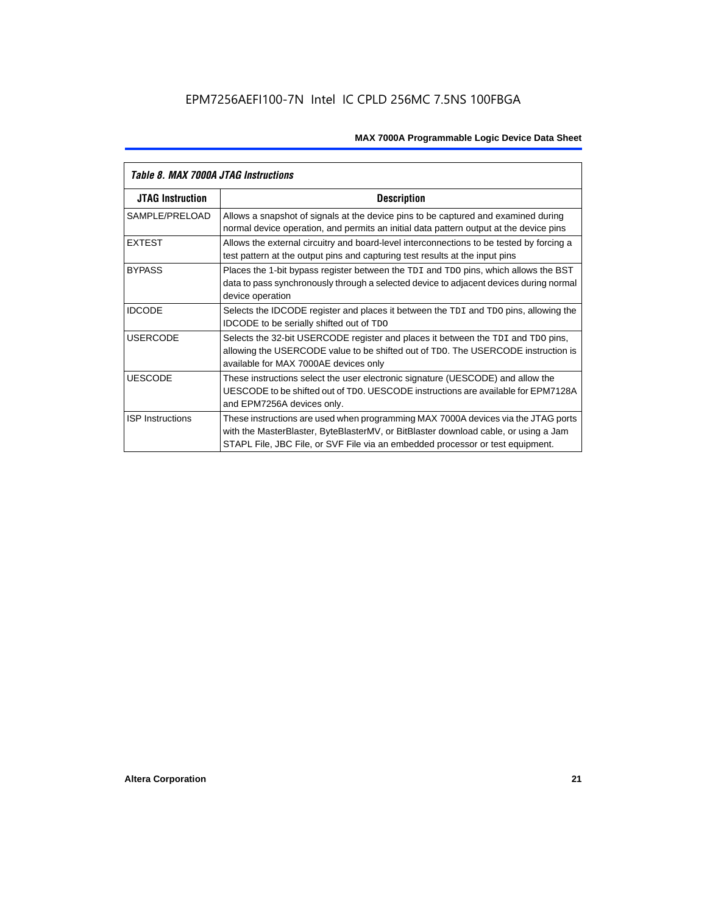| Table 8. MAX 7000A JTAG Instructions | |
|---|---|
| **JTAG Instruction** | **Description** |
| SAMPLE/PRELOAD | Allows a snapshot of signals at the device pins to be captured and examined during normal device operation, and permits an initial data pattern output at the device pins |
| EXTEST | Allows the external circuitry and board-level interconnections to be tested by forcing a test pattern at the output pins and capturing test results at the input pins |
| BYPASS | Places the 1-bit bypass register between the `TDI` and `TDO` pins, which allows the BST data to pass synchronously through a selected device to adjacent devices during normal device operation |
| IDCODE | Selects the IDCODE register and places it between the `TDI` and `TDO` pins, allowing the IDCODE to be serially shifted out of `TDO` |
| USERCODE | Selects the 32-bit USERCODE register and places it between the `TDI` and `TDO` pins, allowing the USERCODE value to be shifted out of `TDO`. The USERCODE instruction is available for MAX 7000AE devices only |
| UESCODE | These instructions select the user electronic signature (UESCODE) and allow the UESCODE to be shifted out of `TDO`. UESCODE instructions are available for EPM7128A and EPM7256A devices only. |
| ISP Instructions | These instructions are used when programming MAX 7000A devices via the JTAG ports with the MasterBlaster, ByteBlasterMV, or BitBlaster download cable, or using a Jam STAPL File, JBC File, or SVF File via an embedded processor or test equipment. |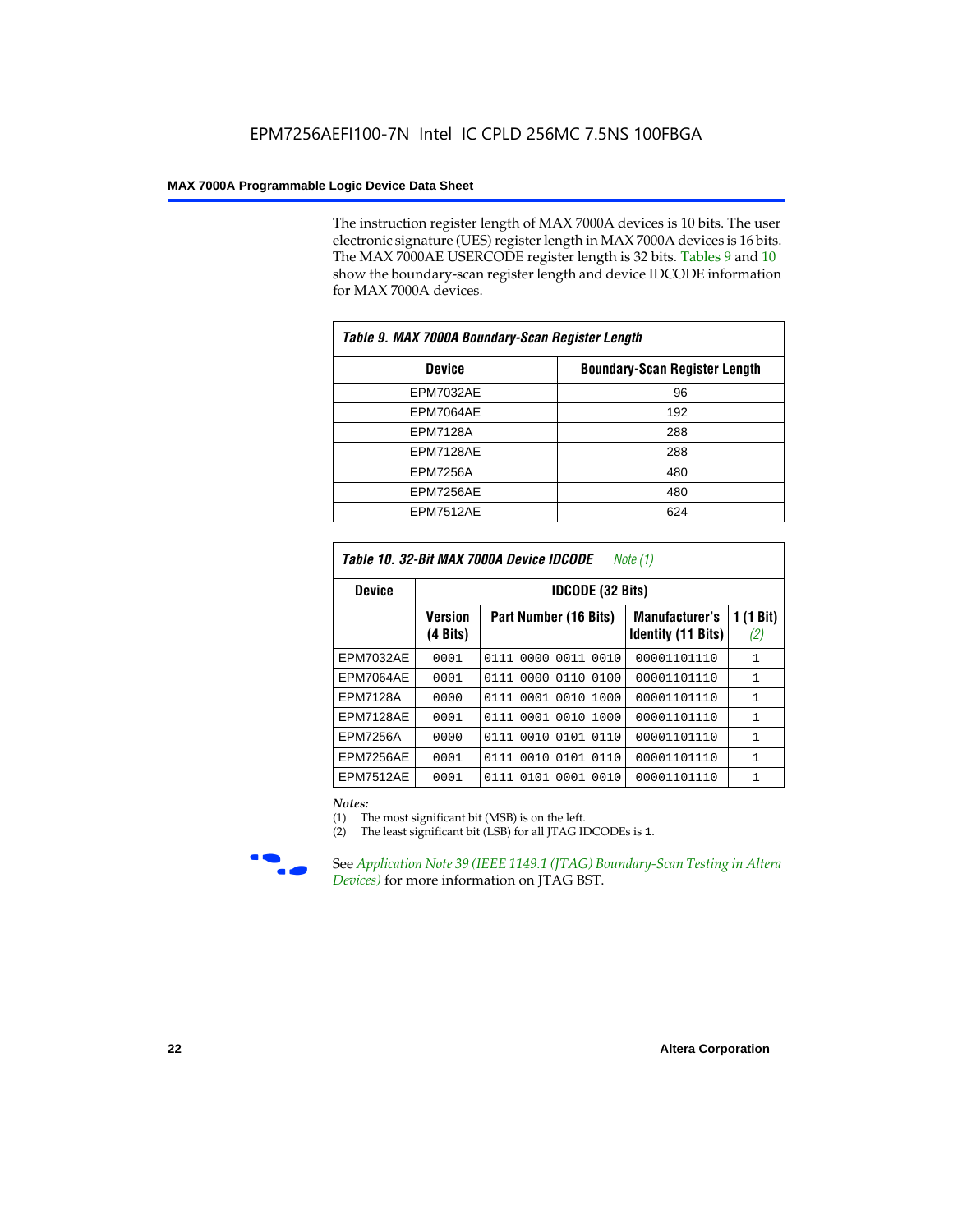The instruction register length of MAX 7000A devices is 10 bits. The user electronic signature (UES) register length in MAX 7000A devices is 16 bits. The MAX 7000AE USERCODE register length is 32 bits. Tables 9 and 10 show the boundary-scan register length and device IDCODE information for MAX 7000A devices.

**Table 9. MAX 7000A Boundary-Scan Register Length**

| Device | Boundary-Scan Register Length |
|---|---|
| EPM7032AE | 96 |
| EPM7064AE | 192 |
| EPM7128A | 288 |
| EPM7128AE | 288 |
| EPM7256A | 480 |
| EPM7256AE | 480 |
| EPM7512AE | 624 |

**Table 10. 32-Bit MAX 7000A Device IDCODE** *Note (1)*

| Device | IDCODE (32 Bits) | | | |
|---|---|---|---|---|
| | Version (4 Bits) | Part Number (16 Bits) | Manufacturer's Identity (11 Bits) | 1 (1 Bit) *(2)* |
| EPM7032AE | 0001 | 0111 0000 0011 0010 | 00001101110 | 1 |
| EPM7064AE | 0001 | 0111 0000 0110 0100 | 00001101110 | 1 |
| EPM7128A | 0000 | 0111 0001 0010 1000 | 00001101110 | 1 |
| EPM7128AE | 0001 | 0111 0001 0010 1000 | 00001101110 | 1 |
| EPM7256A | 0000 | 0111 0010 0101 0110 | 00001101110 | 1 |
| EPM7256AE | 0001 | 0111 0010 0101 0110 | 00001101110 | 1 |
| EPM7512AE | 0001 | 0111 0101 0001 0010 | 00001101110 | 1 |

*Notes:*

(1) The most significant bit (MSB) is on the left.

(2) The least significant bit (LSB) for all JTAG IDCODEs is 1.

See *Application Note 39 (IEEE 1149.1 (JTAG) Boundary-Scan Testing in Altera Devices)* for more information on JTAG BST.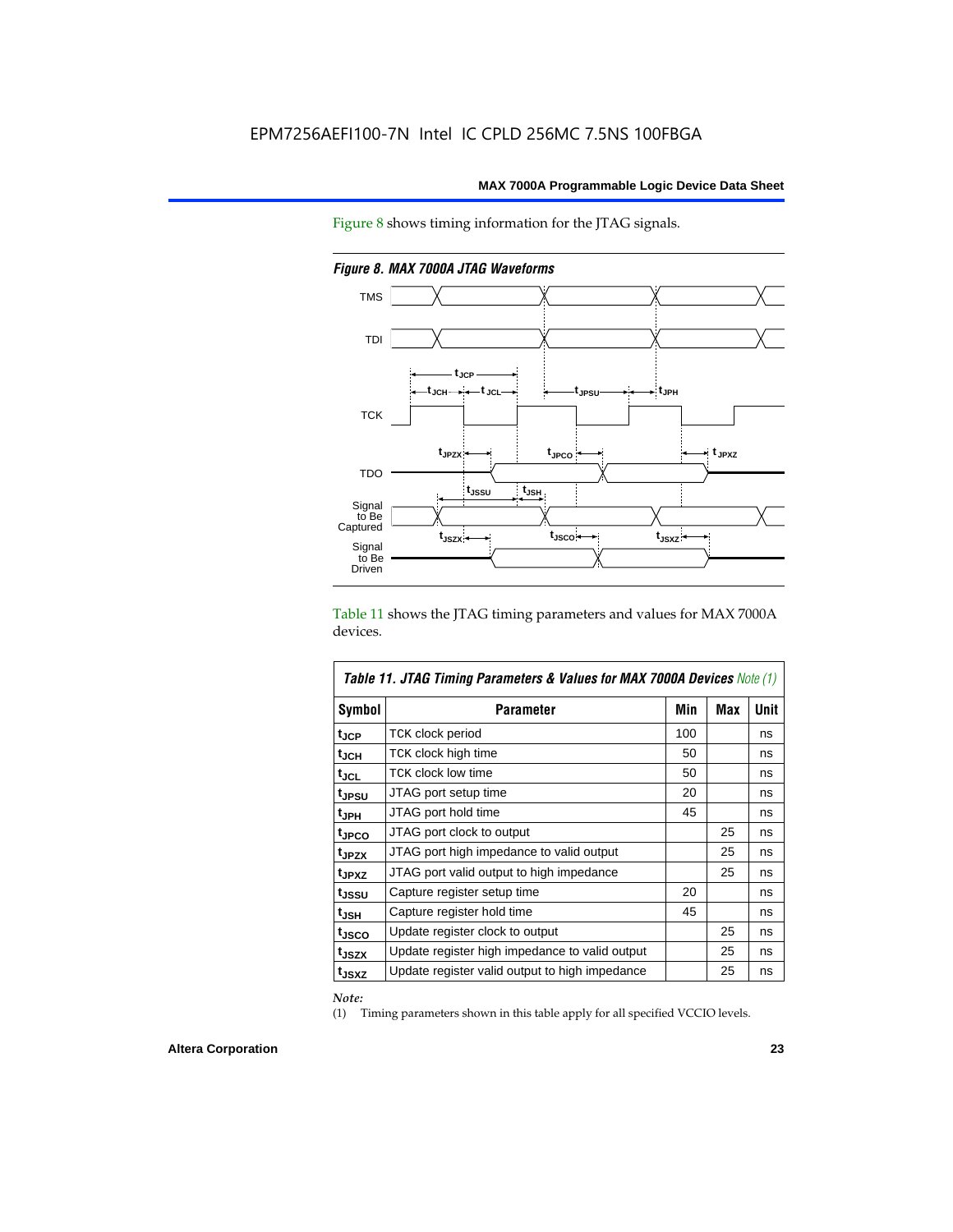Figure 8 shows timing information for the JTAG signals.

*Figure 8. MAX 7000A JTAG Waveforms*

Table 11 shows the JTAG timing parameters and values for MAX 7000A devices.

| *Table 11. JTAG Timing Parameters & Values for MAX 7000A Devices Note (1)* | | | | |
|---|---|---|---|---|
| **Symbol** | **Parameter** | **Min** | **Max** | **Unit** |
| $t_{JCP}$ | TCK clock period | 100 | | ns |
| $t_{JCH}$ | TCK clock high time | 50 | | ns |
| $t_{JCL}$ | TCK clock low time | 50 | | ns |
| $t_{JPSU}$ | JTAG port setup time | 20 | | ns |
| $t_{JPH}$ | JTAG port hold time | 45 | | ns |
| $t_{JPCO}$ | JTAG port clock to output | | 25 | ns |
| $t_{JPZX}$ | JTAG port high impedance to valid output | | 25 | ns |
| $t_{JPXZ}$ | JTAG port valid output to high impedance | | 25 | ns |
| $t_{JSSU}$ | Capture register setup time | 20 | | ns |
| $t_{JSH}$ | Capture register hold time | 45 | | ns |
| $t_{JSCO}$ | Update register clock to output | | 25 | ns |
| $t_{JSZX}$ | Update register high impedance to valid output | | 25 | ns |
| $t_{JSXZ}$ | Update register valid output to high impedance | | 25 | ns |

*Note:*

(1) Timing parameters shown in this table apply for all specified VCCIO levels.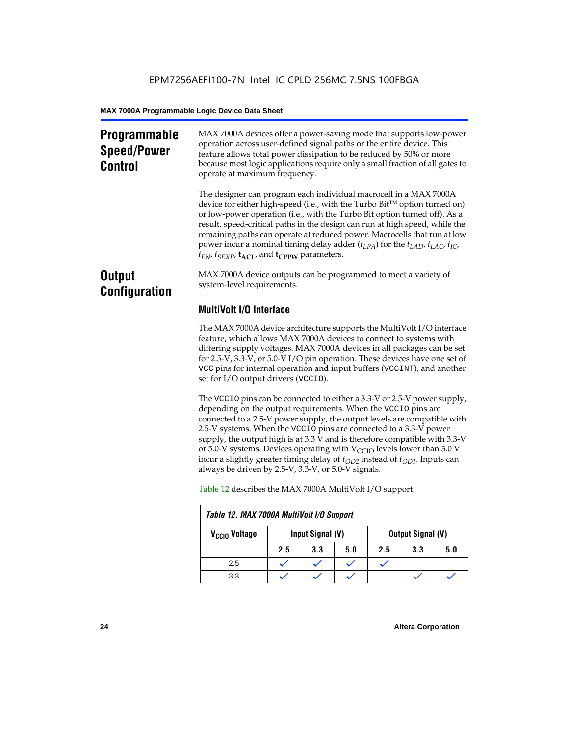## Programmable Speed/Power Control

MAX 7000A devices offer a power-saving mode that supports low-power operation across user-defined signal paths or the entire device. This feature allows total power dissipation to be reduced by 50% or more because most logic applications require only a small fraction of all gates to operate at maximum frequency.

The designer can program each individual macrocell in a MAX 7000A device for either high-speed (i.e., with the Turbo Bit™ option turned on) or low-power operation (i.e., with the Turbo Bit option turned off). As a result, speed-critical paths in the design can run at high speed, while the remaining paths can operate at reduced power. Macrocells that run at low power incur a nominal timing delay adder ($t_{LPA}$) for the $t_{LAD}$, $t_{LAC}$, $t_{IC}$, $t_{EN}$, $t_{SEXP}$, $\mathbf{t_{ACL}}$, and $\mathbf{t_{CPPW}}$ parameters.

## Output Configuration

MAX 7000A device outputs can be programmed to meet a variety of system-level requirements.

### MultiVolt I/O Interface

The MAX 7000A device architecture supports the MultiVolt I/O interface feature, which allows MAX 7000A devices to connect to systems with differing supply voltages. MAX 7000A devices in all packages can be set for 2.5-V, 3.3-V, or 5.0-V I/O pin operation. These devices have one set of `VCC` pins for internal operation and input buffers (`VCCINT`), and another set for I/O output drivers (`VCCIO`).

The `VCCIO` pins can be connected to either a 3.3-V or 2.5-V power supply, depending on the output requirements. When the `VCCIO` pins are connected to a 2.5-V power supply, the output levels are compatible with 2.5-V systems. When the `VCCIO` pins are connected to a 3.3-V power supply, the output high is at 3.3 V and is therefore compatible with 3.3-V or 5.0-V systems. Devices operating with $V_{CCIO}$ levels lower than 3.0 V incur a slightly greater timing delay of $t_{OD2}$ instead of $t_{OD1}$. Inputs can always be driven by 2.5-V, 3.3-V, or 5.0-V signals.

Table 12 describes the MAX 7000A MultiVolt I/O support.

*Table 12. MAX 7000A MultiVolt I/O Support*

| $V_{CCIO}$ Voltage | Input Signal (V) | | | Output Signal (V) | | |
|---|---|---|---|---|---|---|
| | 2.5 | 3.3 | 5.0 | 2.5 | 3.3 | 5.0 |
| 2.5 | ✓ | ✓ | ✓ | ✓ | | |
| 3.3 | ✓ | ✓ | ✓ | | ✓ | ✓ |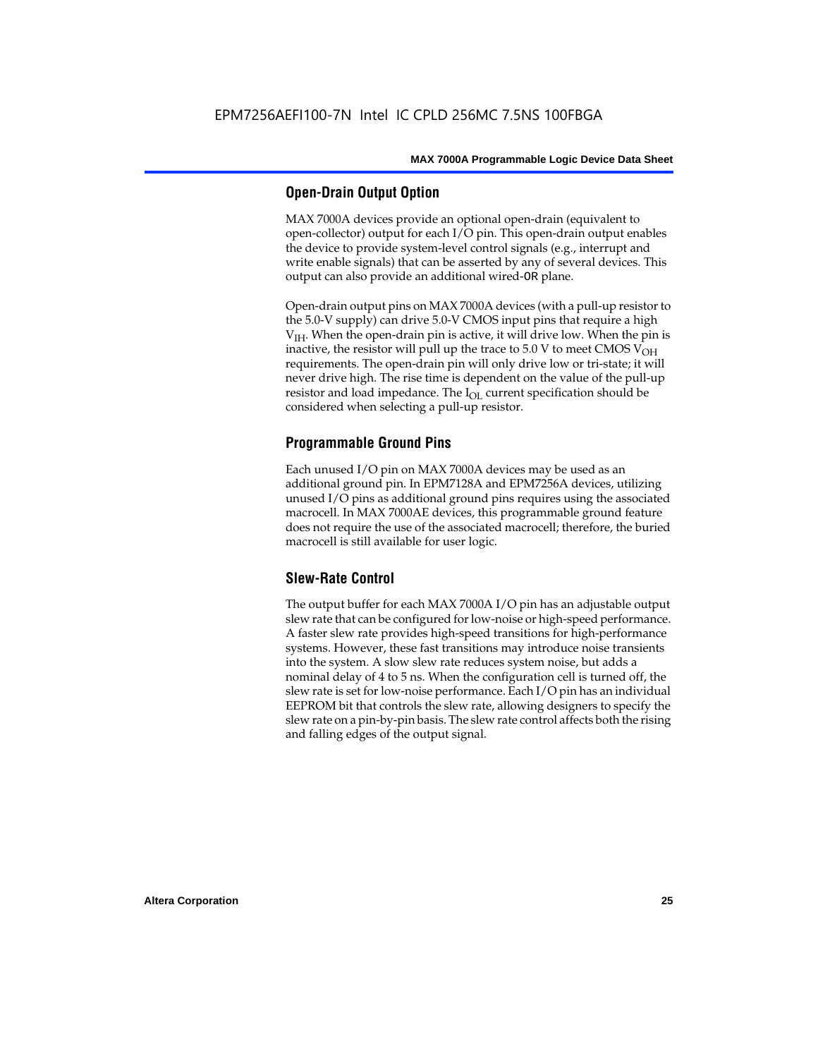## Open-Drain Output Option

MAX 7000A devices provide an optional open-drain (equivalent to open-collector) output for each I/O pin. This open-drain output enables the device to provide system-level control signals (e.g., interrupt and write enable signals) that can be asserted by any of several devices. This output can also provide an additional wired-OR plane.

Open-drain output pins on MAX 7000A devices (with a pull-up resistor to the 5.0-V supply) can drive 5.0-V CMOS input pins that require a high $V_{IH}$. When the open-drain pin is active, it will drive low. When the pin is inactive, the resistor will pull up the trace to 5.0 V to meet CMOS $V_{OH}$ requirements. The open-drain pin will only drive low or tri-state; it will never drive high. The rise time is dependent on the value of the pull-up resistor and load impedance. The $I_{OL}$ current specification should be considered when selecting a pull-up resistor.

## Programmable Ground Pins

Each unused I/O pin on MAX 7000A devices may be used as an additional ground pin. In EPM7128A and EPM7256A devices, utilizing unused I/O pins as additional ground pins requires using the associated macrocell. In MAX 7000AE devices, this programmable ground feature does not require the use of the associated macrocell; therefore, the buried macrocell is still available for user logic.

## Slew-Rate Control

The output buffer for each MAX 7000A I/O pin has an adjustable output slew rate that can be configured for low-noise or high-speed performance. A faster slew rate provides high-speed transitions for high-performance systems. However, these fast transitions may introduce noise transients into the system. A slow slew rate reduces system noise, but adds a nominal delay of 4 to 5 ns. When the configuration cell is turned off, the slew rate is set for low-noise performance. Each I/O pin has an individual EEPROM bit that controls the slew rate, allowing designers to specify the slew rate on a pin-by-pin basis. The slew rate control affects both the rising and falling edges of the output signal.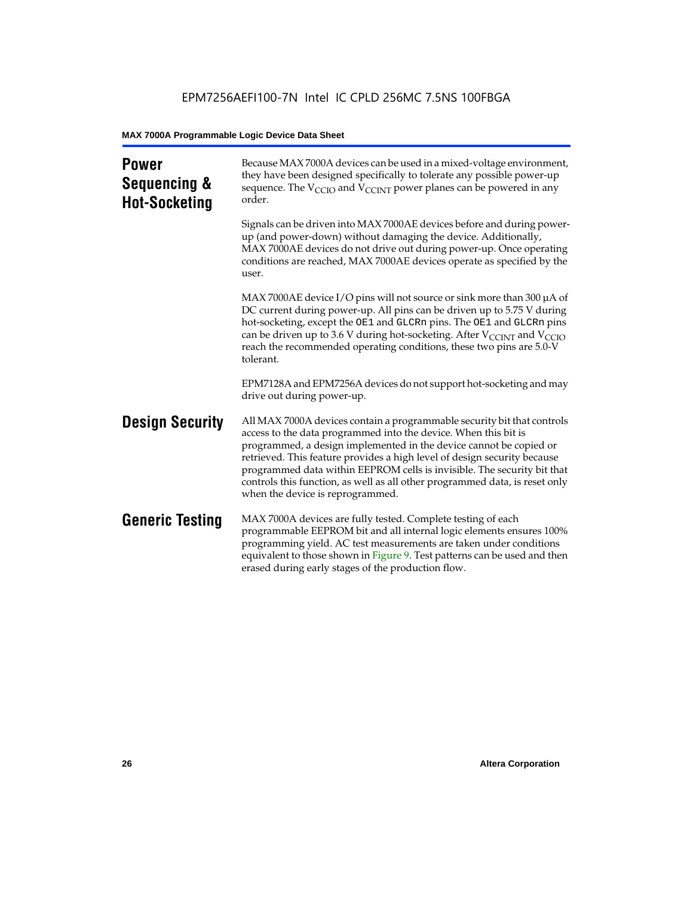## Power Sequencing & Hot-Socketing

Because MAX 7000A devices can be used in a mixed-voltage environment, they have been designed specifically to tolerate any possible power-up sequence. The $V_{CCIO}$ and $V_{CCINT}$ power planes can be powered in any order.

Signals can be driven into MAX 7000AE devices before and during power-up (and power-down) without damaging the device. Additionally, MAX 7000AE devices do not drive out during power-up. Once operating conditions are reached, MAX 7000AE devices operate as specified by the user.

MAX 7000AE device I/O pins will not source or sink more than 300 µA of DC current during power-up. All pins can be driven up to 5.75 V during hot-socketing, except the `OE1` and `GLCRn` pins. The `OE1` and `GLCRn` pins can be driven up to 3.6 V during hot-socketing. After $V_{CCINT}$ and $V_{CCIO}$ reach the recommended operating conditions, these two pins are 5.0-V tolerant.

EPM7128A and EPM7256A devices do not support hot-socketing and may drive out during power-up.

## Design Security

All MAX 7000A devices contain a programmable security bit that controls access to the data programmed into the device. When this bit is programmed, a design implemented in the device cannot be copied or retrieved. This feature provides a high level of design security because programmed data within EEPROM cells is invisible. The security bit that controls this function, as well as all other programmed data, is reset only when the device is reprogrammed.

## Generic Testing

MAX 7000A devices are fully tested. Complete testing of each programmable EEPROM bit and all internal logic elements ensures 100% programming yield. AC test measurements are taken under conditions equivalent to those shown in Figure 9. Test patterns can be used and then erased during early stages of the production flow.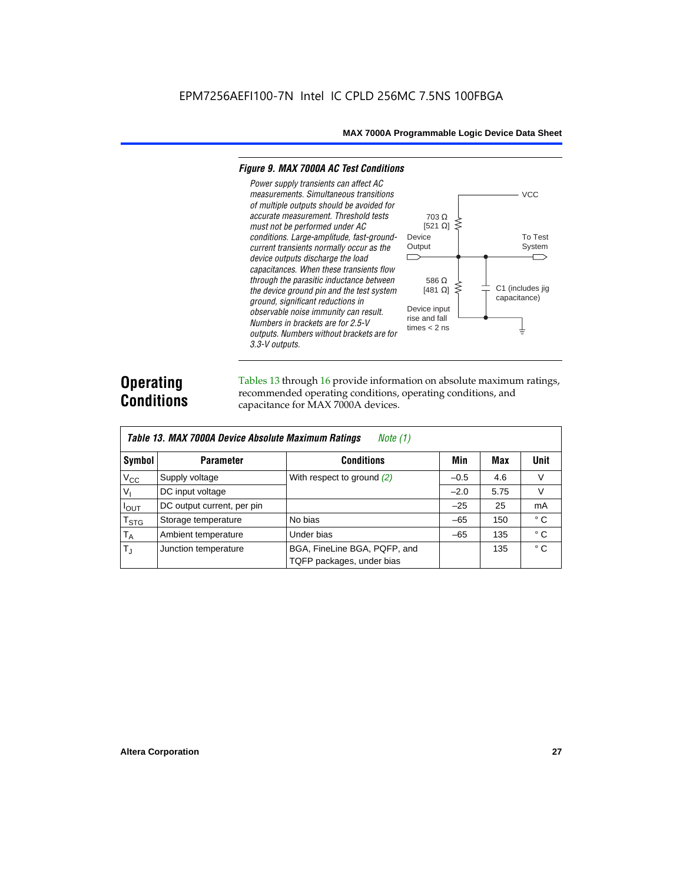*Figure 9. MAX 7000A AC Test Conditions*

*Power supply transients can affect AC measurements. Simultaneous transitions of multiple outputs should be avoided for accurate measurement. Threshold tests must not be performed under AC conditions. Large-amplitude, fast-ground-current transients normally occur as the device outputs discharge the load capacitances. When these transients flow through the parasitic inductance between the device ground pin and the test system ground, significant reductions in observable noise immunity can result. Numbers in brackets are for 2.5-V outputs. Numbers without brackets are for 3.3-V outputs.*

VCC

703 Ω [521 Ω]

Device Output

To Test System

586 Ω [481 Ω]

C1 (includes jig capacitance)

Device input rise and fall times < 2 ns

# Operating Conditions

Tables 13 through 16 provide information on absolute maximum ratings, recommended operating conditions, operating conditions, and capacitance for MAX 7000A devices.

*Table 13. MAX 7000A Device Absolute Maximum Ratings* *Note (1)*

| Symbol | Parameter | Conditions | Min | Max | Unit |
|---|---|---|---|---|---|
| $V_{CC}$ | Supply voltage | With respect to ground *(2)* | –0.5 | 4.6 | V |
| $V_I$ | DC input voltage | | –2.0 | 5.75 | V |
| $I_{OUT}$ | DC output current, per pin | | –25 | 25 | mA |
| $T_{STG}$ | Storage temperature | No bias | –65 | 150 | ° C |
| $T_A$ | Ambient temperature | Under bias | –65 | 135 | ° C |
| $T_J$ | Junction temperature | BGA, FineLine BGA, PQFP, and TQFP packages, under bias | | 135 | ° C |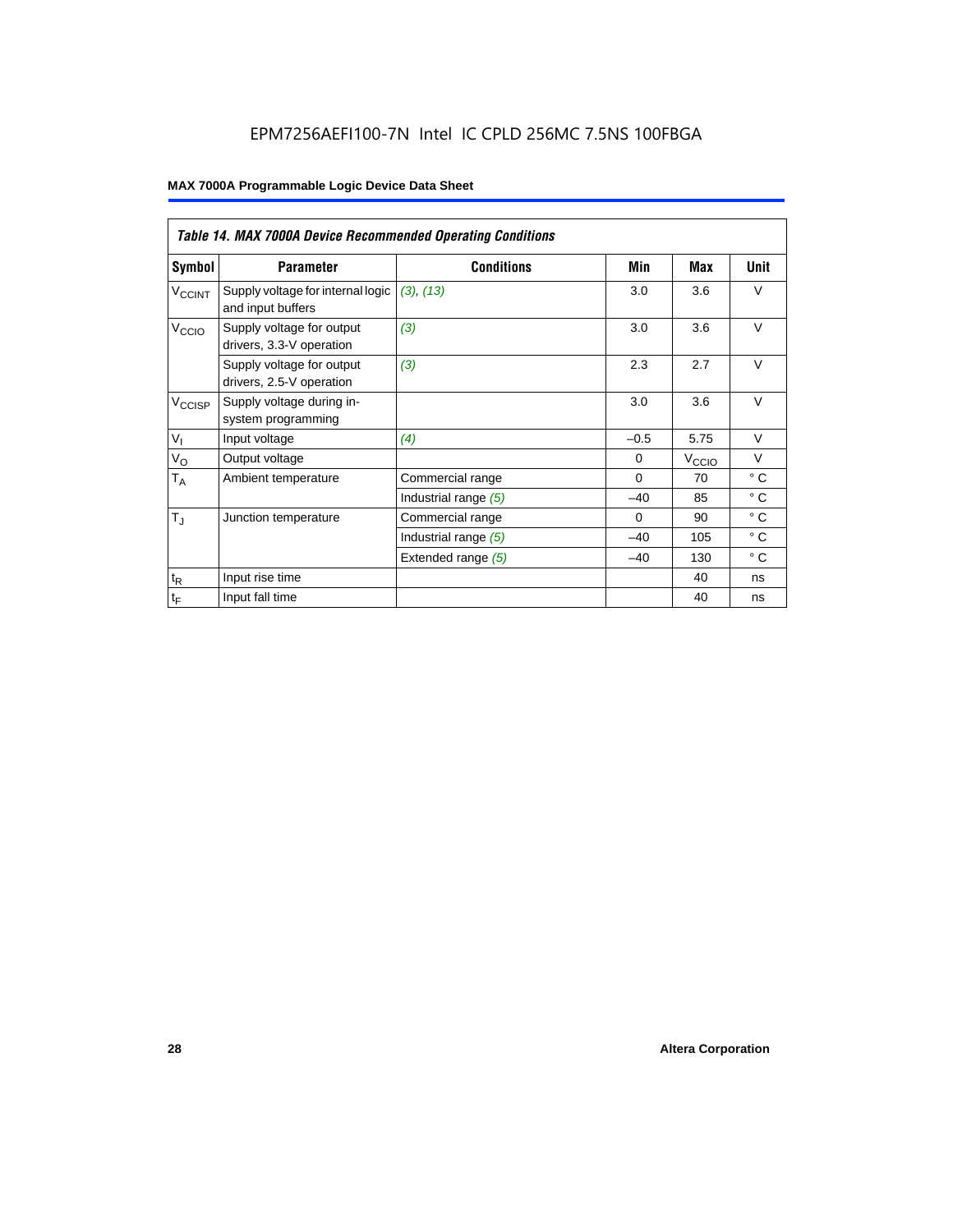| *Table 14. MAX 7000A Device Recommended Operating Conditions* | | | | | |
|---|---|---|---|---|---|
| **Symbol** | **Parameter** | **Conditions** | **Min** | **Max** | **Unit** |
| $V_{CCINT}$ | Supply voltage for internal logic and input buffers | *(3), (13)* | 3.0 | 3.6 | V |
| $V_{CCIO}$ | Supply voltage for output drivers, 3.3-V operation | *(3)* | 3.0 | 3.6 | V |
| | Supply voltage for output drivers, 2.5-V operation | *(3)* | 2.3 | 2.7 | V |
| $V_{CCISP}$ | Supply voltage during in-system programming | | 3.0 | 3.6 | V |
| $V_I$ | Input voltage | *(4)* | –0.5 | 5.75 | V |
| $V_O$ | Output voltage | | 0 | $V_{CCIO}$ | V |
| $T_A$ | Ambient temperature | Commercial range | 0 | 70 | ° C |
| | | Industrial range *(5)* | –40 | 85 | ° C |
| $T_J$ | Junction temperature | Commercial range | 0 | 90 | ° C |
| | | Industrial range *(5)* | –40 | 105 | ° C |
| | | Extended range *(5)* | –40 | 130 | ° C |
| $t_R$ | Input rise time | | | 40 | ns |
| $t_F$ | Input fall time | | | 40 | ns |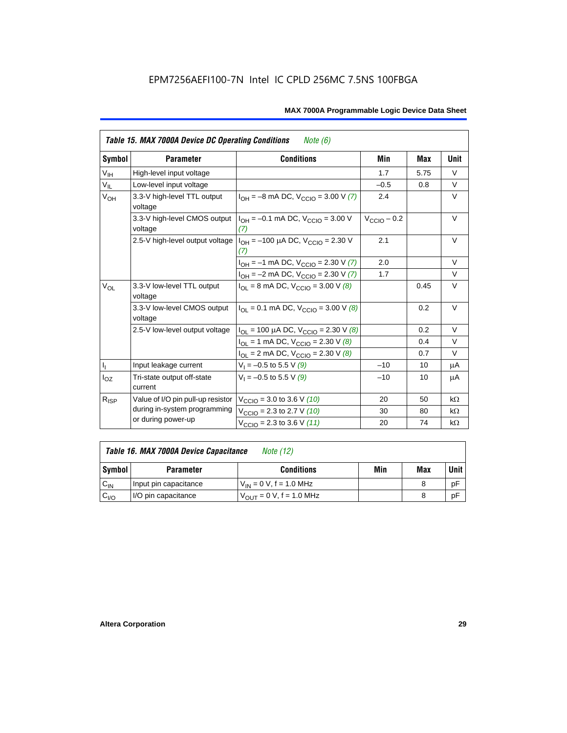EPM7256AEFI100-7N Intel IC CPLD 256MC 7.5NS 100FBGA

**Table 15. MAX 7000A Device DC Operating Conditions** *Note (6)*

| Symbol | Parameter | Conditions | Min | Max | Unit |
|---|---|---|---|---|---|
| $V_{IH}$ | High-level input voltage | | 1.7 | 5.75 | V |
| $V_{IL}$ | Low-level input voltage | | –0.5 | 0.8 | V |
| $V_{OH}$ | 3.3-V high-level TTL output voltage | $I_{OH}$ = –8 mA DC, $V_{CCIO}$ = 3.00 V *(7)* | 2.4 | | V |
| | 3.3-V high-level CMOS output voltage | $I_{OH}$ = –0.1 mA DC, $V_{CCIO}$ = 3.00 V *(7)* | $V_{CCIO}$ – 0.2 | | V |
| | 2.5-V high-level output voltage | $I_{OH}$ = –100 µA DC, $V_{CCIO}$ = 2.30 V *(7)* | 2.1 | | V |
| | | $I_{OH}$ = –1 mA DC, $V_{CCIO}$ = 2.30 V *(7)* | 2.0 | | V |
| | | $I_{OH}$ = –2 mA DC, $V_{CCIO}$ = 2.30 V *(7)* | 1.7 | | V |
| $V_{OL}$ | 3.3-V low-level TTL output voltage | $I_{OL}$ = 8 mA DC, $V_{CCIO}$ = 3.00 V *(8)* | | 0.45 | V |
| | 3.3-V low-level CMOS output voltage | $I_{OL}$ = 0.1 mA DC, $V_{CCIO}$ = 3.00 V *(8)* | | 0.2 | V |
| | 2.5-V low-level output voltage | $I_{OL}$ = 100 µA DC, $V_{CCIO}$ = 2.30 V *(8)* | | 0.2 | V |
| | | $I_{OL}$ = 1 mA DC, $V_{CCIO}$ = 2.30 V *(8)* | | 0.4 | V |
| | | $I_{OL}$ = 2 mA DC, $V_{CCIO}$ = 2.30 V *(8)* | | 0.7 | V |
| $I_I$ | Input leakage current | $V_I$ = –0.5 to 5.5 V *(9)* | –10 | 10 | µA |
| $I_{OZ}$ | Tri-state output off-state current | $V_I$ = –0.5 to 5.5 V *(9)* | –10 | 10 | µA |
| $R_{ISP}$ | Value of I/O pin pull-up resistor during in-system programming or during power-up | $V_{CCIO}$ = 3.0 to 3.6 V *(10)* | 20 | 50 | kΩ |
| | | $V_{CCIO}$ = 2.3 to 2.7 V *(10)* | 30 | 80 | kΩ |
| | | $V_{CCIO}$ = 2.3 to 3.6 V *(11)* | 20 | 74 | kΩ |

**Table 16. MAX 7000A Device Capacitance** *Note (12)*

| Symbol | Parameter | Conditions | Min | Max | Unit |
|---|---|---|---|---|---|
| $C_{IN}$ | Input pin capacitance | $V_{IN}$ = 0 V, f = 1.0 MHz | | 8 | pF |
| $C_{I/O}$ | I/O pin capacitance | $V_{OUT}$ = 0 V, f = 1.0 MHz | | 8 | pF |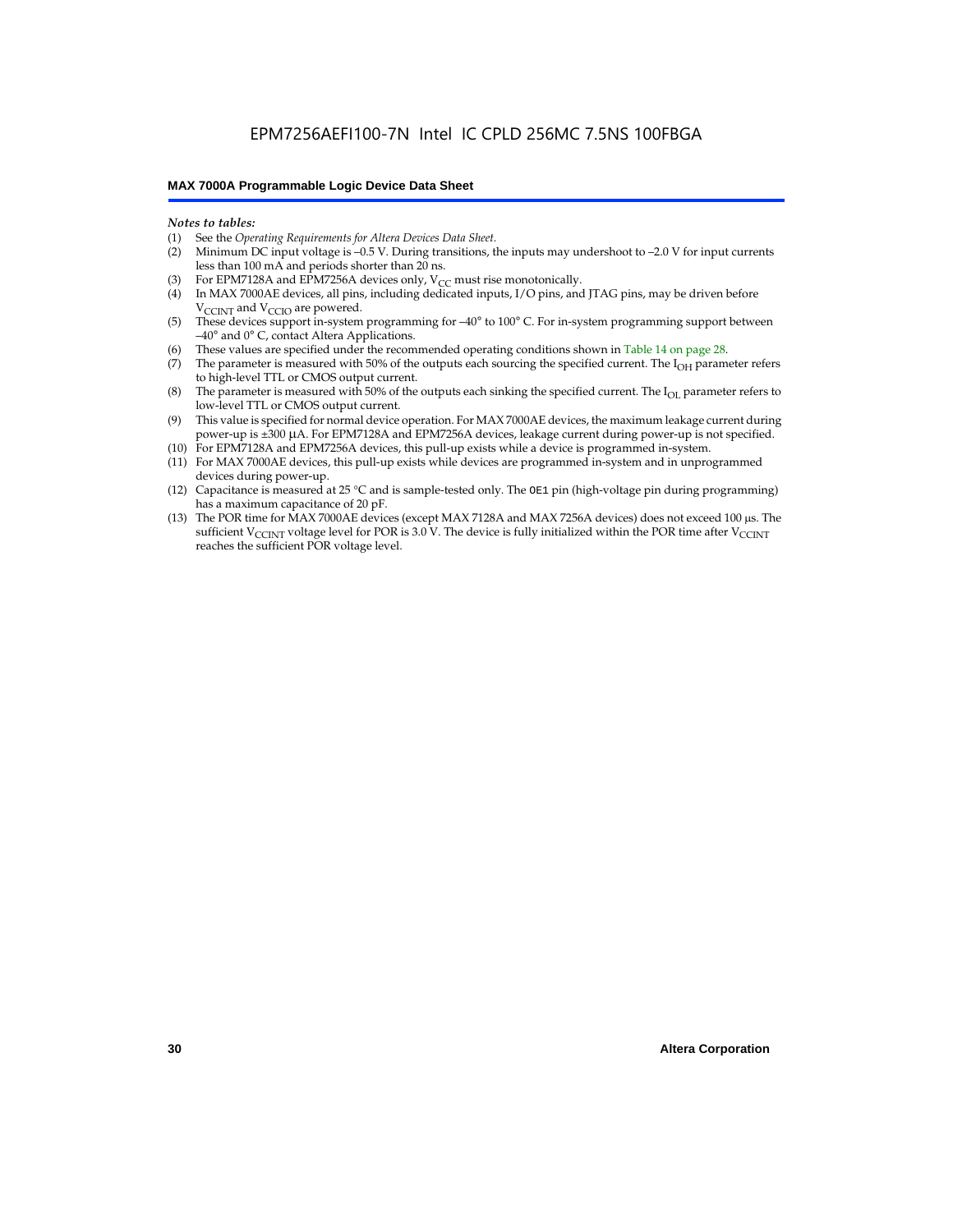*Notes to tables:*

(1) See the *Operating Requirements for Altera Devices Data Sheet*.
(2) Minimum DC input voltage is –0.5 V. During transitions, the inputs may undershoot to –2.0 V for input currents less than 100 mA and periods shorter than 20 ns.
(3) For EPM7128A and EPM7256A devices only, $V_{CC}$ must rise monotonically.
(4) In MAX 7000AE devices, all pins, including dedicated inputs, I/O pins, and JTAG pins, may be driven before $V_{CCINT}$ and $V_{CCIO}$ are powered.
(5) These devices support in-system programming for –40° to 100° C. For in-system programming support between –40° and 0° C, contact Altera Applications.
(6) These values are specified under the recommended operating conditions shown in Table 14 on page 28.
(7) The parameter is measured with 50% of the outputs each sourcing the specified current. The $I_{OH}$ parameter refers to high-level TTL or CMOS output current.
(8) The parameter is measured with 50% of the outputs each sinking the specified current. The $I_{OL}$ parameter refers to low-level TTL or CMOS output current.
(9) This value is specified for normal device operation. For MAX 7000AE devices, the maximum leakage current during power-up is ±300 µA. For EPM7128A and EPM7256A devices, leakage current during power-up is not specified.
(10) For EPM7128A and EPM7256A devices, this pull-up exists while a device is programmed in-system.
(11) For MAX 7000AE devices, this pull-up exists while devices are programmed in-system and in unprogrammed devices during power-up.
(12) Capacitance is measured at 25 °C and is sample-tested only. The `OE1` pin (high-voltage pin during programming) has a maximum capacitance of 20 pF.
(13) The POR time for MAX 7000AE devices (except MAX 7128A and MAX 7256A devices) does not exceed 100 µs. The sufficient $V_{CCINT}$ voltage level for POR is 3.0 V. The device is fully initialized within the POR time after $V_{CCINT}$ reaches the sufficient POR voltage level.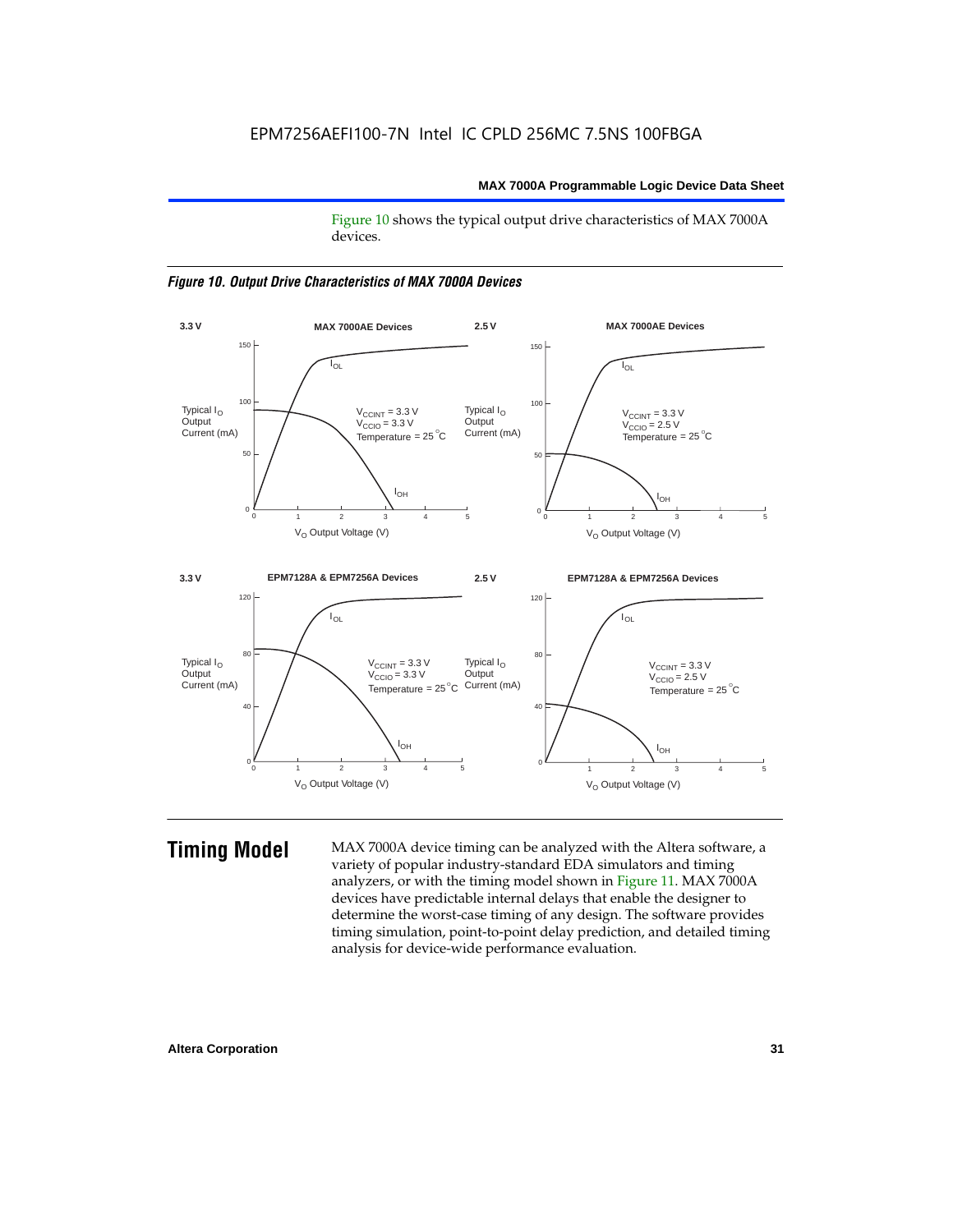Figure 10 shows the typical output drive characteristics of MAX 7000A devices.

*Figure 10. Output Drive Characteristics of MAX 7000A Devices*

## Timing Model

MAX 7000A device timing can be analyzed with the Altera software, a variety of popular industry-standard EDA simulators and timing analyzers, or with the timing model shown in Figure 11. MAX 7000A devices have predictable internal delays that enable the designer to determine the worst-case timing of any design. The software provides timing simulation, point-to-point delay prediction, and detailed timing analysis for device-wide performance evaluation.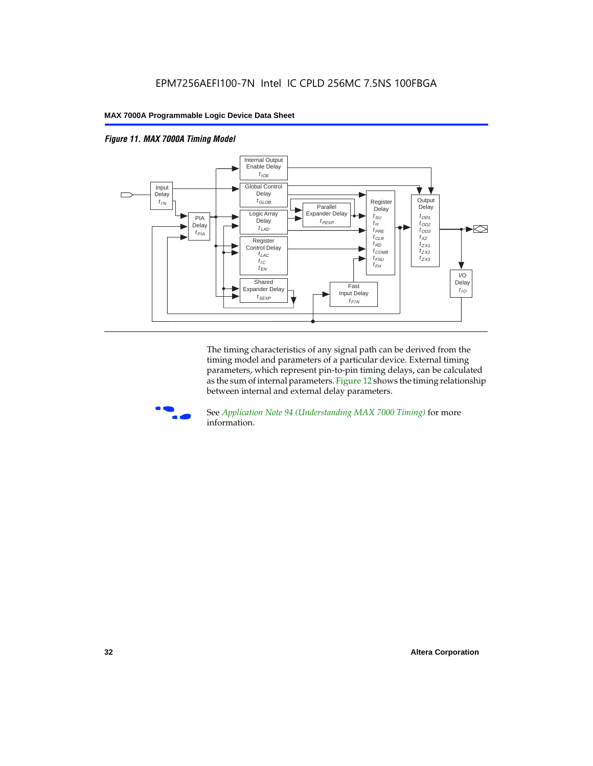*Figure 11. MAX 7000A Timing Model*

Input Delay $t_{IN}$

PIA Delay $t_{PIA}$

Internal Output Enable Delay $t_{IOE}$

Global Control Delay $t_{GLOB}$

Logic Array Delay $t_{LAD}$

Parallel Expander Delay $t_{PEXP}$

Register Control Delay $t_{LAC}$ $t_{IC}$ $t_{EN}$

Shared Expander Delay $t_{SEXP}$

Fast Input Delay $t_{FIN}$

Register Delay $t_{SU}$ $t_{H}$ $t_{PRE}$ $t_{CLR}$ $t_{RD}$ $t_{COMB}$ $t_{FSU}$ $t_{FH}$

Output Delay $t_{OD1}$ $t_{OD2}$ $t_{OD3}$ $t_{XZ}$ $t_{ZX1}$ $t_{ZX2}$ $t_{ZX3}$

I/O Delay $t_{IO}$

The timing characteristics of any signal path can be derived from the timing model and parameters of a particular device. External timing parameters, which represent pin-to-pin timing delays, can be calculated as the sum of internal parameters. Figure 12 shows the timing relationship between internal and external delay parameters.

See *Application Note 94 (Understanding MAX 7000 Timing)* for more information.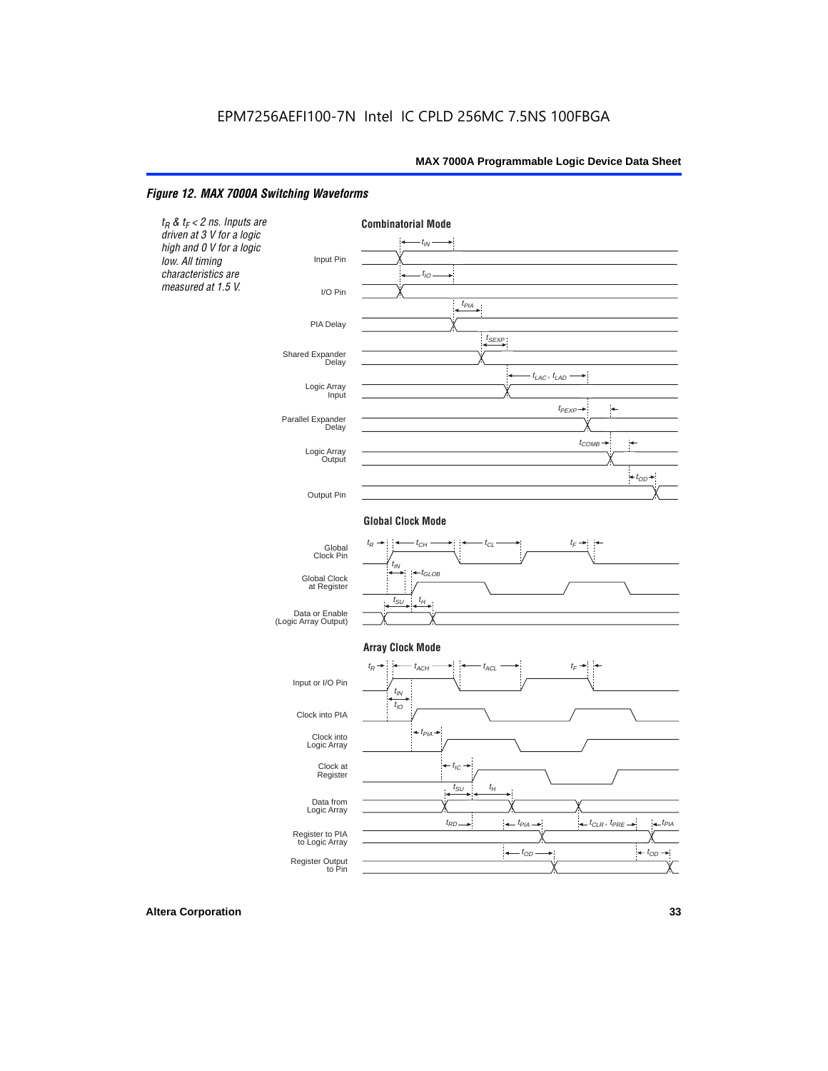### *Figure 12. MAX 7000A Switching Waveforms*

*$t_R$ & $t_F$ < 2 ns. Inputs are driven at 3 V for a logic high and 0 V for a logic low. All timing characteristics are measured at 1.5 V.*

**Combinatorial Mode**

Input Pin — $t_{IN}$
I/O Pin — $t_{IO}$
PIA Delay — $t_{PIA}$
Shared Expander Delay — $t_{SEXP}$
Logic Array Input — $t_{LAC}$, $t_{LAD}$
Parallel Expander Delay — $t_{PEXP}$
Logic Array Output — $t_{COMB}$
Output Pin — $t_{OD}$

**Global Clock Mode**

Global Clock Pin — $t_R$, $t_{CH}$, $t_{CL}$, $t_F$
Global Clock at Register — $t_{IN}$, $t_{GLOB}$
Data or Enable (Logic Array Output) — $t_{SU}$, $t_H$

**Array Clock Mode**

Input or I/O Pin — $t_R$, $t_{ACH}$, $t_{ACL}$, $t_F$
Clock into PIA — $t_{IN}$, $t_{IO}$
Clock into Logic Array — $t_{PIA}$
Clock at Register — $t_{IC}$
Data from Logic Array — $t_{SU}$, $t_H$
Register to PIA to Logic Array — $t_{RD}$, $t_{PIA}$, $t_{CLR}$, $t_{PRE}$, $t_{PIA}$
Register Output to Pin — $t_{OD}$, $t_{OD}$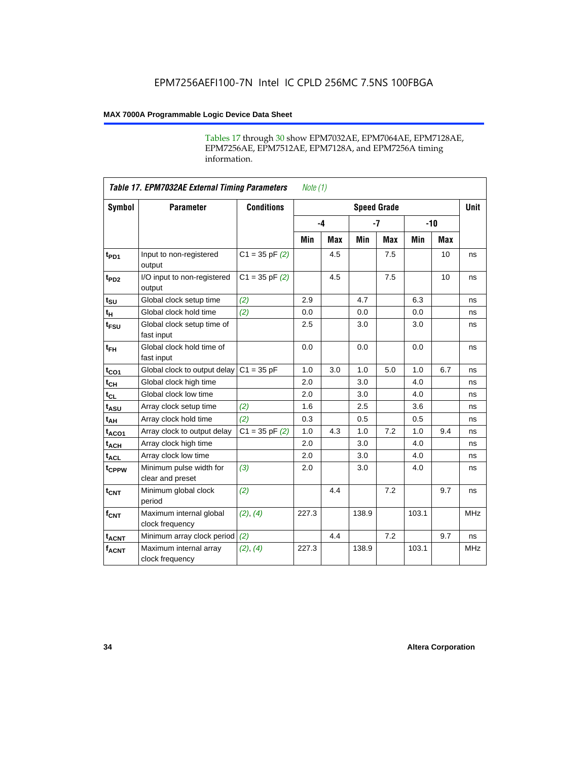EPM7256AEFI100-7N Intel IC CPLD 256MC 7.5NS 100FBGA

## MAX 7000A Programmable Logic Device Data Sheet

Tables 17 through 30 show EPM7032AE, EPM7064AE, EPM7128AE, EPM7256AE, EPM7512AE, EPM7128A, and EPM7256A timing information.

**Table 17. EPM7032AE External Timing Parameters** *Note (1)*

| Symbol | Parameter | Conditions | Speed Grade | | | | | | Unit |
|---|---|---|---|---|---|---|---|---|---|
| | | | -4 | | -7 | | -10 | | |
| | | | Min | Max | Min | Max | Min | Max | |
| $t_{PD1}$ | Input to non-registered output | C1 = 35 pF *(2)* | | 4.5 | | 7.5 | | 10 | ns |
| $t_{PD2}$ | I/O input to non-registered output | C1 = 35 pF *(2)* | | 4.5 | | 7.5 | | 10 | ns |
| $t_{SU}$ | Global clock setup time | *(2)* | 2.9 | | 4.7 | | 6.3 | | ns |
| $t_{H}$ | Global clock hold time | *(2)* | 0.0 | | 0.0 | | 0.0 | | ns |
| $t_{FSU}$ | Global clock setup time of fast input | | 2.5 | | 3.0 | | 3.0 | | ns |
| $t_{FH}$ | Global clock hold time of fast input | | 0.0 | | 0.0 | | 0.0 | | ns |
| $t_{CO1}$ | Global clock to output delay | C1 = 35 pF | 1.0 | 3.0 | 1.0 | 5.0 | 1.0 | 6.7 | ns |
| $t_{CH}$ | Global clock high time | | 2.0 | | 3.0 | | 4.0 | | ns |
| $t_{CL}$ | Global clock low time | | 2.0 | | 3.0 | | 4.0 | | ns |
| $t_{ASU}$ | Array clock setup time | *(2)* | 1.6 | | 2.5 | | 3.6 | | ns |
| $t_{AH}$ | Array clock hold time | *(2)* | 0.3 | | 0.5 | | 0.5 | | ns |
| $t_{ACO1}$ | Array clock to output delay | C1 = 35 pF *(2)* | 1.0 | 4.3 | 1.0 | 7.2 | 1.0 | 9.4 | ns |
| $t_{ACH}$ | Array clock high time | | 2.0 | | 3.0 | | 4.0 | | ns |
| $t_{ACL}$ | Array clock low time | | 2.0 | | 3.0 | | 4.0 | | ns |
| $t_{CPPW}$ | Minimum pulse width for clear and preset | *(3)* | 2.0 | | 3.0 | | 4.0 | | ns |
| $t_{CNT}$ | Minimum global clock period | *(2)* | | 4.4 | | 7.2 | | 9.7 | ns |
| $f_{CNT}$ | Maximum internal global clock frequency | *(2)*, *(4)* | 227.3 | | 138.9 | | 103.1 | | MHz |
| $t_{ACNT}$ | Minimum array clock period | *(2)* | | 4.4 | | 7.2 | | 9.7 | ns |
| $f_{ACNT}$ | Maximum internal array clock frequency | *(2)*, *(4)* | 227.3 | | 138.9 | | 103.1 | | MHz |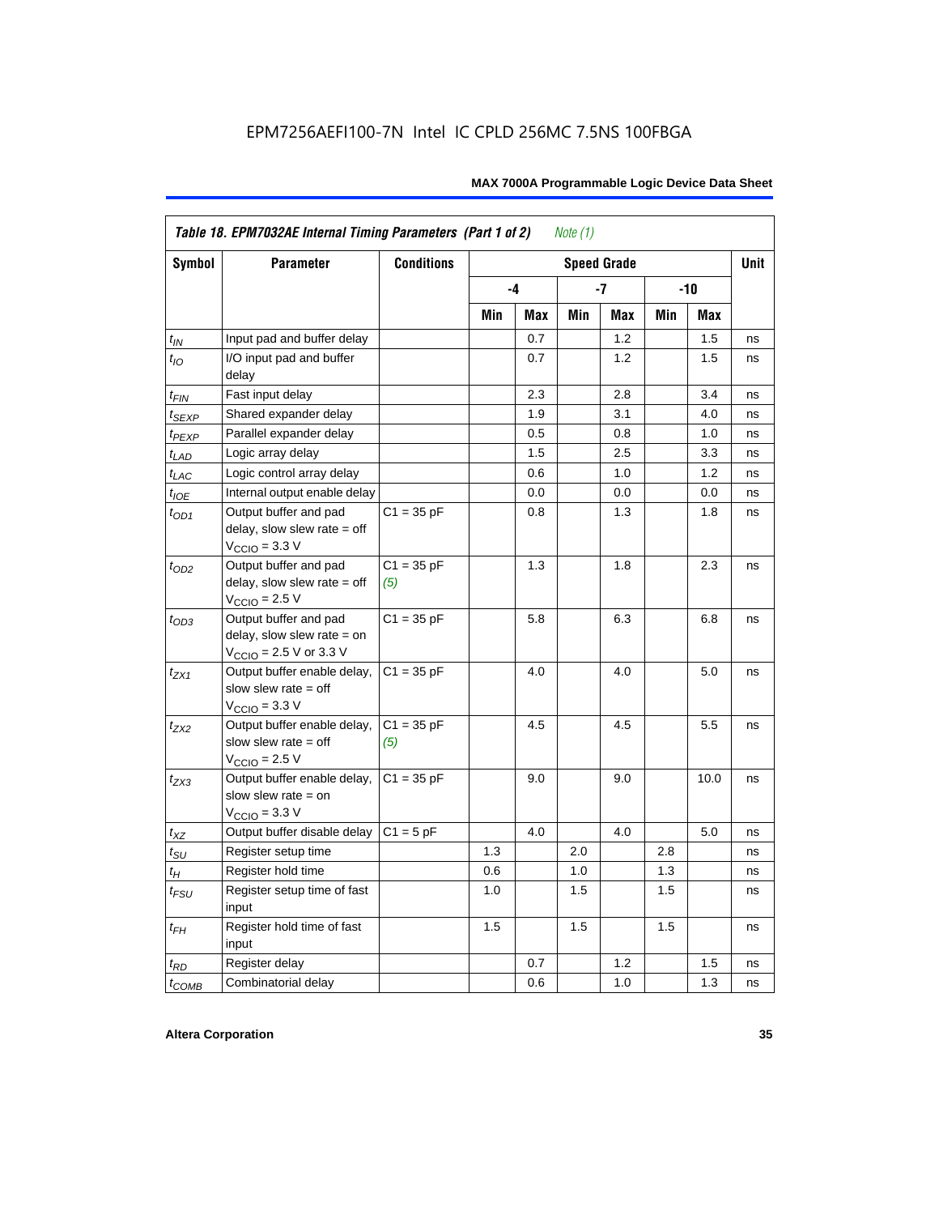**Table 18. EPM7032AE Internal Timing Parameters (Part 1 of 2)** *Note (1)*

| Symbol | Parameter | Conditions | Speed Grade | | | | | | Unit |
|---|---|---|---|---|---|---|---|---|---|
| | | | -4 | | -7 | | -10 | | |
| | | | Min | Max | Min | Max | Min | Max | |
| $t_{IN}$ | Input pad and buffer delay | | | 0.7 | | 1.2 | | 1.5 | ns |
| $t_{IO}$ | I/O input pad and buffer delay | | | 0.7 | | 1.2 | | 1.5 | ns |
| $t_{FIN}$ | Fast input delay | | | 2.3 | | 2.8 | | 3.4 | ns |
| $t_{SEXP}$ | Shared expander delay | | | 1.9 | | 3.1 | | 4.0 | ns |
| $t_{PEXP}$ | Parallel expander delay | | | 0.5 | | 0.8 | | 1.0 | ns |
| $t_{LAD}$ | Logic array delay | | | 1.5 | | 2.5 | | 3.3 | ns |
| $t_{LAC}$ | Logic control array delay | | | 0.6 | | 1.0 | | 1.2 | ns |
| $t_{IOE}$ | Internal output enable delay | | | 0.0 | | 0.0 | | 0.0 | ns |
| $t_{OD1}$ | Output buffer and pad delay, slow slew rate = off $V_{CCIO}$ = 3.3 V | C1 = 35 pF | | 0.8 | | 1.3 | | 1.8 | ns |
| $t_{OD2}$ | Output buffer and pad delay, slow slew rate = off $V_{CCIO}$ = 2.5 V | C1 = 35 pF *(5)* | | 1.3 | | 1.8 | | 2.3 | ns |
| $t_{OD3}$ | Output buffer and pad delay, slow slew rate = on $V_{CCIO}$ = 2.5 V or 3.3 V | C1 = 35 pF | | 5.8 | | 6.3 | | 6.8 | ns |
| $t_{ZX1}$ | Output buffer enable delay, slow slew rate = off $V_{CCIO}$ = 3.3 V | C1 = 35 pF | | 4.0 | | 4.0 | | 5.0 | ns |
| $t_{ZX2}$ | Output buffer enable delay, slow slew rate = off $V_{CCIO}$ = 2.5 V | C1 = 35 pF *(5)* | | 4.5 | | 4.5 | | 5.5 | ns |
| $t_{ZX3}$ | Output buffer enable delay, slow slew rate = on $V_{CCIO}$ = 3.3 V | C1 = 35 pF | | 9.0 | | 9.0 | | 10.0 | ns |
| $t_{XZ}$ | Output buffer disable delay | C1 = 5 pF | | 4.0 | | 4.0 | | 5.0 | ns |
| $t_{SU}$ | Register setup time | | 1.3 | | 2.0 | | 2.8 | | ns |
| $t_{H}$ | Register hold time | | 0.6 | | 1.0 | | 1.3 | | ns |
| $t_{FSU}$ | Register setup time of fast input | | 1.0 | | 1.5 | | 1.5 | | ns |
| $t_{FH}$ | Register hold time of fast input | | 1.5 | | 1.5 | | 1.5 | | ns |
| $t_{RD}$ | Register delay | | | 0.7 | | 1.2 | | 1.5 | ns |
| $t_{COMB}$ | Combinatorial delay | | | 0.6 | | 1.0 | | 1.3 | ns |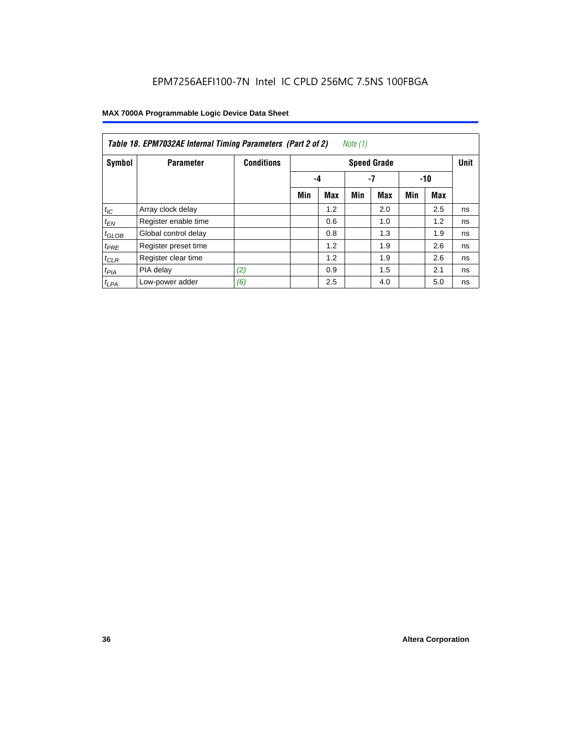EPM7256AEFI100-7N Intel IC CPLD 256MC 7.5NS 100FBGA

| Table 18. EPM7032AE Internal Timing Parameters (Part 2 of 2) *Note (1)* | | | | | | | | | |
|---|---|---|---|---|---|---|---|---|---|
| **Symbol** | **Parameter** | **Conditions** | **Speed Grade** | | | | | | **Unit** |
| | | | **-4** | | **-7** | | **-10** | | |
| | | | **Min** | **Max** | **Min** | **Max** | **Min** | **Max** | |
| $t_{IC}$ | Array clock delay | | | 1.2 | | 2.0 | | 2.5 | ns |
| $t_{EN}$ | Register enable time | | | 0.6 | | 1.0 | | 1.2 | ns |
| $t_{GLOB}$ | Global control delay | | | 0.8 | | 1.3 | | 1.9 | ns |
| $t_{PRE}$ | Register preset time | | | 1.2 | | 1.9 | | 2.6 | ns |
| $t_{CLR}$ | Register clear time | | | 1.2 | | 1.9 | | 2.6 | ns |
| $t_{PIA}$ | PIA delay | *(2)* | | 0.9 | | 1.5 | | 2.1 | ns |
| $t_{LPA}$ | Low-power adder | *(6)* | | 2.5 | | 4.0 | | 5.0 | ns |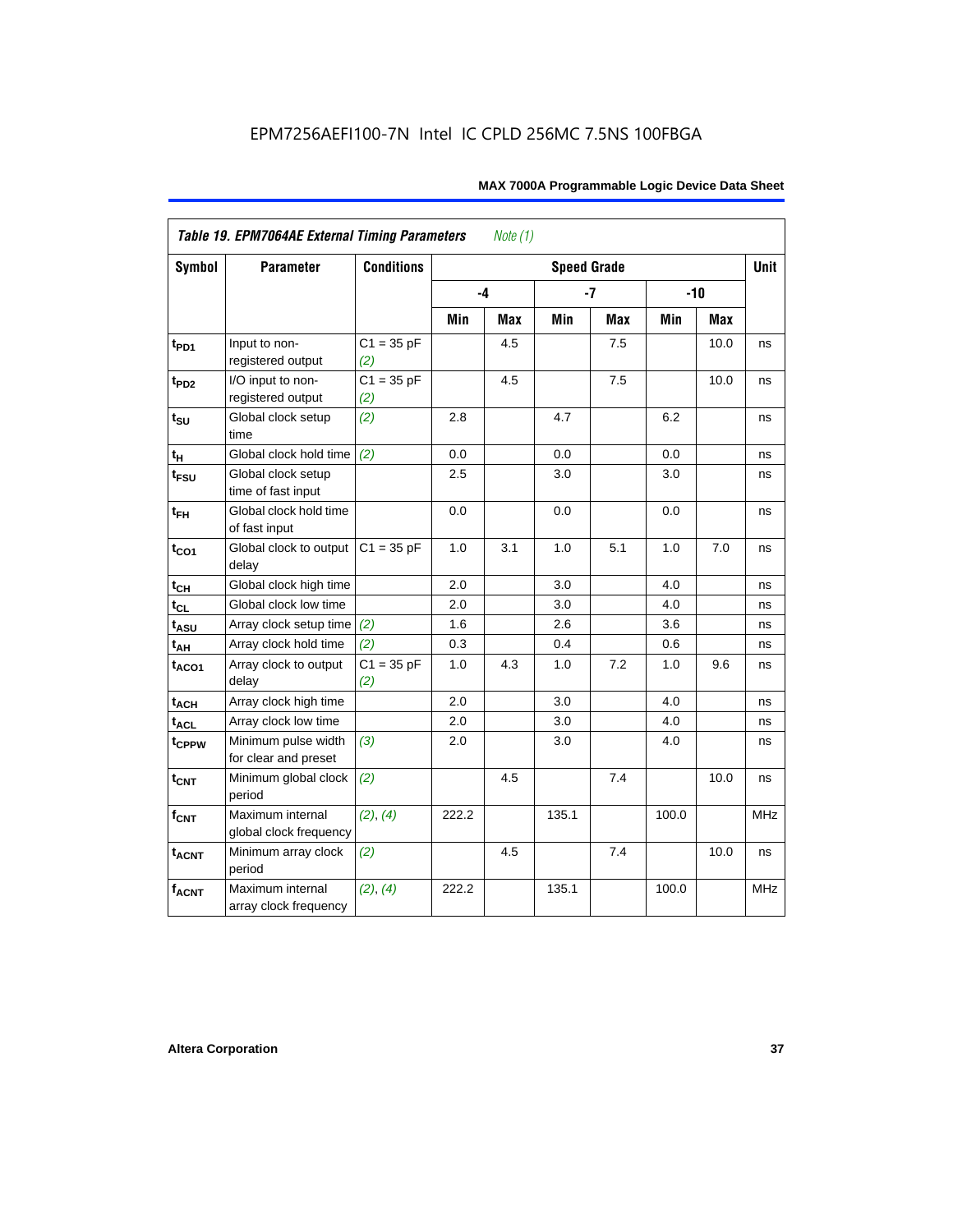*Table 19. EPM7064AE External Timing Parameters* *Note (1)*

| Symbol | Parameter | Conditions | Speed Grade | | | | | | Unit |
|---|---|---|---|---|---|---|---|---|---|
| | | | -4 | | -7 | | -10 | | |
| | | | Min | Max | Min | Max | Min | Max | |
| $t_{PD1}$ | Input to non-registered output | C1 = 35 pF *(2)* | | 4.5 | | 7.5 | | 10.0 | ns |
| $t_{PD2}$ | I/O input to non-registered output | C1 = 35 pF *(2)* | | 4.5 | | 7.5 | | 10.0 | ns |
| $t_{SU}$ | Global clock setup time | *(2)* | 2.8 | | 4.7 | | 6.2 | | ns |
| $t_{H}$ | Global clock hold time | *(2)* | 0.0 | | 0.0 | | 0.0 | | ns |
| $t_{FSU}$ | Global clock setup time of fast input | | 2.5 | | 3.0 | | 3.0 | | ns |
| $t_{FH}$ | Global clock hold time of fast input | | 0.0 | | 0.0 | | 0.0 | | ns |
| $t_{CO1}$ | Global clock to output delay | C1 = 35 pF | 1.0 | 3.1 | 1.0 | 5.1 | 1.0 | 7.0 | ns |
| $t_{CH}$ | Global clock high time | | 2.0 | | 3.0 | | 4.0 | | ns |
| $t_{CL}$ | Global clock low time | | 2.0 | | 3.0 | | 4.0 | | ns |
| $t_{ASU}$ | Array clock setup time | *(2)* | 1.6 | | 2.6 | | 3.6 | | ns |
| $t_{AH}$ | Array clock hold time | *(2)* | 0.3 | | 0.4 | | 0.6 | | ns |
| $t_{ACO1}$ | Array clock to output delay | C1 = 35 pF *(2)* | 1.0 | 4.3 | 1.0 | 7.2 | 1.0 | 9.6 | ns |
| $t_{ACH}$ | Array clock high time | | 2.0 | | 3.0 | | 4.0 | | ns |
| $t_{ACL}$ | Array clock low time | | 2.0 | | 3.0 | | 4.0 | | ns |
| $t_{CPPW}$ | Minimum pulse width for clear and preset | *(3)* | 2.0 | | 3.0 | | 4.0 | | ns |
| $t_{CNT}$ | Minimum global clock period | *(2)* | | 4.5 | | 7.4 | | 10.0 | ns |
| $f_{CNT}$ | Maximum internal global clock frequency | *(2)*, *(4)* | 222.2 | | 135.1 | | 100.0 | | MHz |
| $t_{ACNT}$ | Minimum array clock period | *(2)* | | 4.5 | | 7.4 | | 10.0 | ns |
| $f_{ACNT}$ | Maximum internal array clock frequency | *(2)*, *(4)* | 222.2 | | 135.1 | | 100.0 | | MHz |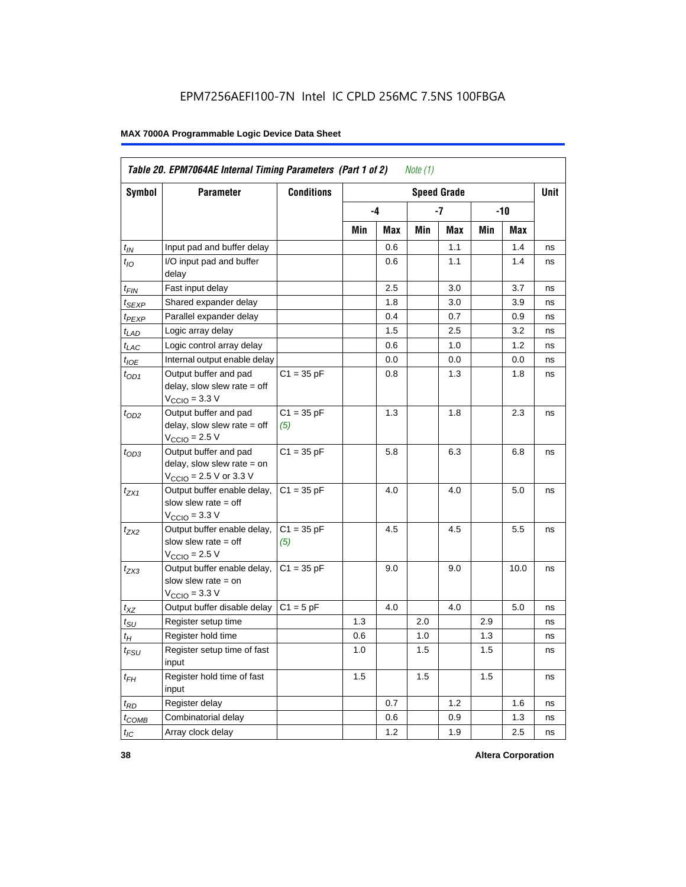EPM7256AEFI100-7N Intel IC CPLD 256MC 7.5NS 100FBGA

**MAX 7000A Programmable Logic Device Data Sheet**

| *Table 20. EPM7064AE Internal Timing Parameters (Part 1 of 2) Note (1)* | | | | | | | | | |
|---|---|---|---|---|---|---|---|---|---|
| **Symbol** | **Parameter** | **Conditions** | **Speed Grade** | | | | | | **Unit** |
| | | | **-4** | | **-7** | | **-10** | | |
| | | | **Min** | **Max** | **Min** | **Max** | **Min** | **Max** | |
| $t_{IN}$ | Input pad and buffer delay | | | 0.6 | | 1.1 | | 1.4 | ns |
| $t_{IO}$ | I/O input pad and buffer delay | | | 0.6 | | 1.1 | | 1.4 | ns |
| $t_{FIN}$ | Fast input delay | | | 2.5 | | 3.0 | | 3.7 | ns |
| $t_{SEXP}$ | Shared expander delay | | | 1.8 | | 3.0 | | 3.9 | ns |
| $t_{PEXP}$ | Parallel expander delay | | | 0.4 | | 0.7 | | 0.9 | ns |
| $t_{LAD}$ | Logic array delay | | | 1.5 | | 2.5 | | 3.2 | ns |
| $t_{LAC}$ | Logic control array delay | | | 0.6 | | 1.0 | | 1.2 | ns |
| $t_{IOE}$ | Internal output enable delay | | | 0.0 | | 0.0 | | 0.0 | ns |
| $t_{OD1}$ | Output buffer and pad delay, slow slew rate = off $V_{CCIO}$ = 3.3 V | C1 = 35 pF | | 0.8 | | 1.3 | | 1.8 | ns |
| $t_{OD2}$ | Output buffer and pad delay, slow slew rate = off $V_{CCIO}$ = 2.5 V | C1 = 35 pF *(5)* | | 1.3 | | 1.8 | | 2.3 | ns |
| $t_{OD3}$ | Output buffer and pad delay, slow slew rate = on $V_{CCIO}$ = 2.5 V or 3.3 V | C1 = 35 pF | | 5.8 | | 6.3 | | 6.8 | ns |
| $t_{ZX1}$ | Output buffer enable delay, slow slew rate = off $V_{CCIO}$ = 3.3 V | C1 = 35 pF | | 4.0 | | 4.0 | | 5.0 | ns |
| $t_{ZX2}$ | Output buffer enable delay, slow slew rate = off $V_{CCIO}$ = 2.5 V | C1 = 35 pF *(5)* | | 4.5 | | 4.5 | | 5.5 | ns |
| $t_{ZX3}$ | Output buffer enable delay, slow slew rate = on $V_{CCIO}$ = 3.3 V | C1 = 35 pF | | 9.0 | | 9.0 | | 10.0 | ns |
| $t_{XZ}$ | Output buffer disable delay | C1 = 5 pF | | 4.0 | | 4.0 | | 5.0 | ns |
| $t_{SU}$ | Register setup time | | 1.3 | | 2.0 | | 2.9 | | ns |
| $t_{H}$ | Register hold time | | 0.6 | | 1.0 | | 1.3 | | ns |
| $t_{FSU}$ | Register setup time of fast input | | 1.0 | | 1.5 | | 1.5 | | ns |
| $t_{FH}$ | Register hold time of fast input | | 1.5 | | 1.5 | | 1.5 | | ns |
| $t_{RD}$ | Register delay | | | 0.7 | | 1.2 | | 1.6 | ns |
| $t_{COMB}$ | Combinatorial delay | | | 0.6 | | 0.9 | | 1.3 | ns |
| $t_{IC}$ | Array clock delay | | | 1.2 | | 1.9 | | 2.5 | ns |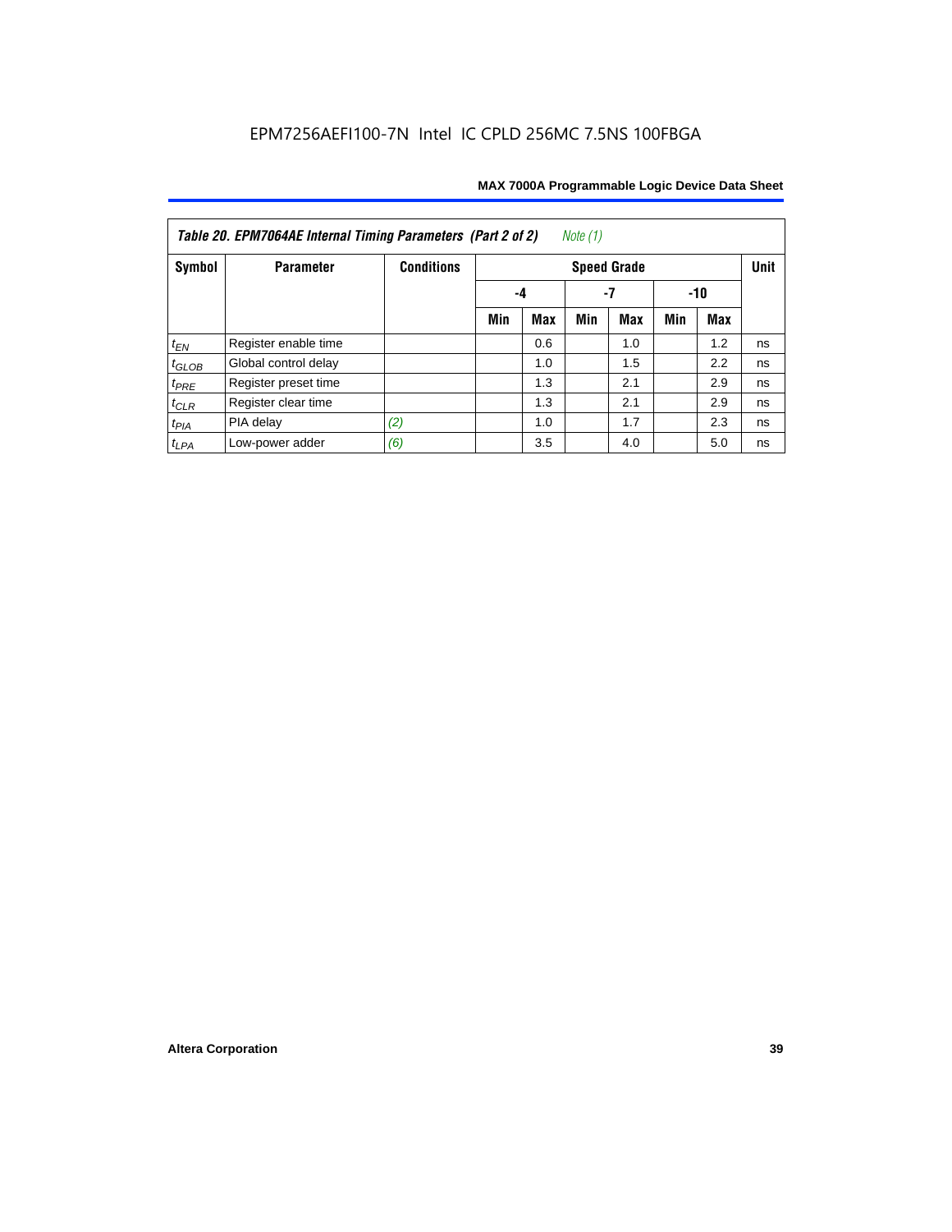**Table 20. EPM7064AE Internal Timing Parameters (Part 2 of 2)** *Note (1)*

| Symbol | Parameter | Conditions | Speed Grade | | | | | | Unit |
|---|---|---|---|---|---|---|---|---|---|
| | | | -4 | | -7 | | -10 | | |
| | | | Min | Max | Min | Max | Min | Max | |
| $t_{EN}$ | Register enable time | | | 0.6 | | 1.0 | | 1.2 | ns |
| $t_{GLOB}$ | Global control delay | | | 1.0 | | 1.5 | | 2.2 | ns |
| $t_{PRE}$ | Register preset time | | | 1.3 | | 2.1 | | 2.9 | ns |
| $t_{CLR}$ | Register clear time | | | 1.3 | | 2.1 | | 2.9 | ns |
| $t_{PIA}$ | PIA delay | *(2)* | | 1.0 | | 1.7 | | 2.3 | ns |
| $t_{LPA}$ | Low-power adder | *(6)* | | 3.5 | | 4.0 | | 5.0 | ns |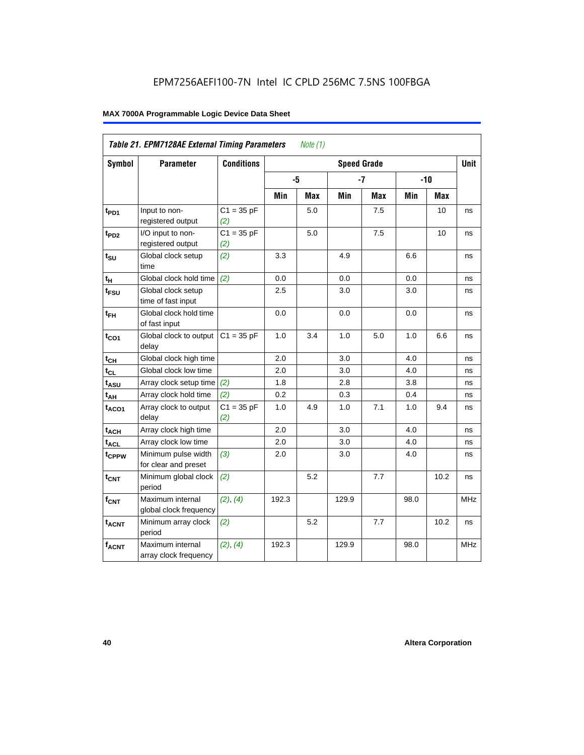EPM7256AEFI100-7N Intel IC CPLD 256MC 7.5NS 100FBGA

| *Table 21. EPM7128AE External Timing Parameters* *Note (1)* | | | | | | | | | |
|---|---|---|---|---|---|---|---|---|---|
| **Symbol** | **Parameter** | **Conditions** | **Speed Grade** | | | | | | **Unit** |
| | | | **-5** | | **-7** | | **-10** | | |
| | | | **Min** | **Max** | **Min** | **Max** | **Min** | **Max** | |
| $t_{PD1}$ | Input to non-registered output | C1 = 35 pF *(2)* | | 5.0 | | 7.5 | | 10 | ns |
| $t_{PD2}$ | I/O input to non-registered output | C1 = 35 pF *(2)* | | 5.0 | | 7.5 | | 10 | ns |
| $t_{SU}$ | Global clock setup time | *(2)* | 3.3 | | 4.9 | | 6.6 | | ns |
| $t_H$ | Global clock hold time | *(2)* | 0.0 | | 0.0 | | 0.0 | | ns |
| $t_{FSU}$ | Global clock setup time of fast input | | 2.5 | | 3.0 | | 3.0 | | ns |
| $t_{FH}$ | Global clock hold time of fast input | | 0.0 | | 0.0 | | 0.0 | | ns |
| $t_{CO1}$ | Global clock to output delay | C1 = 35 pF | 1.0 | 3.4 | 1.0 | 5.0 | 1.0 | 6.6 | ns |
| $t_{CH}$ | Global clock high time | | 2.0 | | 3.0 | | 4.0 | | ns |
| $t_{CL}$ | Global clock low time | | 2.0 | | 3.0 | | 4.0 | | ns |
| $t_{ASU}$ | Array clock setup time | *(2)* | 1.8 | | 2.8 | | 3.8 | | ns |
| $t_{AH}$ | Array clock hold time | *(2)* | 0.2 | | 0.3 | | 0.4 | | ns |
| $t_{ACO1}$ | Array clock to output delay | C1 = 35 pF *(2)* | 1.0 | 4.9 | 1.0 | 7.1 | 1.0 | 9.4 | ns |
| $t_{ACH}$ | Array clock high time | | 2.0 | | 3.0 | | 4.0 | | ns |
| $t_{ACL}$ | Array clock low time | | 2.0 | | 3.0 | | 4.0 | | ns |
| $t_{CPPW}$ | Minimum pulse width for clear and preset | *(3)* | 2.0 | | 3.0 | | 4.0 | | ns |
| $t_{CNT}$ | Minimum global clock period | *(2)* | | 5.2 | | 7.7 | | 10.2 | ns |
| $f_{CNT}$ | Maximum internal global clock frequency | *(2)*, *(4)* | 192.3 | | 129.9 | | 98.0 | | MHz |
| $t_{ACNT}$ | Minimum array clock period | *(2)* | | 5.2 | | 7.7 | | 10.2 | ns |
| $f_{ACNT}$ | Maximum internal array clock frequency | *(2)*, *(4)* | 192.3 | | 129.9 | | 98.0 | | MHz |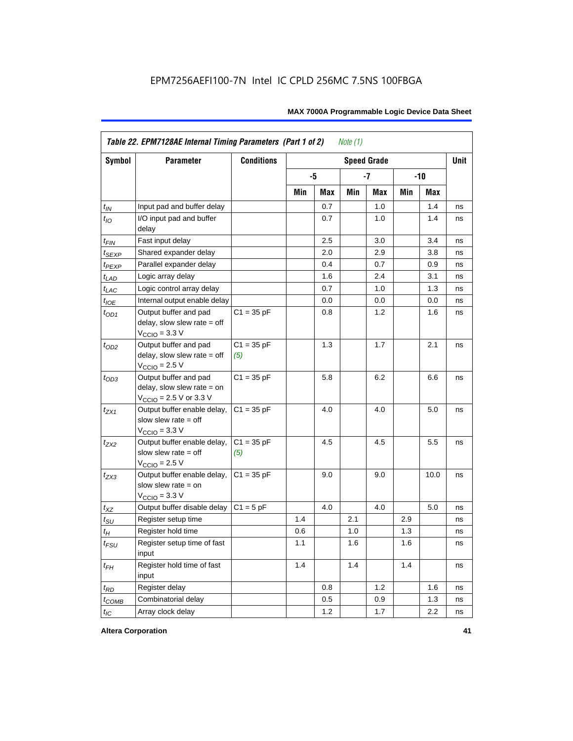| Symbol | Parameter | Conditions | Speed Grade | | | | | | Unit |
|---|---|---|---|---|---|---|---|---|---|
| | | | -5 | | -7 | | -10 | | |
| | | | Min | Max | Min | Max | Min | Max | |
| $t_{IN}$ | Input pad and buffer delay | | | 0.7 | | 1.0 | | 1.4 | ns |
| $t_{IO}$ | I/O input pad and buffer delay | | | 0.7 | | 1.0 | | 1.4 | ns |
| $t_{FIN}$ | Fast input delay | | | 2.5 | | 3.0 | | 3.4 | ns |
| $t_{SEXP}$ | Shared expander delay | | | 2.0 | | 2.9 | | 3.8 | ns |
| $t_{PEXP}$ | Parallel expander delay | | | 0.4 | | 0.7 | | 0.9 | ns |
| $t_{LAD}$ | Logic array delay | | | 1.6 | | 2.4 | | 3.1 | ns |
| $t_{LAC}$ | Logic control array delay | | | 0.7 | | 1.0 | | 1.3 | ns |
| $t_{IOE}$ | Internal output enable delay | | | 0.0 | | 0.0 | | 0.0 | ns |
| $t_{OD1}$ | Output buffer and pad delay, slow slew rate = off $V_{CCIO}$ = 3.3 V | C1 = 35 pF | | 0.8 | | 1.2 | | 1.6 | ns |
| $t_{OD2}$ | Output buffer and pad delay, slow slew rate = off $V_{CCIO}$ = 2.5 V | C1 = 35 pF *(5)* | | 1.3 | | 1.7 | | 2.1 | ns |
| $t_{OD3}$ | Output buffer and pad delay, slow slew rate = on $V_{CCIO}$ = 2.5 V or 3.3 V | C1 = 35 pF | | 5.8 | | 6.2 | | 6.6 | ns |
| $t_{ZX1}$ | Output buffer enable delay, slow slew rate = off $V_{CCIO}$ = 3.3 V | C1 = 35 pF | | 4.0 | | 4.0 | | 5.0 | ns |
| $t_{ZX2}$ | Output buffer enable delay, slow slew rate = off $V_{CCIO}$ = 2.5 V | C1 = 35 pF *(5)* | | 4.5 | | 4.5 | | 5.5 | ns |
| $t_{ZX3}$ | Output buffer enable delay, slow slew rate = on $V_{CCIO}$ = 3.3 V | C1 = 35 pF | | 9.0 | | 9.0 | | 10.0 | ns |
| $t_{XZ}$ | Output buffer disable delay | C1 = 5 pF | | 4.0 | | 4.0 | | 5.0 | ns |
| $t_{SU}$ | Register setup time | | 1.4 | | 2.1 | | 2.9 | | ns |
| $t_{H}$ | Register hold time | | 0.6 | | 1.0 | | 1.3 | | ns |
| $t_{FSU}$ | Register setup time of fast input | | 1.1 | | 1.6 | | 1.6 | | ns |
| $t_{FH}$ | Register hold time of fast input | | 1.4 | | 1.4 | | 1.4 | | ns |
| $t_{RD}$ | Register delay | | | 0.8 | | 1.2 | | 1.6 | ns |
| $t_{COMB}$ | Combinatorial delay | | | 0.5 | | 0.9 | | 1.3 | ns |
| $t_{IC}$ | Array clock delay | | | 1.2 | | 1.7 | | 2.2 | ns |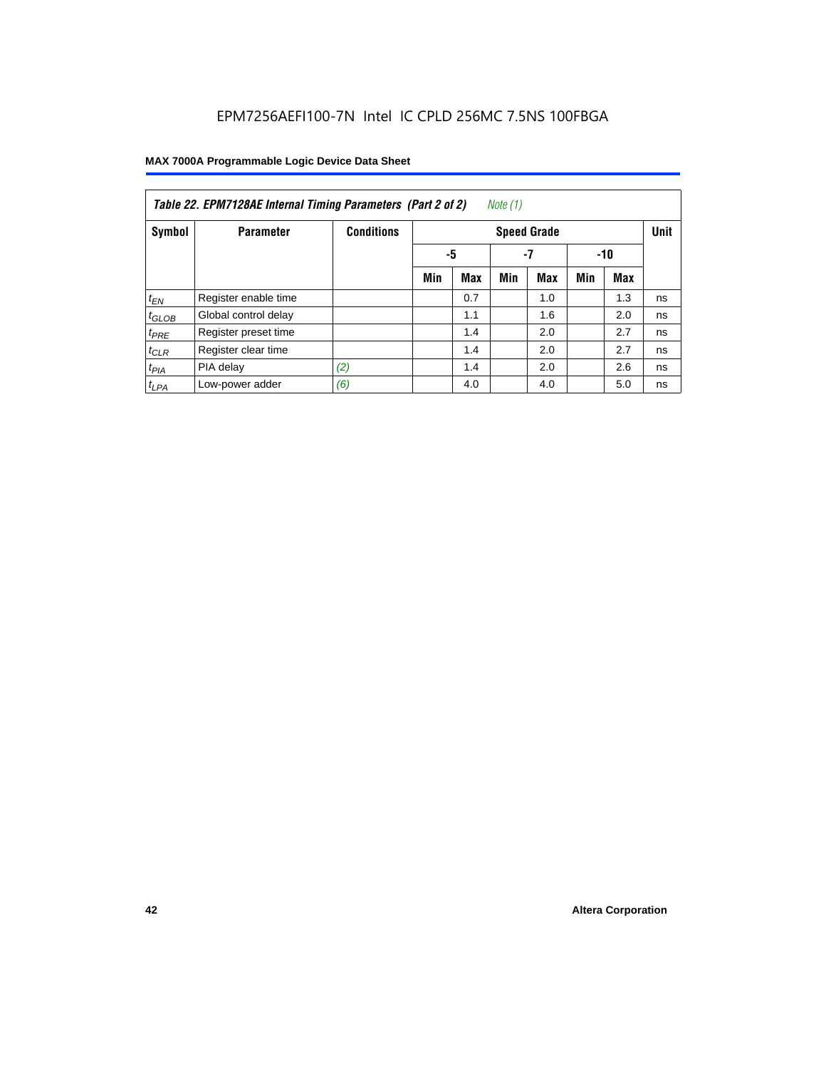EPM7256AEFI100-7N Intel IC CPLD 256MC 7.5NS 100FBGA

| Table 22. EPM7128AE Internal Timing Parameters (Part 2 of 2) *Note (1)* | | | | | | | | | |
|---|---|---|---|---|---|---|---|---|---|
| **Symbol** | **Parameter** | **Conditions** | **Speed Grade** | | | | | | **Unit** |
| | | | **-5** | | **-7** | | **-10** | | |
| | | | **Min** | **Max** | **Min** | **Max** | **Min** | **Max** | |
| $t_{EN}$ | Register enable time | | | 0.7 | | 1.0 | | 1.3 | ns |
| $t_{GLOB}$ | Global control delay | | | 1.1 | | 1.6 | | 2.0 | ns |
| $t_{PRE}$ | Register preset time | | | 1.4 | | 2.0 | | 2.7 | ns |
| $t_{CLR}$ | Register clear time | | | 1.4 | | 2.0 | | 2.7 | ns |
| $t_{PIA}$ | PIA delay | *(2)* | | 1.4 | | 2.0 | | 2.6 | ns |
| $t_{LPA}$ | Low-power adder | *(6)* | | 4.0 | | 4.0 | | 5.0 | ns |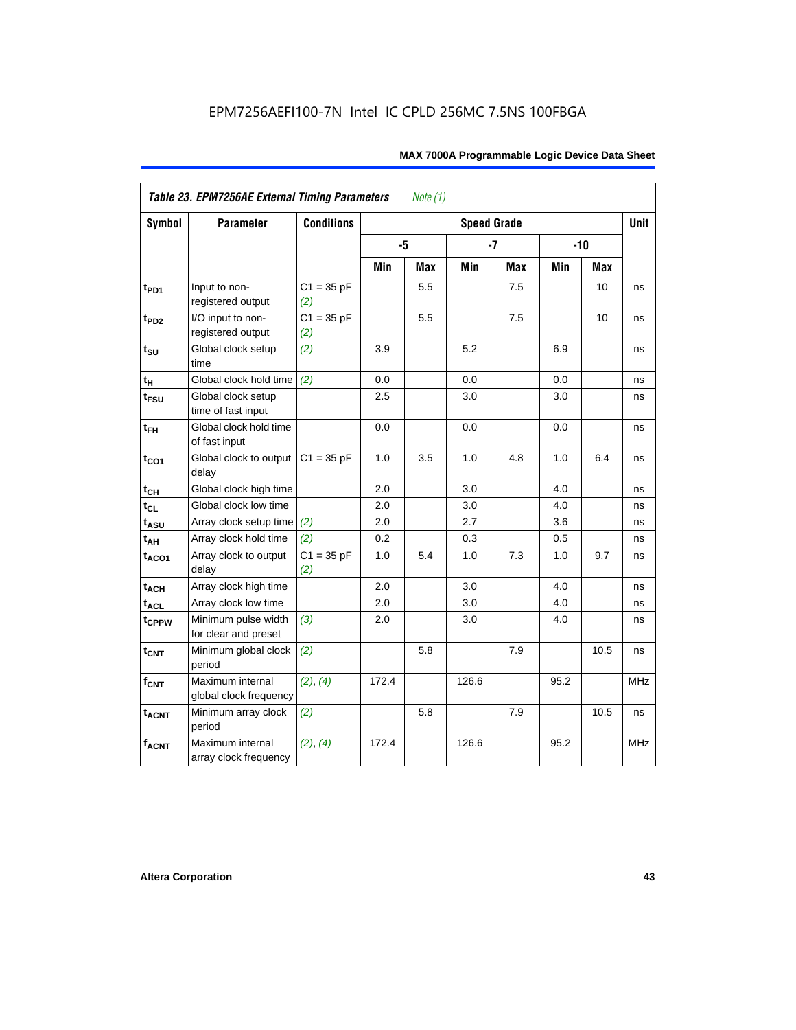EPM7256AEFI100-7N Intel IC CPLD 256MC 7.5NS 100FBGA

**Table 23. EPM7256AE External Timing Parameters** *Note (1)*

| Symbol | Parameter | Conditions | Speed Grade | | | | | | Unit |
|---|---|---|---|---|---|---|---|---|---|
| | | | -5 | | -7 | | -10 | | |
| | | | Min | Max | Min | Max | Min | Max | |
| $t_{PD1}$ | Input to non-registered output | C1 = 35 pF *(2)* | | 5.5 | | 7.5 | | 10 | ns |
| $t_{PD2}$ | I/O input to non-registered output | C1 = 35 pF *(2)* | | 5.5 | | 7.5 | | 10 | ns |
| $t_{SU}$ | Global clock setup time | *(2)* | 3.9 | | 5.2 | | 6.9 | | ns |
| $t_{H}$ | Global clock hold time | *(2)* | 0.0 | | 0.0 | | 0.0 | | ns |
| $t_{FSU}$ | Global clock setup time of fast input | | 2.5 | | 3.0 | | 3.0 | | ns |
| $t_{FH}$ | Global clock hold time of fast input | | 0.0 | | 0.0 | | 0.0 | | ns |
| $t_{CO1}$ | Global clock to output delay | C1 = 35 pF | 1.0 | 3.5 | 1.0 | 4.8 | 1.0 | 6.4 | ns |
| $t_{CH}$ | Global clock high time | | 2.0 | | 3.0 | | 4.0 | | ns |
| $t_{CL}$ | Global clock low time | | 2.0 | | 3.0 | | 4.0 | | ns |
| $t_{ASU}$ | Array clock setup time | *(2)* | 2.0 | | 2.7 | | 3.6 | | ns |
| $t_{AH}$ | Array clock hold time | *(2)* | 0.2 | | 0.3 | | 0.5 | | ns |
| $t_{ACO1}$ | Array clock to output delay | C1 = 35 pF *(2)* | 1.0 | 5.4 | 1.0 | 7.3 | 1.0 | 9.7 | ns |
| $t_{ACH}$ | Array clock high time | | 2.0 | | 3.0 | | 4.0 | | ns |
| $t_{ACL}$ | Array clock low time | | 2.0 | | 3.0 | | 4.0 | | ns |
| $t_{CPPW}$ | Minimum pulse width for clear and preset | *(3)* | 2.0 | | 3.0 | | 4.0 | | ns |
| $t_{CNT}$ | Minimum global clock period | *(2)* | | 5.8 | | 7.9 | | 10.5 | ns |
| $f_{CNT}$ | Maximum internal global clock frequency | *(2)*, *(4)* | 172.4 | | 126.6 | | 95.2 | | MHz |
| $t_{ACNT}$ | Minimum array clock period | *(2)* | | 5.8 | | 7.9 | | 10.5 | ns |
| $f_{ACNT}$ | Maximum internal array clock frequency | *(2)*, *(4)* | 172.4 | | 126.6 | | 95.2 | | MHz |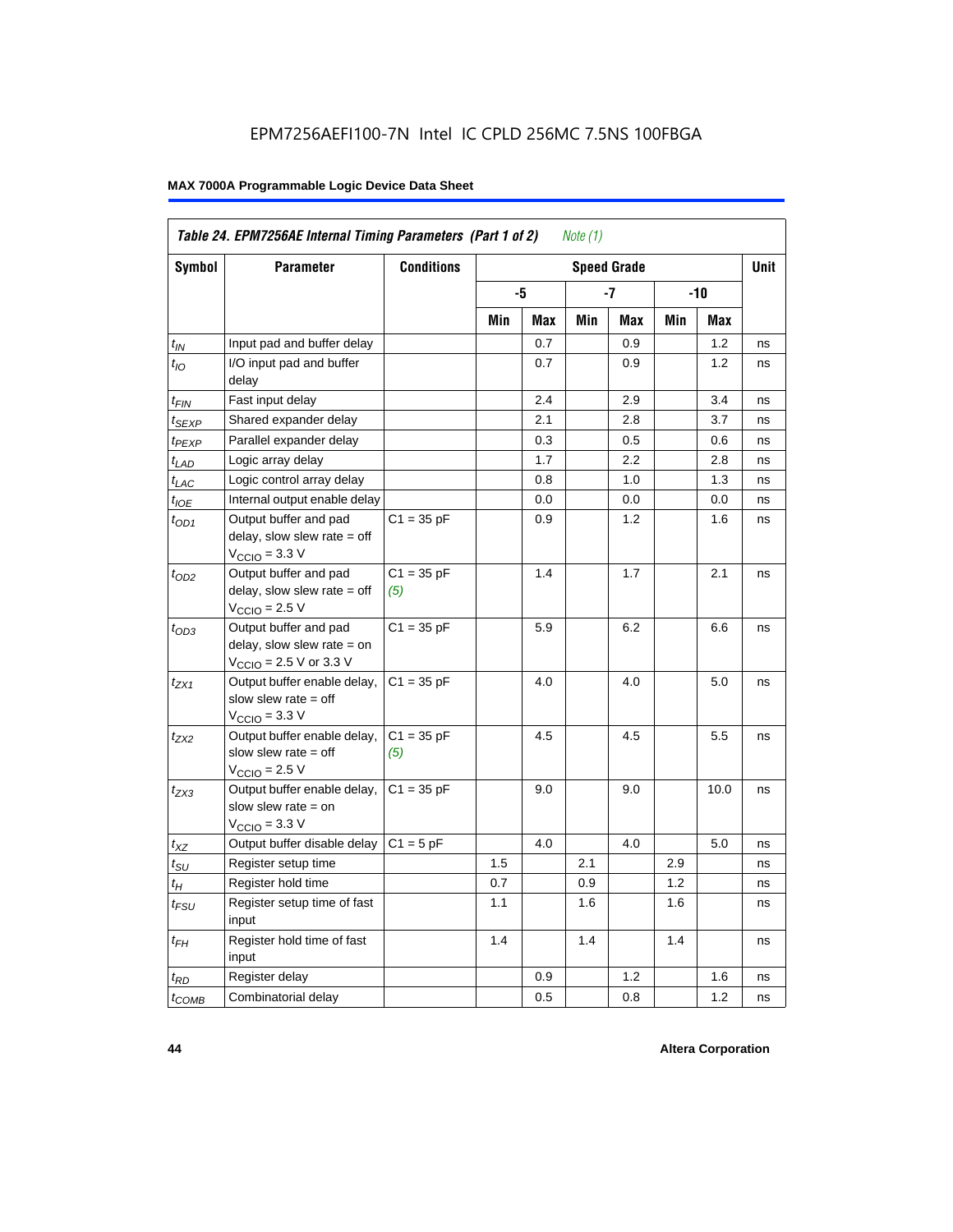EPM7256AEFI100-7N Intel IC CPLD 256MC 7.5NS 100FBGA

**Table 24. EPM7256AE Internal Timing Parameters (Part 1 of 2)** *Note (1)*

| Symbol | Parameter | Conditions | Speed Grade | | | | | | Unit |
|---|---|---|---|---|---|---|---|---|---|
| | | | -5 | | -7 | | -10 | | |
| | | | Min | Max | Min | Max | Min | Max | |
| $t_{IN}$ | Input pad and buffer delay | | | 0.7 | | 0.9 | | 1.2 | ns |
| $t_{IO}$ | I/O input pad and buffer delay | | | 0.7 | | 0.9 | | 1.2 | ns |
| $t_{FIN}$ | Fast input delay | | | 2.4 | | 2.9 | | 3.4 | ns |
| $t_{SEXP}$ | Shared expander delay | | | 2.1 | | 2.8 | | 3.7 | ns |
| $t_{PEXP}$ | Parallel expander delay | | | 0.3 | | 0.5 | | 0.6 | ns |
| $t_{LAD}$ | Logic array delay | | | 1.7 | | 2.2 | | 2.8 | ns |
| $t_{LAC}$ | Logic control array delay | | | 0.8 | | 1.0 | | 1.3 | ns |
| $t_{IOE}$ | Internal output enable delay | | | 0.0 | | 0.0 | | 0.0 | ns |
| $t_{OD1}$ | Output buffer and pad delay, slow slew rate = off $V_{CCIO}$ = 3.3 V | C1 = 35 pF | | 0.9 | | 1.2 | | 1.6 | ns |
| $t_{OD2}$ | Output buffer and pad delay, slow slew rate = off $V_{CCIO}$ = 2.5 V | C1 = 35 pF *(5)* | | 1.4 | | 1.7 | | 2.1 | ns |
| $t_{OD3}$ | Output buffer and pad delay, slow slew rate = on $V_{CCIO}$ = 2.5 V or 3.3 V | C1 = 35 pF | | 5.9 | | 6.2 | | 6.6 | ns |
| $t_{ZX1}$ | Output buffer enable delay, slow slew rate = off $V_{CCIO}$ = 3.3 V | C1 = 35 pF | | 4.0 | | 4.0 | | 5.0 | ns |
| $t_{ZX2}$ | Output buffer enable delay, slow slew rate = off $V_{CCIO}$ = 2.5 V | C1 = 35 pF *(5)* | | 4.5 | | 4.5 | | 5.5 | ns |
| $t_{ZX3}$ | Output buffer enable delay, slow slew rate = on $V_{CCIO}$ = 3.3 V | C1 = 35 pF | | 9.0 | | 9.0 | | 10.0 | ns |
| $t_{XZ}$ | Output buffer disable delay | C1 = 5 pF | | 4.0 | | 4.0 | | 5.0 | ns |
| $t_{SU}$ | Register setup time | | 1.5 | | 2.1 | | 2.9 | | ns |
| $t_{H}$ | Register hold time | | 0.7 | | 0.9 | | 1.2 | | ns |
| $t_{FSU}$ | Register setup time of fast input | | 1.1 | | 1.6 | | 1.6 | | ns |
| $t_{FH}$ | Register hold time of fast input | | 1.4 | | 1.4 | | 1.4 | | ns |
| $t_{RD}$ | Register delay | | | 0.9 | | 1.2 | | 1.6 | ns |
| $t_{COMB}$ | Combinatorial delay | | | 0.5 | | 0.8 | | 1.2 | ns |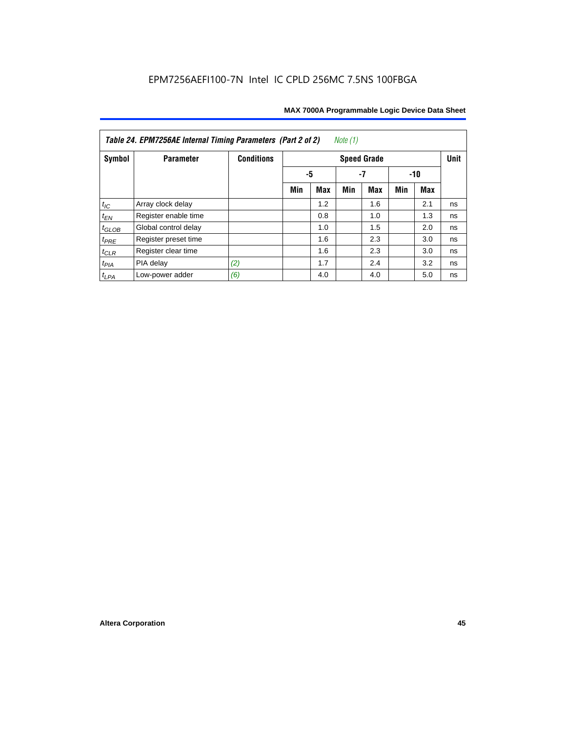EPM7256AEFI100-7N Intel IC CPLD 256MC 7.5NS 100FBGA

| *Table 24. EPM7256AE Internal Timing Parameters (Part 2 of 2) Note (1)* | | | | | | | | | |
|---|---|---|---|---|---|---|---|---|---|
| **Symbol** | **Parameter** | **Conditions** | **Speed Grade** | | | | | | **Unit** |
| | | | **-5** | | **-7** | | **-10** | | |
| | | | **Min** | **Max** | **Min** | **Max** | **Min** | **Max** | |
| $t_{IC}$ | Array clock delay | | | 1.2 | | 1.6 | | 2.1 | ns |
| $t_{EN}$ | Register enable time | | | 0.8 | | 1.0 | | 1.3 | ns |
| $t_{GLOB}$ | Global control delay | | | 1.0 | | 1.5 | | 2.0 | ns |
| $t_{PRE}$ | Register preset time | | | 1.6 | | 2.3 | | 3.0 | ns |
| $t_{CLR}$ | Register clear time | | | 1.6 | | 2.3 | | 3.0 | ns |
| $t_{PIA}$ | PIA delay | *(2)* | | 1.7 | | 2.4 | | 3.2 | ns |
| $t_{LPA}$ | Low-power adder | *(6)* | | 4.0 | | 4.0 | | 5.0 | ns |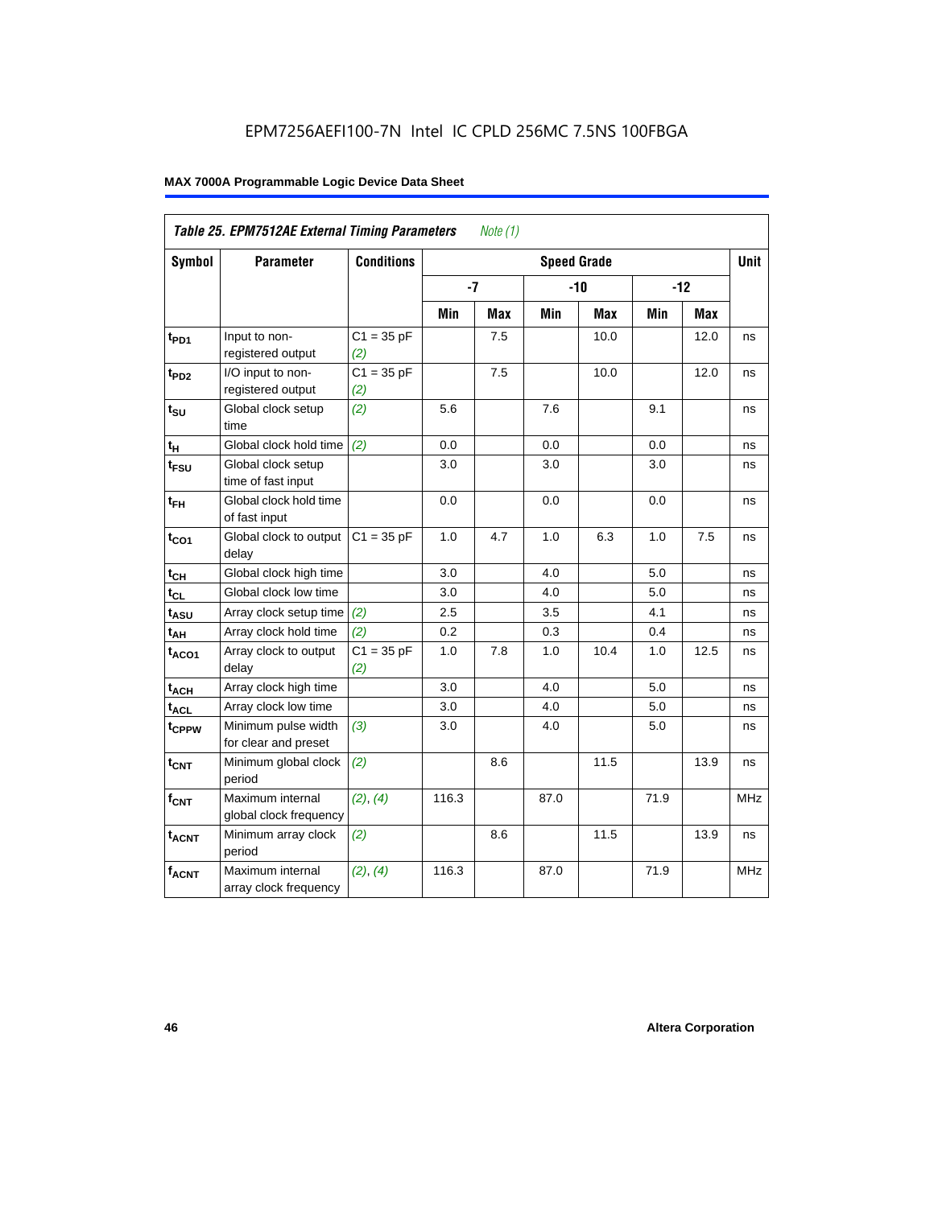EPM7256AEFI100-7N Intel IC CPLD 256MC 7.5NS 100FBGA

**MAX 7000A Programmable Logic Device Data Sheet**

| *Table 25. EPM7512AE External Timing Parameters* *Note (1)* | | | | | | | | | |
|---|---|---|---|---|---|---|---|---|---|
| **Symbol** | **Parameter** | **Conditions** | **Speed Grade** | | | | | | **Unit** |
| | | | **-7** | | **-10** | | **-12** | | |
| | | | **Min** | **Max** | **Min** | **Max** | **Min** | **Max** | |
| $t_{PD1}$ | Input to non-registered output | C1 = 35 pF *(2)* | | 7.5 | | 10.0 | | 12.0 | ns |
| $t_{PD2}$ | I/O input to non-registered output | C1 = 35 pF *(2)* | | 7.5 | | 10.0 | | 12.0 | ns |
| $t_{SU}$ | Global clock setup time | *(2)* | 5.6 | | 7.6 | | 9.1 | | ns |
| $t_{H}$ | Global clock hold time | *(2)* | 0.0 | | 0.0 | | 0.0 | | ns |
| $t_{FSU}$ | Global clock setup time of fast input | | 3.0 | | 3.0 | | 3.0 | | ns |
| $t_{FH}$ | Global clock hold time of fast input | | 0.0 | | 0.0 | | 0.0 | | ns |
| $t_{CO1}$ | Global clock to output delay | C1 = 35 pF | 1.0 | 4.7 | 1.0 | 6.3 | 1.0 | 7.5 | ns |
| $t_{CH}$ | Global clock high time | | 3.0 | | 4.0 | | 5.0 | | ns |
| $t_{CL}$ | Global clock low time | | 3.0 | | 4.0 | | 5.0 | | ns |
| $t_{ASU}$ | Array clock setup time | *(2)* | 2.5 | | 3.5 | | 4.1 | | ns |
| $t_{AH}$ | Array clock hold time | *(2)* | 0.2 | | 0.3 | | 0.4 | | ns |
| $t_{ACO1}$ | Array clock to output delay | C1 = 35 pF *(2)* | 1.0 | 7.8 | 1.0 | 10.4 | 1.0 | 12.5 | ns |
| $t_{ACH}$ | Array clock high time | | 3.0 | | 4.0 | | 5.0 | | ns |
| $t_{ACL}$ | Array clock low time | | 3.0 | | 4.0 | | 5.0 | | ns |
| $t_{CPPW}$ | Minimum pulse width for clear and preset | *(3)* | 3.0 | | 4.0 | | 5.0 | | ns |
| $t_{CNT}$ | Minimum global clock period | *(2)* | | 8.6 | | 11.5 | | 13.9 | ns |
| $f_{CNT}$ | Maximum internal global clock frequency | *(2)*, *(4)* | 116.3 | | 87.0 | | 71.9 | | MHz |
| $t_{ACNT}$ | Minimum array clock period | *(2)* | | 8.6 | | 11.5 | | 13.9 | ns |
| $f_{ACNT}$ | Maximum internal array clock frequency | *(2)*, *(4)* | 116.3 | | 87.0 | | 71.9 | | MHz |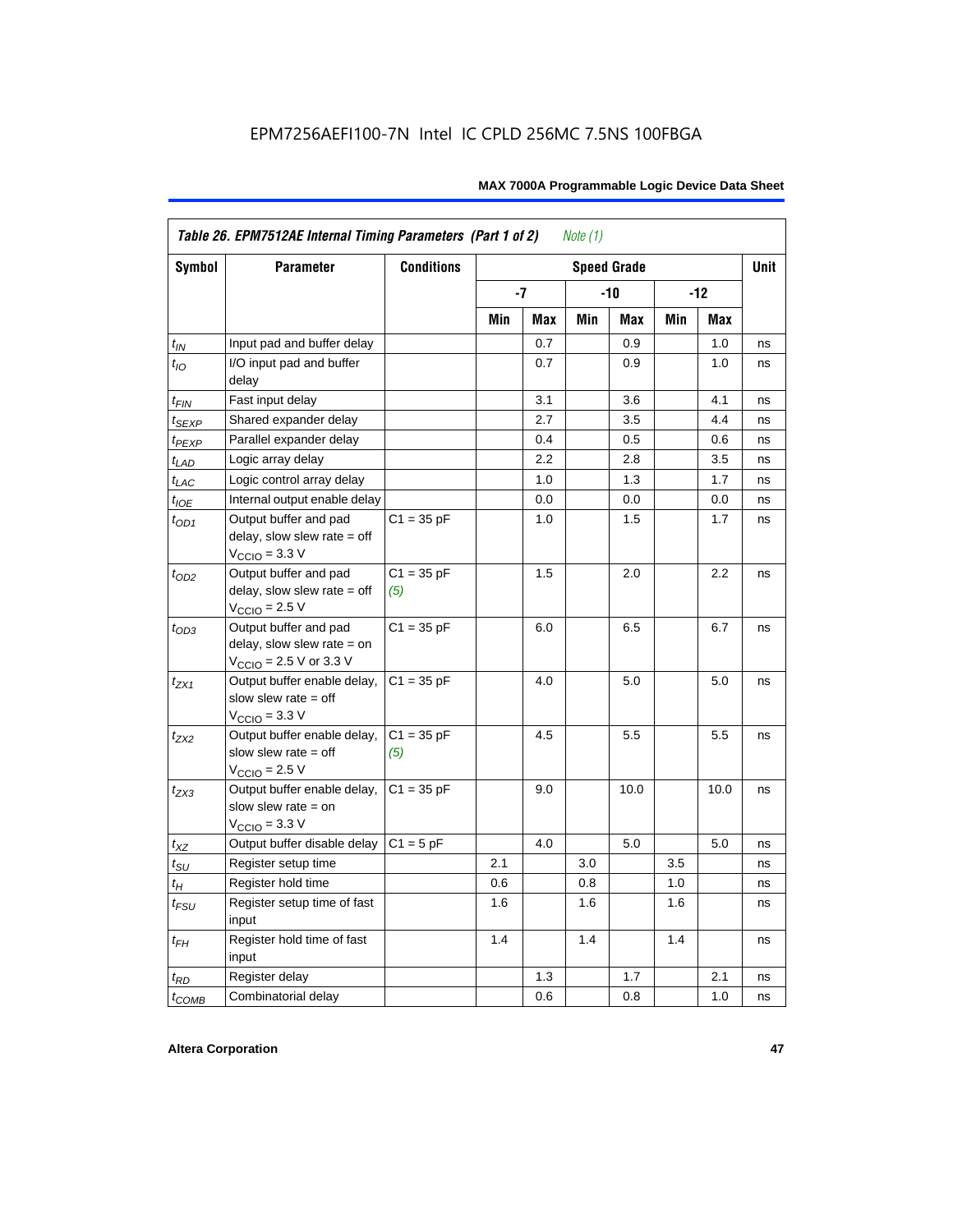EPM7256AEFI100-7N Intel IC CPLD 256MC 7.5NS 100FBGA

| Table 26. EPM7512AE Internal Timing Parameters (Part 1 of 2) *Note (1)* | | | | | | | | | |
|---|---|---|---|---|---|---|---|---|---|
| Symbol | Parameter | Conditions | Speed Grade | | | | | | Unit |
| | | | -7 | | -10 | | -12 | | |
| | | | Min | Max | Min | Max | Min | Max | |
| $t_{IN}$ | Input pad and buffer delay | | | 0.7 | | 0.9 | | 1.0 | ns |
| $t_{IO}$ | I/O input pad and buffer delay | | | 0.7 | | 0.9 | | 1.0 | ns |
| $t_{FIN}$ | Fast input delay | | | 3.1 | | 3.6 | | 4.1 | ns |
| $t_{SEXP}$ | Shared expander delay | | | 2.7 | | 3.5 | | 4.4 | ns |
| $t_{PEXP}$ | Parallel expander delay | | | 0.4 | | 0.5 | | 0.6 | ns |
| $t_{LAD}$ | Logic array delay | | | 2.2 | | 2.8 | | 3.5 | ns |
| $t_{LAC}$ | Logic control array delay | | | 1.0 | | 1.3 | | 1.7 | ns |
| $t_{IOE}$ | Internal output enable delay | | | 0.0 | | 0.0 | | 0.0 | ns |
| $t_{OD1}$ | Output buffer and pad delay, slow slew rate = off $V_{CCIO}$ = 3.3 V | C1 = 35 pF | | 1.0 | | 1.5 | | 1.7 | ns |
| $t_{OD2}$ | Output buffer and pad delay, slow slew rate = off $V_{CCIO}$ = 2.5 V | C1 = 35 pF *(5)* | | 1.5 | | 2.0 | | 2.2 | ns |
| $t_{OD3}$ | Output buffer and pad delay, slow slew rate = on $V_{CCIO}$ = 2.5 V or 3.3 V | C1 = 35 pF | | 6.0 | | 6.5 | | 6.7 | ns |
| $t_{ZX1}$ | Output buffer enable delay, slow slew rate = off $V_{CCIO}$ = 3.3 V | C1 = 35 pF | | 4.0 | | 5.0 | | 5.0 | ns |
| $t_{ZX2}$ | Output buffer enable delay, slow slew rate = off $V_{CCIO}$ = 2.5 V | C1 = 35 pF *(5)* | | 4.5 | | 5.5 | | 5.5 | ns |
| $t_{ZX3}$ | Output buffer enable delay, slow slew rate = on $V_{CCIO}$ = 3.3 V | C1 = 35 pF | | 9.0 | | 10.0 | | 10.0 | ns |
| $t_{XZ}$ | Output buffer disable delay | C1 = 5 pF | | 4.0 | | 5.0 | | 5.0 | ns |
| $t_{SU}$ | Register setup time | | 2.1 | | 3.0 | | 3.5 | | ns |
| $t_{H}$ | Register hold time | | 0.6 | | 0.8 | | 1.0 | | ns |
| $t_{FSU}$ | Register setup time of fast input | | 1.6 | | 1.6 | | 1.6 | | ns |
| $t_{FH}$ | Register hold time of fast input | | 1.4 | | 1.4 | | 1.4 | | ns |
| $t_{RD}$ | Register delay | | | 1.3 | | 1.7 | | 2.1 | ns |
| $t_{COMB}$ | Combinatorial delay | | | 0.6 | | 0.8 | | 1.0 | ns |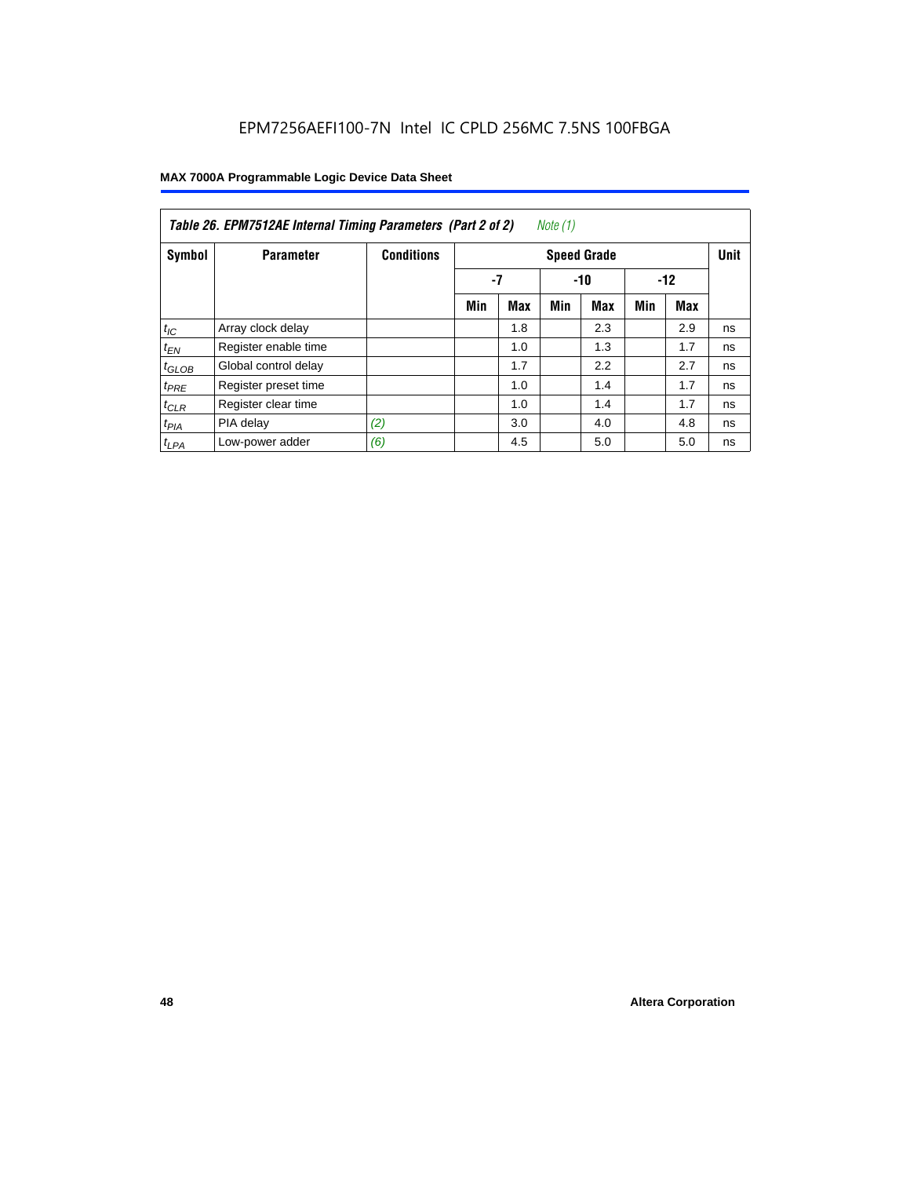**Table 26. EPM7512AE Internal Timing Parameters (Part 2 of 2)** *Note (1)*

| Symbol | Parameter | Conditions | Speed Grade | | | | | | Unit |
|---|---|---|---|---|---|---|---|---|---|
| | | | -7 | | -10 | | -12 | | |
| | | | Min | Max | Min | Max | Min | Max | |
| $t_{IC}$ | Array clock delay | | | 1.8 | | 2.3 | | 2.9 | ns |
| $t_{EN}$ | Register enable time | | | 1.0 | | 1.3 | | 1.7 | ns |
| $t_{GLOB}$ | Global control delay | | | 1.7 | | 2.2 | | 2.7 | ns |
| $t_{PRE}$ | Register preset time | | | 1.0 | | 1.4 | | 1.7 | ns |
| $t_{CLR}$ | Register clear time | | | 1.0 | | 1.4 | | 1.7 | ns |
| $t_{PIA}$ | PIA delay | *(2)* | | 3.0 | | 4.0 | | 4.8 | ns |
| $t_{LPA}$ | Low-power adder | *(6)* | | 4.5 | | 5.0 | | 5.0 | ns |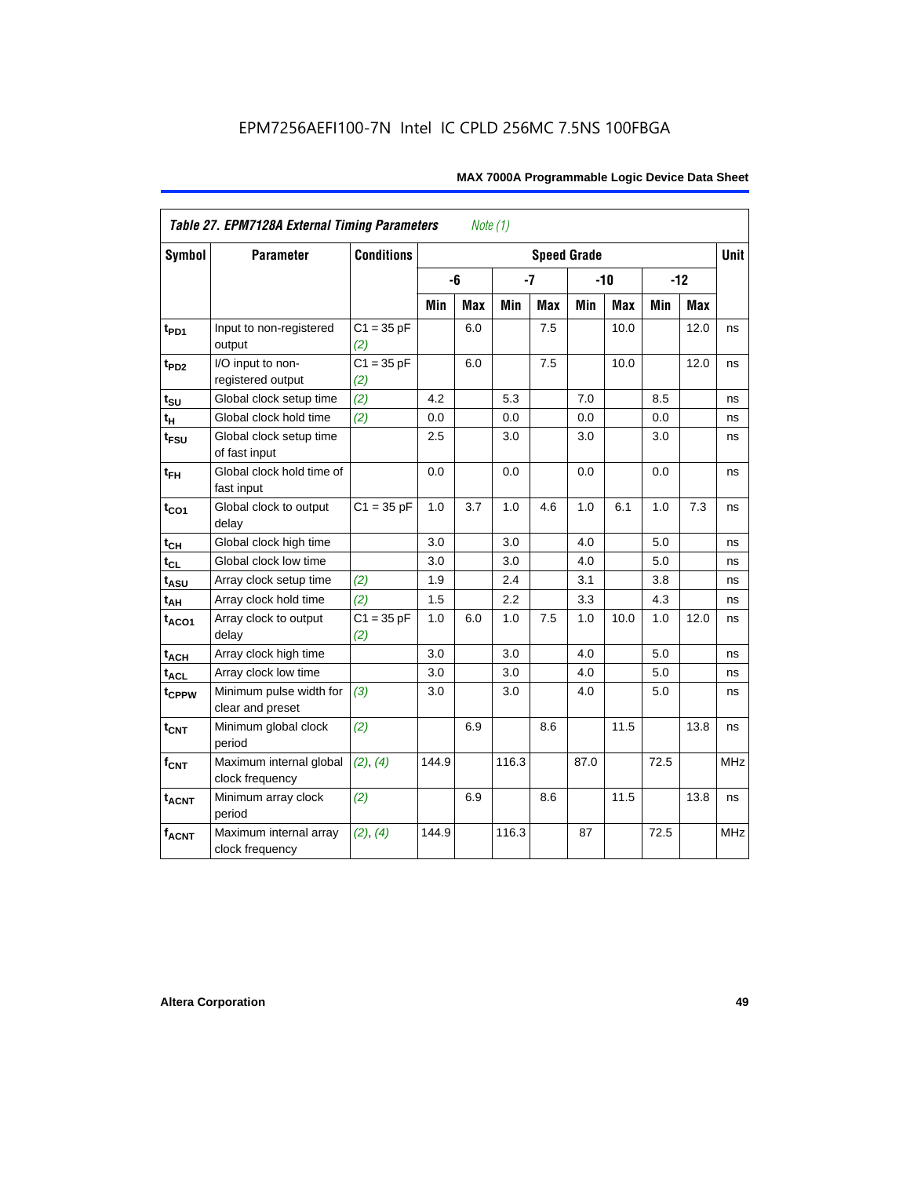**Table 27. EPM7128A External Timing Parameters** *Note (1)*

| Symbol | Parameter | Conditions | Speed Grade | | | | | | | | Unit |
|---|---|---|---|---|---|---|---|---|---|---|---|
| | | | -6 | | -7 | | -10 | | -12 | | |
| | | | Min | Max | Min | Max | Min | Max | Min | Max | |
| $t_{PD1}$ | Input to non-registered output | C1 = 35 pF *(2)* | | 6.0 | | 7.5 | | 10.0 | | 12.0 | ns |
| $t_{PD2}$ | I/O input to non-registered output | C1 = 35 pF *(2)* | | 6.0 | | 7.5 | | 10.0 | | 12.0 | ns |
| $t_{SU}$ | Global clock setup time | *(2)* | 4.2 | | 5.3 | | 7.0 | | 8.5 | | ns |
| $t_H$ | Global clock hold time | *(2)* | 0.0 | | 0.0 | | 0.0 | | 0.0 | | ns |
| $t_{FSU}$ | Global clock setup time of fast input | | 2.5 | | 3.0 | | 3.0 | | 3.0 | | ns |
| $t_{FH}$ | Global clock hold time of fast input | | 0.0 | | 0.0 | | 0.0 | | 0.0 | | ns |
| $t_{CO1}$ | Global clock to output delay | C1 = 35 pF | 1.0 | 3.7 | 1.0 | 4.6 | 1.0 | 6.1 | 1.0 | 7.3 | ns |
| $t_{CH}$ | Global clock high time | | 3.0 | | 3.0 | | 4.0 | | 5.0 | | ns |
| $t_{CL}$ | Global clock low time | | 3.0 | | 3.0 | | 4.0 | | 5.0 | | ns |
| $t_{ASU}$ | Array clock setup time | *(2)* | 1.9 | | 2.4 | | 3.1 | | 3.8 | | ns |
| $t_{AH}$ | Array clock hold time | *(2)* | 1.5 | | 2.2 | | 3.3 | | 4.3 | | ns |
| $t_{ACO1}$ | Array clock to output delay | C1 = 35 pF *(2)* | 1.0 | 6.0 | 1.0 | 7.5 | 1.0 | 10.0 | 1.0 | 12.0 | ns |
| $t_{ACH}$ | Array clock high time | | 3.0 | | 3.0 | | 4.0 | | 5.0 | | ns |
| $t_{ACL}$ | Array clock low time | | 3.0 | | 3.0 | | 4.0 | | 5.0 | | ns |
| $t_{CPPW}$ | Minimum pulse width for clear and preset | *(3)* | 3.0 | | 3.0 | | 4.0 | | 5.0 | | ns |
| $t_{CNT}$ | Minimum global clock period | *(2)* | | 6.9 | | 8.6 | | 11.5 | | 13.8 | ns |
| $f_{CNT}$ | Maximum internal global clock frequency | *(2)*, *(4)* | 144.9 | | 116.3 | | 87.0 | | 72.5 | | MHz |
| $t_{ACNT}$ | Minimum array clock period | *(2)* | | 6.9 | | 8.6 | | 11.5 | | 13.8 | ns |
| $f_{ACNT}$ | Maximum internal array clock frequency | *(2)*, *(4)* | 144.9 | | 116.3 | | 87 | | 72.5 | | MHz |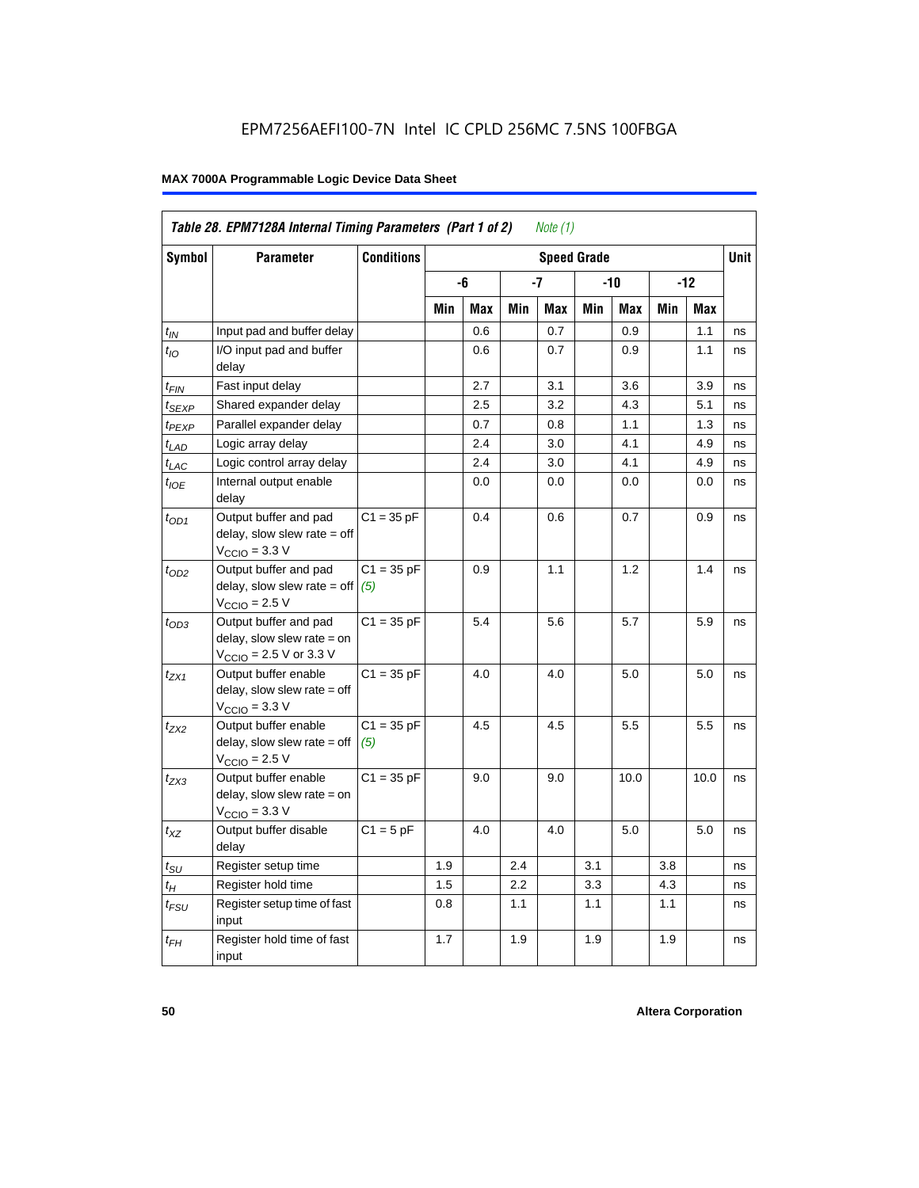| Table 28. EPM7128A Internal Timing Parameters (Part 1 of 2) *Note (1)* | | | | | | | | | | | |
|---|---|---|---|---|---|---|---|---|---|---|---|
| **Symbol** | **Parameter** | **Conditions** | **Speed Grade** | | | | | | | | **Unit** |
| | | | **-6** | | **-7** | | **-10** | | **-12** | | |
| | | | **Min** | **Max** | **Min** | **Max** | **Min** | **Max** | **Min** | **Max** | |
| $t_{IN}$ | Input pad and buffer delay | | | 0.6 | | 0.7 | | 0.9 | | 1.1 | ns |
| $t_{IO}$ | I/O input pad and buffer delay | | | 0.6 | | 0.7 | | 0.9 | | 1.1 | ns |
| $t_{FIN}$ | Fast input delay | | | 2.7 | | 3.1 | | 3.6 | | 3.9 | ns |
| $t_{SEXP}$ | Shared expander delay | | | 2.5 | | 3.2 | | 4.3 | | 5.1 | ns |
| $t_{PEXP}$ | Parallel expander delay | | | 0.7 | | 0.8 | | 1.1 | | 1.3 | ns |
| $t_{LAD}$ | Logic array delay | | | 2.4 | | 3.0 | | 4.1 | | 4.9 | ns |
| $t_{LAC}$ | Logic control array delay | | | 2.4 | | 3.0 | | 4.1 | | 4.9 | ns |
| $t_{IOE}$ | Internal output enable delay | | | 0.0 | | 0.0 | | 0.0 | | 0.0 | ns |
| $t_{OD1}$ | Output buffer and pad delay, slow slew rate = off $V_{CCIO}$ = 3.3 V | C1 = 35 pF | | 0.4 | | 0.6 | | 0.7 | | 0.9 | ns |
| $t_{OD2}$ | Output buffer and pad delay, slow slew rate = off $V_{CCIO}$ = 2.5 V | C1 = 35 pF *(5)* | | 0.9 | | 1.1 | | 1.2 | | 1.4 | ns |
| $t_{OD3}$ | Output buffer and pad delay, slow slew rate = on $V_{CCIO}$ = 2.5 V or 3.3 V | C1 = 35 pF | | 5.4 | | 5.6 | | 5.7 | | 5.9 | ns |
| $t_{ZX1}$ | Output buffer enable delay, slow slew rate = off $V_{CCIO}$ = 3.3 V | C1 = 35 pF | | 4.0 | | 4.0 | | 5.0 | | 5.0 | ns |
| $t_{ZX2}$ | Output buffer enable delay, slow slew rate = off $V_{CCIO}$ = 2.5 V | C1 = 35 pF *(5)* | | 4.5 | | 4.5 | | 5.5 | | 5.5 | ns |
| $t_{ZX3}$ | Output buffer enable delay, slow slew rate = on $V_{CCIO}$ = 3.3 V | C1 = 35 pF | | 9.0 | | 9.0 | | 10.0 | | 10.0 | ns |
| $t_{XZ}$ | Output buffer disable delay | C1 = 5 pF | | 4.0 | | 4.0 | | 5.0 | | 5.0 | ns |
| $t_{SU}$ | Register setup time | | 1.9 | | 2.4 | | 3.1 | | 3.8 | | ns |
| $t_H$ | Register hold time | | 1.5 | | 2.2 | | 3.3 | | 4.3 | | ns |
| $t_{FSU}$ | Register setup time of fast input | | 0.8 | | 1.1 | | 1.1 | | 1.1 | | ns |
| $t_{FH}$ | Register hold time of fast input | | 1.7 | | 1.9 | | 1.9 | | 1.9 | | ns |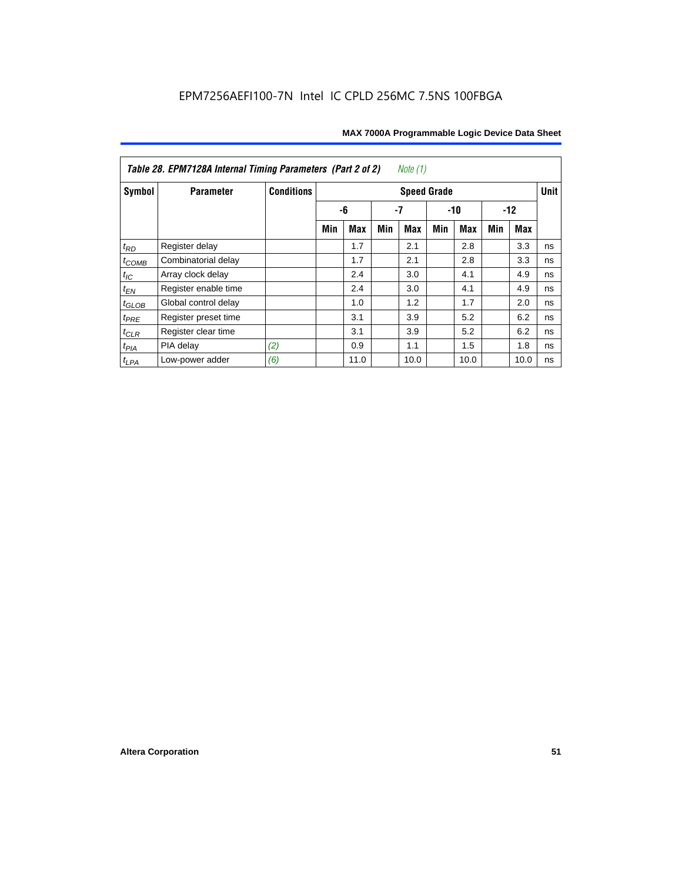EPM7256AEFI100-7N Intel IC CPLD 256MC 7.5NS 100FBGA

| *Table 28. EPM7128A Internal Timing Parameters (Part 2 of 2)* *Note (1)* | | | | | | | | | | | |
|---|---|---|---|---|---|---|---|---|---|---|---|
| **Symbol** | **Parameter** | **Conditions** | **Speed Grade** | | | | | | | | **Unit** |
| | | | **-6** | | **-7** | | **-10** | | **-12** | | |
| | | | **Min** | **Max** | **Min** | **Max** | **Min** | **Max** | **Min** | **Max** | |
| $t_{RD}$ | Register delay | | | 1.7 | | 2.1 | | 2.8 | | 3.3 | ns |
| $t_{COMB}$ | Combinatorial delay | | | 1.7 | | 2.1 | | 2.8 | | 3.3 | ns |
| $t_{IC}$ | Array clock delay | | | 2.4 | | 3.0 | | 4.1 | | 4.9 | ns |
| $t_{EN}$ | Register enable time | | | 2.4 | | 3.0 | | 4.1 | | 4.9 | ns |
| $t_{GLOB}$ | Global control delay | | | 1.0 | | 1.2 | | 1.7 | | 2.0 | ns |
| $t_{PRE}$ | Register preset time | | | 3.1 | | 3.9 | | 5.2 | | 6.2 | ns |
| $t_{CLR}$ | Register clear time | | | 3.1 | | 3.9 | | 5.2 | | 6.2 | ns |
| $t_{PIA}$ | PIA delay | *(2)* | | 0.9 | | 1.1 | | 1.5 | | 1.8 | ns |
| $t_{LPA}$ | Low-power adder | *(6)* | | 11.0 | | 10.0 | | 10.0 | | 10.0 | ns |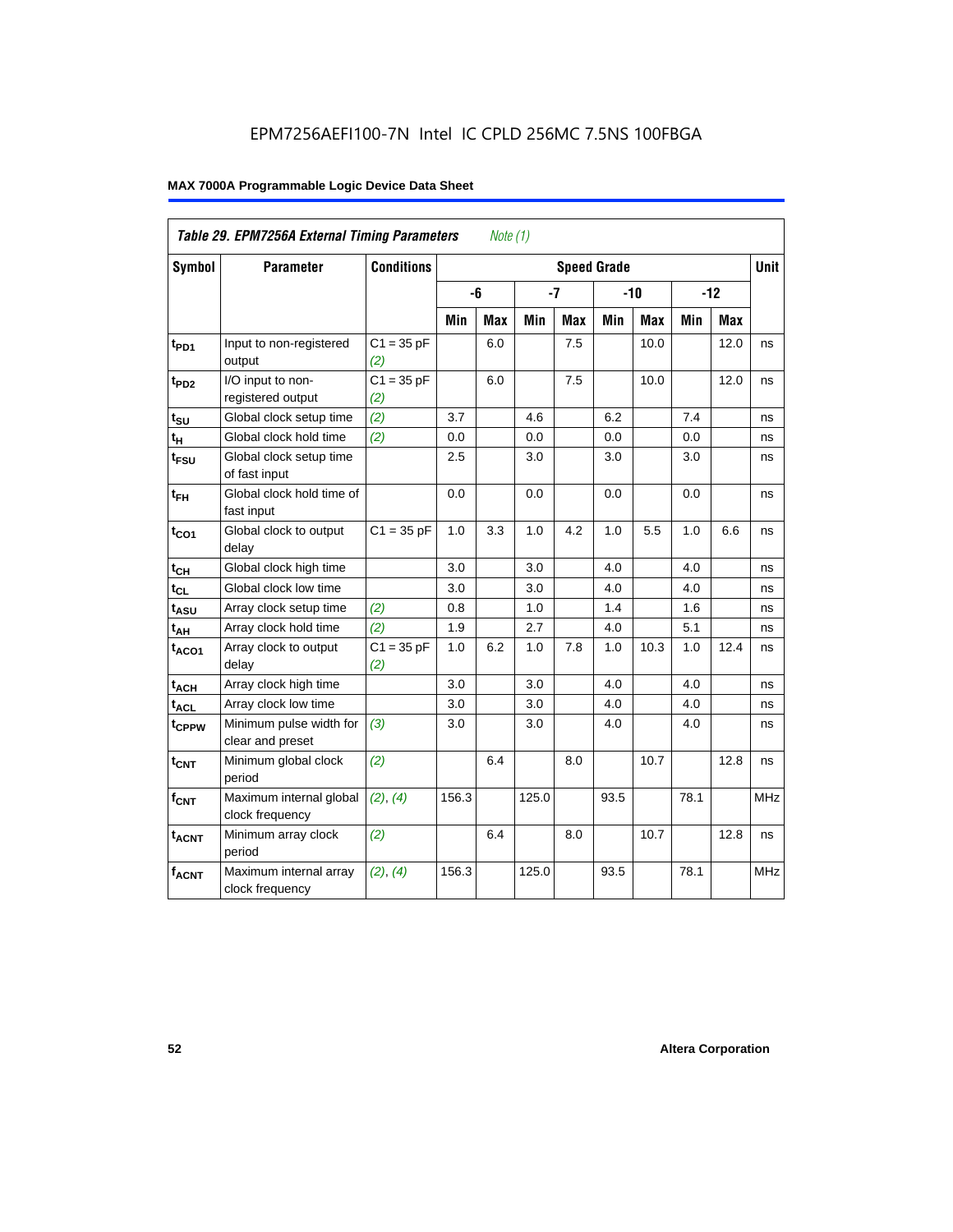EPM7256AEFI100-7N Intel IC CPLD 256MC 7.5NS 100FBGA

| Table 29. EPM7256A External Timing Parameters *Note (1)* | | | | | | | | | | | |
|---|---|---|---|---|---|---|---|---|---|---|---|
| Symbol | Parameter | Conditions | Speed Grade | | | | | | | | Unit |
| | | | -6 | | -7 | | -10 | | -12 | | |
| | | | Min | Max | Min | Max | Min | Max | Min | Max | |
| $t_{PD1}$ | Input to non-registered output | C1 = 35 pF *(2)* | | 6.0 | | 7.5 | | 10.0 | | 12.0 | ns |
| $t_{PD2}$ | I/O input to non-registered output | C1 = 35 pF *(2)* | | 6.0 | | 7.5 | | 10.0 | | 12.0 | ns |
| $t_{SU}$ | Global clock setup time | *(2)* | 3.7 | | 4.6 | | 6.2 | | 7.4 | | ns |
| $t_H$ | Global clock hold time | *(2)* | 0.0 | | 0.0 | | 0.0 | | 0.0 | | ns |
| $t_{FSU}$ | Global clock setup time of fast input | | 2.5 | | 3.0 | | 3.0 | | 3.0 | | ns |
| $t_{FH}$ | Global clock hold time of fast input | | 0.0 | | 0.0 | | 0.0 | | 0.0 | | ns |
| $t_{CO1}$ | Global clock to output delay | C1 = 35 pF | 1.0 | 3.3 | 1.0 | 4.2 | 1.0 | 5.5 | 1.0 | 6.6 | ns |
| $t_{CH}$ | Global clock high time | | 3.0 | | 3.0 | | 4.0 | | 4.0 | | ns |
| $t_{CL}$ | Global clock low time | | 3.0 | | 3.0 | | 4.0 | | 4.0 | | ns |
| $t_{ASU}$ | Array clock setup time | *(2)* | 0.8 | | 1.0 | | 1.4 | | 1.6 | | ns |
| $t_{AH}$ | Array clock hold time | *(2)* | 1.9 | | 2.7 | | 4.0 | | 5.1 | | ns |
| $t_{ACO1}$ | Array clock to output delay | C1 = 35 pF *(2)* | 1.0 | 6.2 | 1.0 | 7.8 | 1.0 | 10.3 | 1.0 | 12.4 | ns |
| $t_{ACH}$ | Array clock high time | | 3.0 | | 3.0 | | 4.0 | | 4.0 | | ns |
| $t_{ACL}$ | Array clock low time | | 3.0 | | 3.0 | | 4.0 | | 4.0 | | ns |
| $t_{CPPW}$ | Minimum pulse width for clear and preset | *(3)* | 3.0 | | 3.0 | | 4.0 | | 4.0 | | ns |
| $t_{CNT}$ | Minimum global clock period | *(2)* | | 6.4 | | 8.0 | | 10.7 | | 12.8 | ns |
| $f_{CNT}$ | Maximum internal global clock frequency | *(2)*, *(4)* | 156.3 | | 125.0 | | 93.5 | | 78.1 | | MHz |
| $t_{ACNT}$ | Minimum array clock period | *(2)* | | 6.4 | | 8.0 | | 10.7 | | 12.8 | ns |
| $f_{ACNT}$ | Maximum internal array clock frequency | *(2)*, *(4)* | 156.3 | | 125.0 | | 93.5 | | 78.1 | | MHz |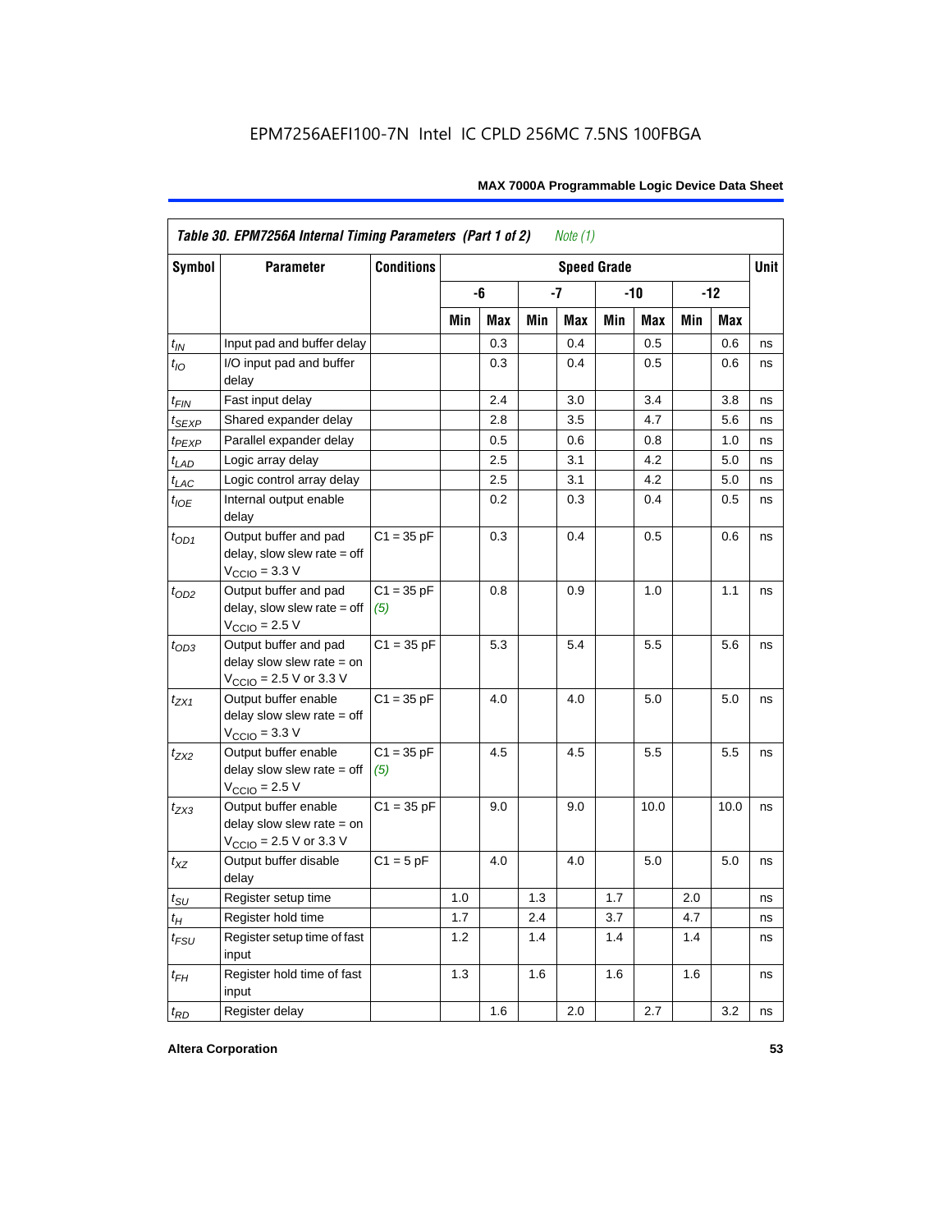**Table 30. EPM7256A Internal Timing Parameters (Part 1 of 2)** *Note (1)*

| Symbol | Parameter | Conditions | Speed Grade | | | | | | | | Unit |
|---|---|---|---|---|---|---|---|---|---|---|---|
| | | | -6 | | -7 | | -10 | | -12 | | |
| | | | Min | Max | Min | Max | Min | Max | Min | Max | |
| $t_{IN}$ | Input pad and buffer delay | | | 0.3 | | 0.4 | | 0.5 | | 0.6 | ns |
| $t_{IO}$ | I/O input pad and buffer delay | | | 0.3 | | 0.4 | | 0.5 | | 0.6 | ns |
| $t_{FIN}$ | Fast input delay | | | 2.4 | | 3.0 | | 3.4 | | 3.8 | ns |
| $t_{SEXP}$ | Shared expander delay | | | 2.8 | | 3.5 | | 4.7 | | 5.6 | ns |
| $t_{PEXP}$ | Parallel expander delay | | | 0.5 | | 0.6 | | 0.8 | | 1.0 | ns |
| $t_{LAD}$ | Logic array delay | | | 2.5 | | 3.1 | | 4.2 | | 5.0 | ns |
| $t_{LAC}$ | Logic control array delay | | | 2.5 | | 3.1 | | 4.2 | | 5.0 | ns |
| $t_{IOE}$ | Internal output enable delay | | | 0.2 | | 0.3 | | 0.4 | | 0.5 | ns |
| $t_{OD1}$ | Output buffer and pad delay, slow slew rate = off $V_{CCIO}$ = 3.3 V | C1 = 35 pF | | 0.3 | | 0.4 | | 0.5 | | 0.6 | ns |
| $t_{OD2}$ | Output buffer and pad delay, slow slew rate = off $V_{CCIO}$ = 2.5 V | C1 = 35 pF *(5)* | | 0.8 | | 0.9 | | 1.0 | | 1.1 | ns |
| $t_{OD3}$ | Output buffer and pad delay slow slew rate = on $V_{CCIO}$ = 2.5 V or 3.3 V | C1 = 35 pF | | 5.3 | | 5.4 | | 5.5 | | 5.6 | ns |
| $t_{ZX1}$ | Output buffer enable delay slow slew rate = off $V_{CCIO}$ = 3.3 V | C1 = 35 pF | | 4.0 | | 4.0 | | 5.0 | | 5.0 | ns |
| $t_{ZX2}$ | Output buffer enable delay slow slew rate = off $V_{CCIO}$ = 2.5 V | C1 = 35 pF *(5)* | | 4.5 | | 4.5 | | 5.5 | | 5.5 | ns |
| $t_{ZX3}$ | Output buffer enable delay slow slew rate = on $V_{CCIO}$ = 2.5 V or 3.3 V | C1 = 35 pF | | 9.0 | | 9.0 | | 10.0 | | 10.0 | ns |
| $t_{XZ}$ | Output buffer disable delay | C1 = 5 pF | | 4.0 | | 4.0 | | 5.0 | | 5.0 | ns |
| $t_{SU}$ | Register setup time | | 1.0 | | 1.3 | | 1.7 | | 2.0 | | ns |
| $t_{H}$ | Register hold time | | 1.7 | | 2.4 | | 3.7 | | 4.7 | | ns |
| $t_{FSU}$ | Register setup time of fast input | | 1.2 | | 1.4 | | 1.4 | | 1.4 | | ns |
| $t_{FH}$ | Register hold time of fast input | | 1.3 | | 1.6 | | 1.6 | | 1.6 | | ns |
| $t_{RD}$ | Register delay | | | 1.6 | | 2.0 | | 2.7 | | 3.2 | ns |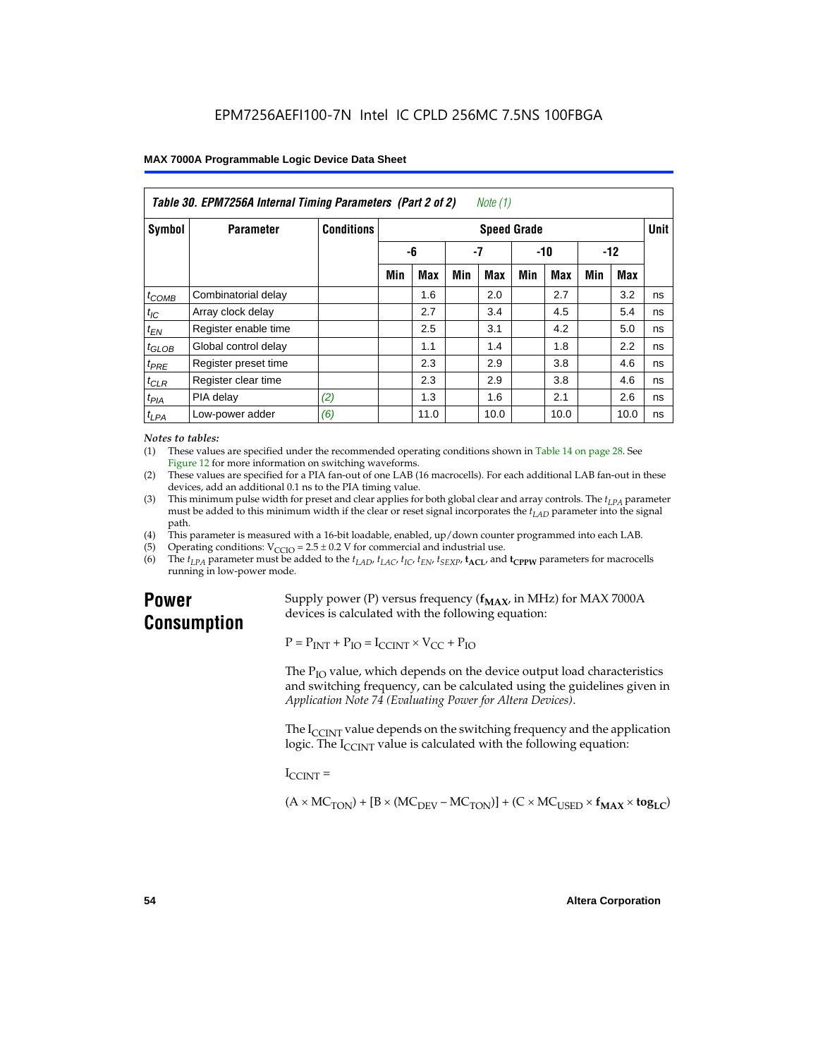Table 30. EPM7256A Internal Timing Parameters (Part 2 of 2) *Note (1)*

| Symbol | Parameter | Conditions | Speed Grade | | | | | | | | Unit |
|---|---|---|---|---|---|---|---|---|---|---|---|
| | | | -6 | | -7 | | -10 | | -12 | | |
| | | | Min | Max | Min | Max | Min | Max | Min | Max | |
| $t_{COMB}$ | Combinatorial delay | | | 1.6 | | 2.0 | | 2.7 | | 3.2 | ns |
| $t_{IC}$ | Array clock delay | | | 2.7 | | 3.4 | | 4.5 | | 5.4 | ns |
| $t_{EN}$ | Register enable time | | | 2.5 | | 3.1 | | 4.2 | | 5.0 | ns |
| $t_{GLOB}$ | Global control delay | | | 1.1 | | 1.4 | | 1.8 | | 2.2 | ns |
| $t_{PRE}$ | Register preset time | | | 2.3 | | 2.9 | | 3.8 | | 4.6 | ns |
| $t_{CLR}$ | Register clear time | | | 2.3 | | 2.9 | | 3.8 | | 4.6 | ns |
| $t_{PIA}$ | PIA delay | *(2)* | | 1.3 | | 1.6 | | 2.1 | | 2.6 | ns |
| $t_{LPA}$ | Low-power adder | *(6)* | | 11.0 | | 10.0 | | 10.0 | | 10.0 | ns |

*Notes to tables:*

(1) These values are specified under the recommended operating conditions shown in Table 14 on page 28. See Figure 12 for more information on switching waveforms.

(2) These values are specified for a PIA fan-out of one LAB (16 macrocells). For each additional LAB fan-out in these devices, add an additional 0.1 ns to the PIA timing value.

(3) This minimum pulse width for preset and clear applies for both global clear and array controls. The $t_{LPA}$ parameter must be added to this minimum width if the clear or reset signal incorporates the $t_{LAD}$ parameter into the signal path.

(4) This parameter is measured with a 16-bit loadable, enabled, up/down counter programmed into each LAB.

(5) Operating conditions: $V_{CCIO} = 2.5 \pm 0.2$ V for commercial and industrial use.

(6) The $t_{LPA}$ parameter must be added to the $t_{LAD}$, $t_{LAC}$, $t_{IC}$, $t_{EN}$, $t_{SEXP}$, $\mathbf{t_{ACL}}$, and $\mathbf{t_{CPPW}}$ parameters for macrocells running in low-power mode.

## Power Consumption

Supply power (P) versus frequency ($\mathbf{f_{MAX}}$, in MHz) for MAX 7000A devices is calculated with the following equation:

$$P = P_{INT} + P_{IO} = I_{CCINT} \times V_{CC} + P_{IO}$$

The $P_{IO}$ value, which depends on the device output load characteristics and switching frequency, can be calculated using the guidelines given in *Application Note 74 (Evaluating Power for Altera Devices)*.

The $I_{CCINT}$ value depends on the switching frequency and the application logic. The $I_{CCINT}$ value is calculated with the following equation:

$I_{CCINT}$ =

$$(A \times MC_{TON}) + [B \times (MC_{DEV} - MC_{TON})] + (C \times MC_{USED} \times \mathbf{f_{MAX}} \times \mathbf{tog_{LC}})$$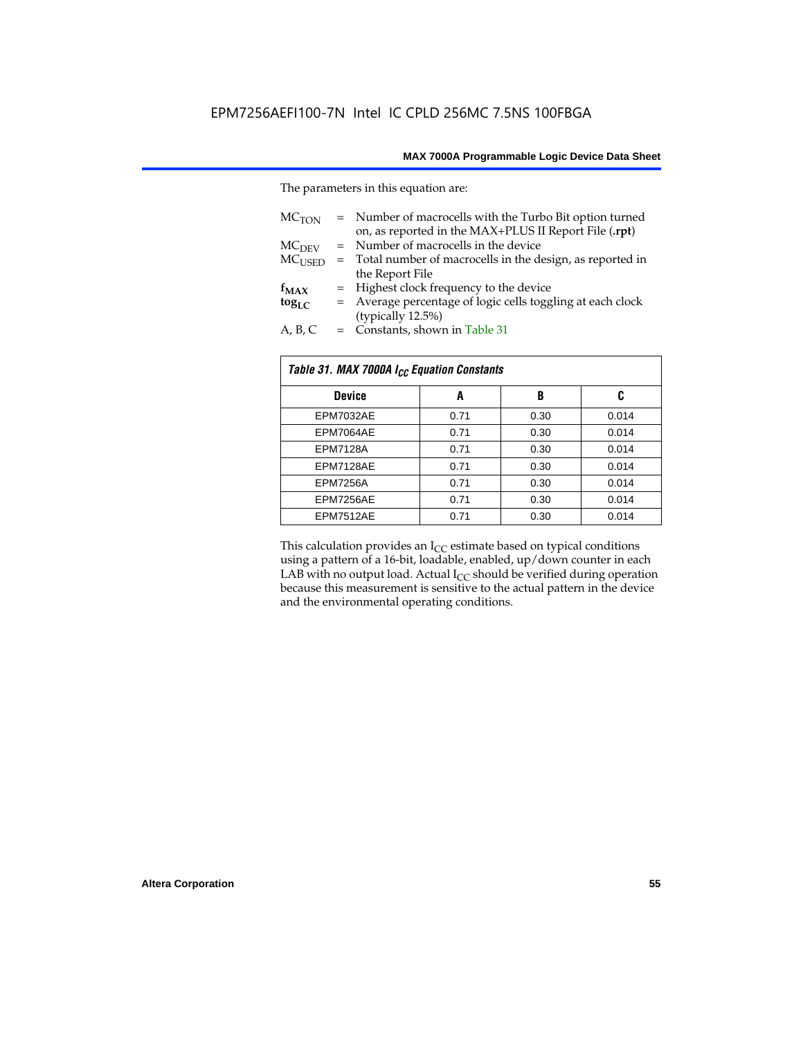The parameters in this equation are:

$MC_{TON}$ = Number of macrocells with the Turbo Bit option turned on, as reported in the MAX+PLUS II Report File (**.rpt**)
$MC_{DEV}$ = Number of macrocells in the device
$MC_{USED}$ = Total number of macrocells in the design, as reported in the Report File
$\mathbf{f_{MAX}}$ = Highest clock frequency to the device
$\mathbf{tog_{LC}}$ = Average percentage of logic cells toggling at each clock (typically 12.5%)
A, B, C = Constants, shown in Table 31

| *Table 31. MAX 7000A $I_{CC}$ Equation Constants* | | | |
|---|---|---|---|
| **Device** | **A** | **B** | **C** |
| EPM7032AE | 0.71 | 0.30 | 0.014 |
| EPM7064AE | 0.71 | 0.30 | 0.014 |
| EPM7128A | 0.71 | 0.30 | 0.014 |
| EPM7128AE | 0.71 | 0.30 | 0.014 |
| EPM7256A | 0.71 | 0.30 | 0.014 |
| EPM7256AE | 0.71 | 0.30 | 0.014 |
| EPM7512AE | 0.71 | 0.30 | 0.014 |

This calculation provides an $I_{CC}$ estimate based on typical conditions using a pattern of a 16-bit, loadable, enabled, up/down counter in each LAB with no output load. Actual $I_{CC}$ should be verified during operation because this measurement is sensitive to the actual pattern in the device and the environmental operating conditions.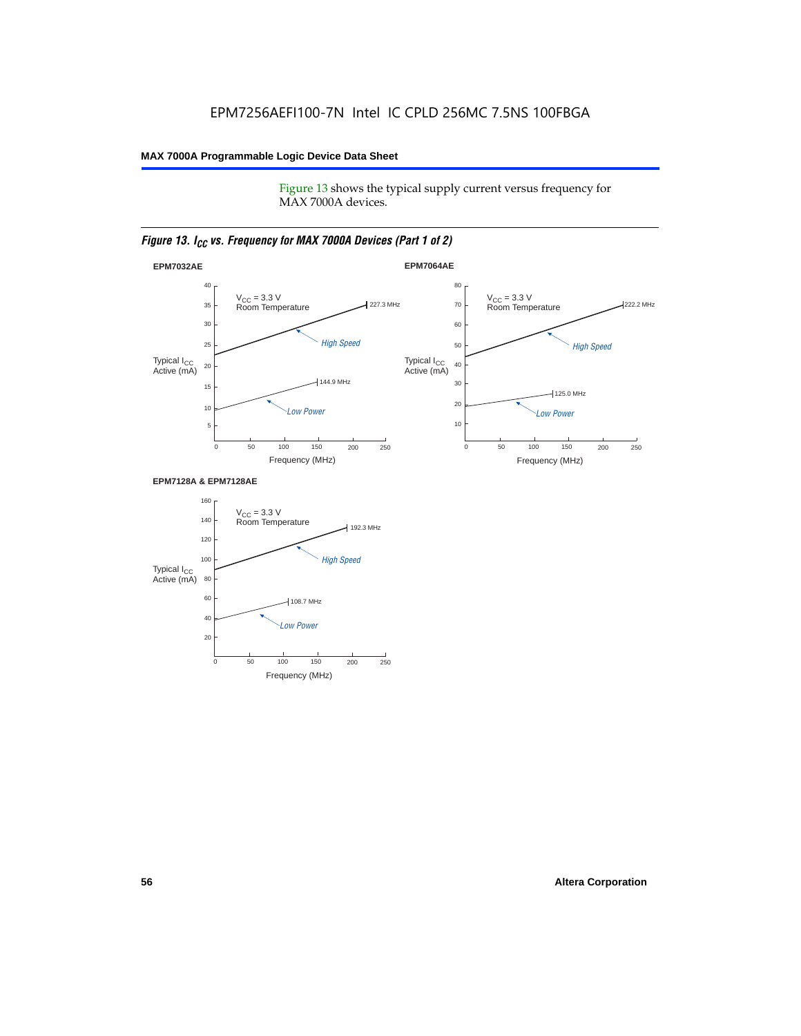Figure 13 shows the typical supply current versus frequency for MAX 7000A devices.

*Figure 13. $I_{CC}$ vs. Frequency for MAX 7000A Devices (Part 1 of 2)*

**EPM7032AE**

$V_{CC}$ = 3.3 V
Room Temperature

Typical $I_{CC}$ Active (mA)

High Speed: 227.3 MHz

Low Power: 144.9 MHz

Frequency (MHz)

**EPM7064AE**

$V_{CC}$ = 3.3 V
Room Temperature

Typical $I_{CC}$ Active (mA)

High Speed: 222.2 MHz

Low Power: 125.0 MHz

Frequency (MHz)

**EPM7128A & EPM7128AE**

$V_{CC}$ = 3.3 V
Room Temperature

Typical $I_{CC}$ Active (mA)

High Speed: 192.3 MHz

Low Power: 108.7 MHz

Frequency (MHz)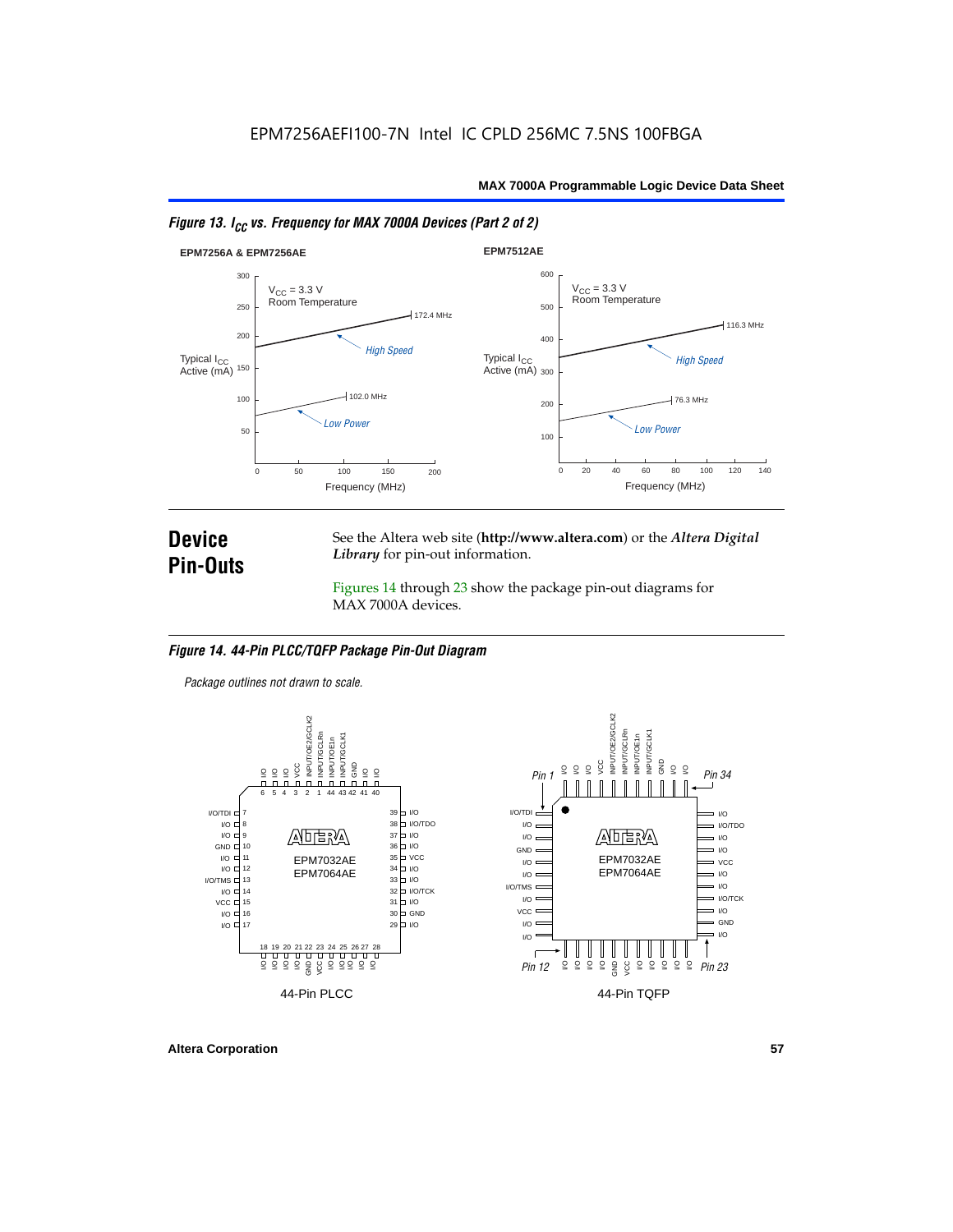*Figure 13. $I_{CC}$ vs. Frequency for MAX 7000A Devices (Part 2 of 2)*

**EPM7256A & EPM7256AE**

$V_{CC}$ = 3.3 V
Room Temperature

Typical $I_{CC}$ Active (mA)

High Speed — 172.4 MHz

Low Power — 102.0 MHz

Frequency (MHz)

**EPM7512AE**

$V_{CC}$ = 3.3 V
Room Temperature

Typical $I_{CC}$ Active (mA)

High Speed — 116.3 MHz

Low Power — 76.3 MHz

Frequency (MHz)

## Device Pin-Outs

See the Altera web site (**http://www.altera.com**) or the *Altera Digital Library* for pin-out information.

Figures 14 through 23 show the package pin-out diagrams for MAX 7000A devices.

*Figure 14. 44-Pin PLCC/TQFP Package Pin-Out Diagram*

*Package outlines not drawn to scale.*

EPM7032AE
EPM7064AE

44-Pin PLCC

44-Pin TQFP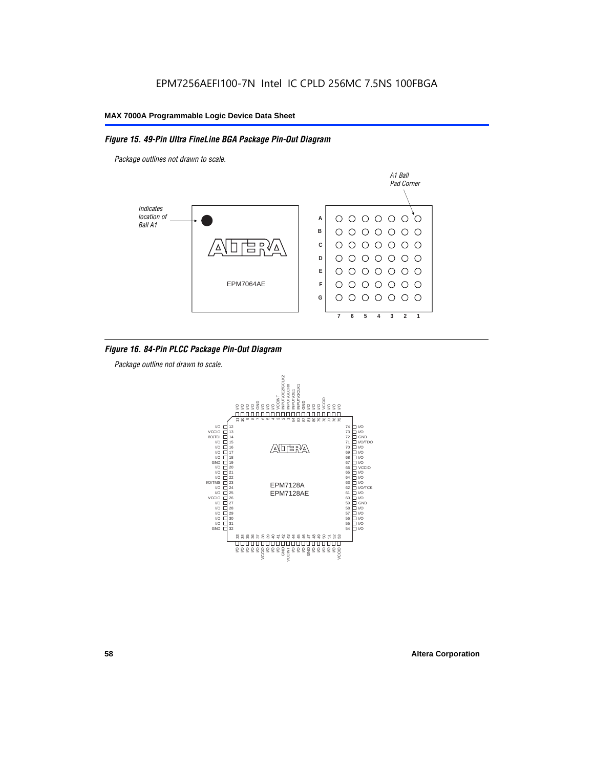EPM7256AEFI100-7N Intel IC CPLD 256MC 7.5NS 100FBGA

*Figure 15. 49-Pin Ultra FineLine BGA Package Pin-Out Diagram*

*Package outlines not drawn to scale.*

*Indicates location of Ball A1*

*A1 Ball Pad Corner*

EPM7064AE

A
B
C
D
E
F
G

7 6 5 4 3 2 1

*Figure 16. 84-Pin PLCC Package Pin-Out Diagram*

*Package outline not drawn to scale.*

EPM7128A
EPM7128AE

| Pin | Function | Pin | Function |
|---|---|---|---|
| 11 | I/O | 74 | I/O |
| 10 | I/O | 73 | I/O |
| 9 | I/O | 72 | GND |
| 8 | I/O | 71 | I/O/TDO |
| 7 | GND | 70 | I/O |
| 6 | I/O | 69 | I/O |
| 5 | I/O | 68 | I/O |
| 4 | I/O | 67 | I/O |
| 3 | VCCINT | 66 | VCCIO |
| 2 | INPUT/OE2/GCLK2 | 65 | I/O |
| 1 | INPUT/GCLRn | 64 | I/O |
| 84 | INPUT/OE1 | 63 | I/O |
| 83 | INPUT/GCLK1 | 62 | I/O/TCK |
| 82 | GND | 61 | I/O |
| 81 | I/O | 60 | I/O |
| 80 | I/O | 59 | GND |
| 79 | I/O | 58 | I/O |
| 78 | VCCIO | 57 | I/O |
| 77 | I/O | 56 | I/O |
| 76 | I/O | 55 | I/O |
| 75 | I/O | 54 | I/O |
| 12 | I/O | 33 | I/O |
| 13 | VCCIO | 34 | I/O |
| 14 | I/O/TDI | 35 | I/O |
| 15 | I/O | 36 | I/O |
| 16 | I/O | 37 | I/O |
| 17 | I/O | 38 | VCCIO |
| 18 | I/O | 39 | I/O |
| 19 | GND | 40 | I/O |
| 20 | I/O | 41 | I/O |
| 21 | I/O | 42 | GND |
| 22 | I/O | 43 | VCCINT |
| 23 | I/O/TMS | 44 | I/O |
| 24 | I/O | 45 | I/O |
| 25 | I/O | 46 | I/O |
| 26 | VCCIO | 47 | GND |
| 27 | I/O | 48 | I/O |
| 28 | I/O | 49 | I/O |
| 29 | I/O | 50 | I/O |
| 30 | I/O | 51 | I/O |
| 31 | I/O | 52 | I/O |
| 32 | GND | 53 | VCCIO |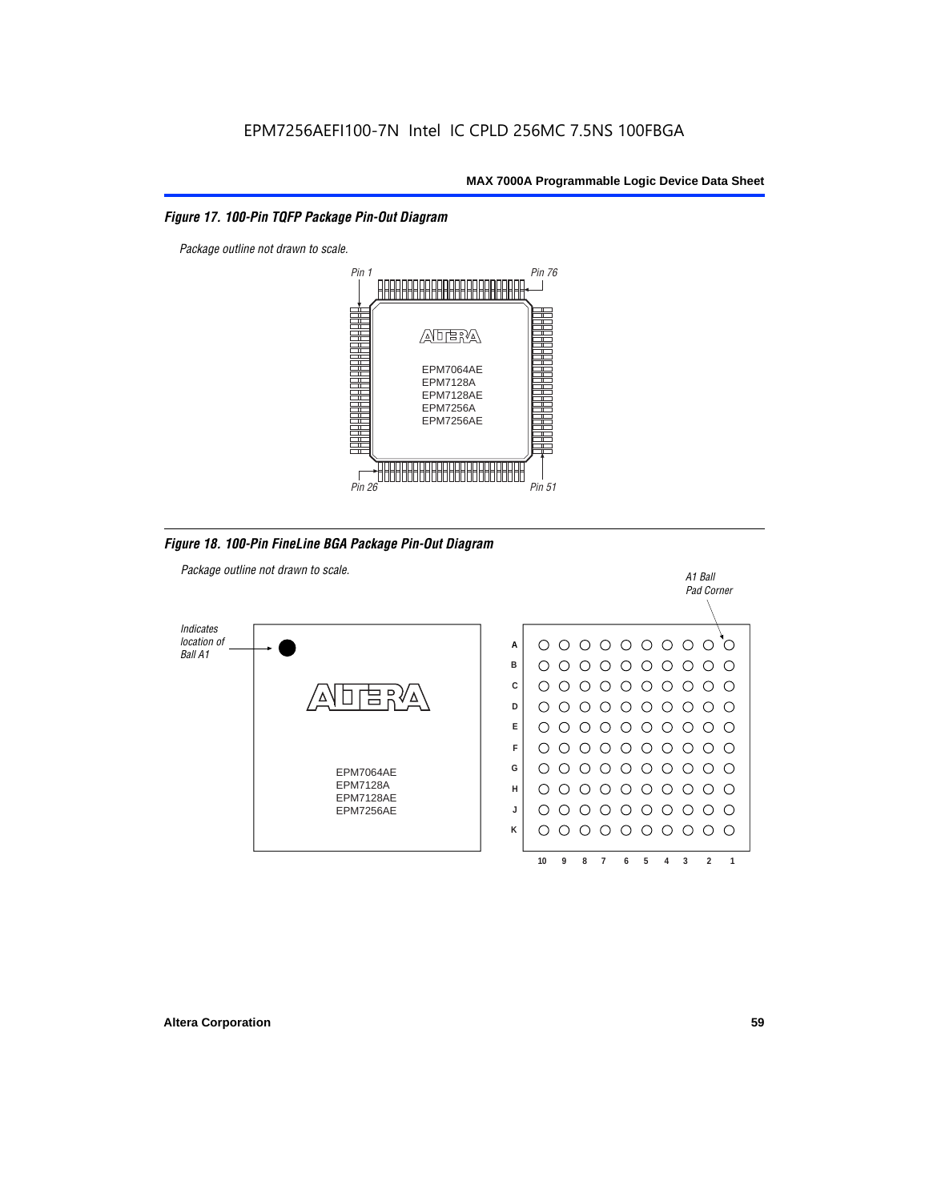EPM7256AEFI100-7N Intel IC CPLD 256MC 7.5NS 100FBGA

*Figure 17. 100-Pin TQFP Package Pin-Out Diagram*

*Package outline not drawn to scale.*

Pin 1 — Pin 76 — Pin 26 — Pin 51

EPM7064AE
EPM7128A
EPM7128AE
EPM7256A
EPM7256AE

*Figure 18. 100-Pin FineLine BGA Package Pin-Out Diagram*

*Package outline not drawn to scale.*

*Indicates location of Ball A1*

*A1 Ball Pad Corner*

EPM7064AE
EPM7128A
EPM7128AE
EPM7256AE

Rows: A B C D E F G H J K

Columns: 10 9 8 7 6 5 4 3 2 1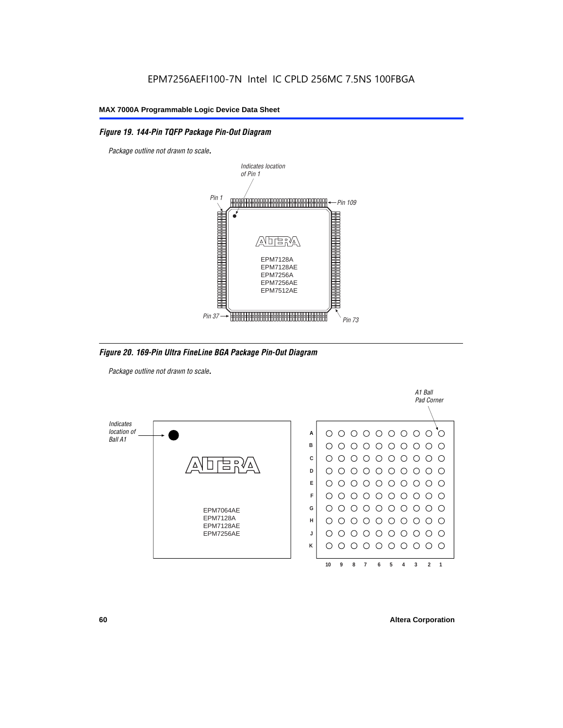EPM7256AEFI100-7N Intel IC CPLD 256MC 7.5NS 100FBGA

*Figure 19. 144-Pin TQFP Package Pin-Out Diagram*

*Package outline not drawn to scale.*

*Indicates location of Pin 1*

*Pin 1*

*Pin 109*

EPM7128A
EPM7128AE
EPM7256A
EPM7256AE
EPM7512AE

*Pin 37*

*Pin 73*

*Figure 20. 169-Pin Ultra FineLine BGA Package Pin-Out Diagram*

*Package outline not drawn to scale.*

*A1 Ball Pad Corner*

*Indicates location of Ball A1*

EPM7064AE
EPM7128A
EPM7128AE
EPM7256AE

A B C D E F G H J K

10 9 8 7 6 5 4 3 2 1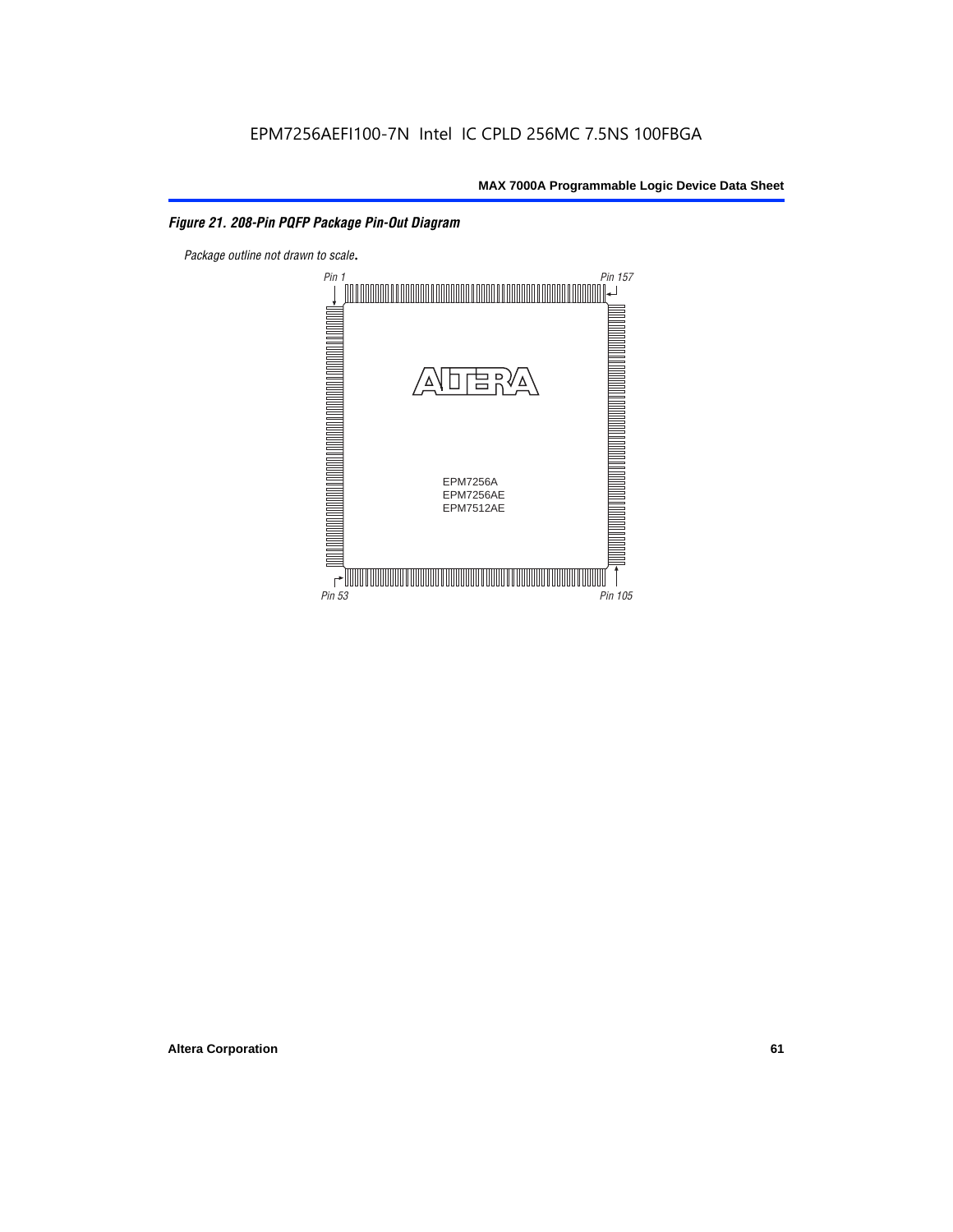*Figure 21. 208-Pin PQFP Package Pin-Out Diagram*

*Package outline not drawn to scale.*

Pin 1

Pin 157

EPM7256A
EPM7256AE
EPM7512AE

Pin 53

Pin 105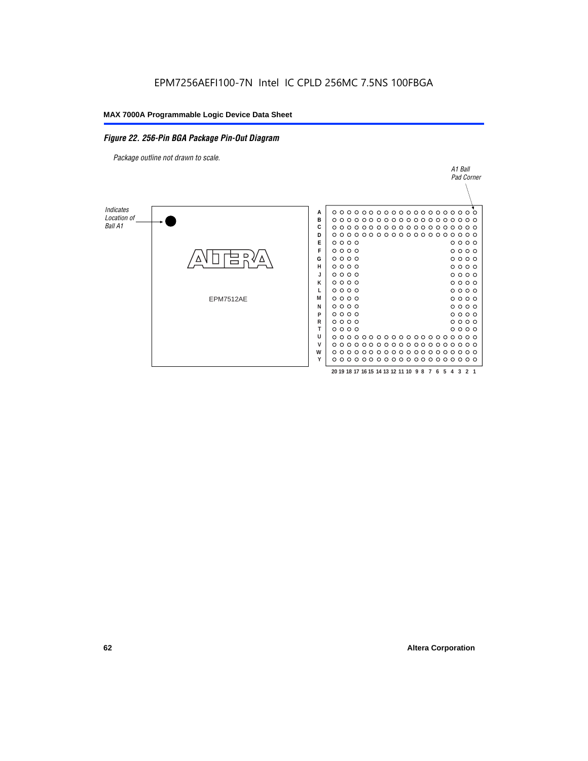EPM7256AEFI100-7N Intel IC CPLD 256MC 7.5NS 100FBGA

### Figure 22. 256-Pin BGA Package Pin-Out Diagram

*Package outline not drawn to scale.*

A1 Ball Pad Corner

Indicates Location of Ball A1

EPM7512AE

A B C D E F G H J K L M N P R T U V W Y

20 19 18 17 16 15 14 13 12 11 10 9 8 7 6 5 4 3 2 1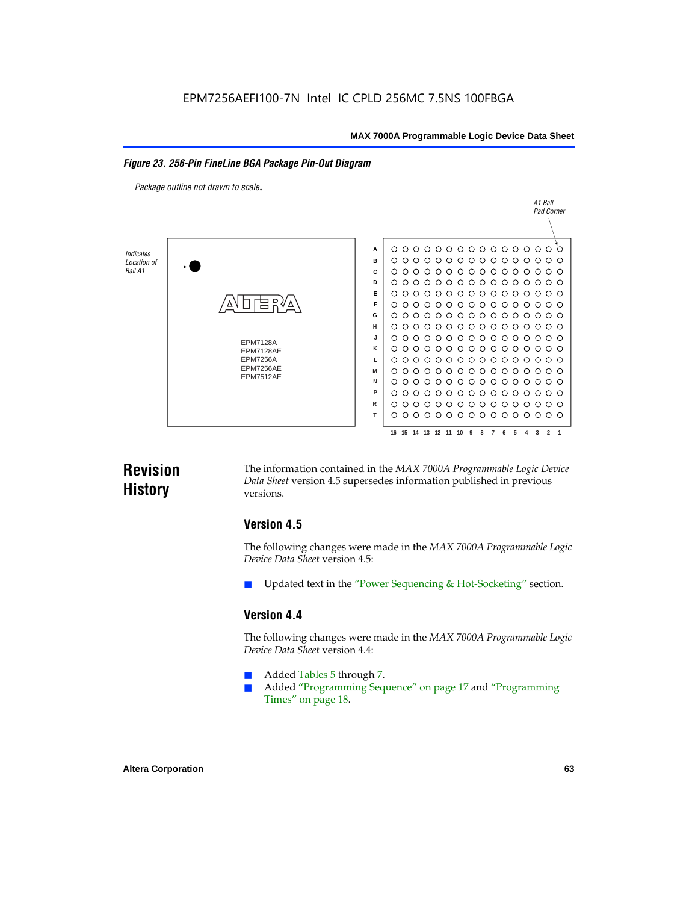**Figure 23. 256-Pin FineLine BGA Package Pin-Out Diagram**

*Package outline not drawn to scale.*

Indicates Location of Ball A1

A1 Ball Pad Corner

EPM7128A
EPM7128AE
EPM7256A
EPM7256AE
EPM7512AE

# Revision History

The information contained in the *MAX 7000A Programmable Logic Device Data Sheet* version 4.5 supersedes information published in previous versions.

## Version 4.5

The following changes were made in the *MAX 7000A Programmable Logic Device Data Sheet* version 4.5:

- Updated text in the "Power Sequencing & Hot-Socketing" section.

## Version 4.4

The following changes were made in the *MAX 7000A Programmable Logic Device Data Sheet* version 4.4:

- Added Tables 5 through 7.
- Added "Programming Sequence" on page 17 and "Programming Times" on page 18.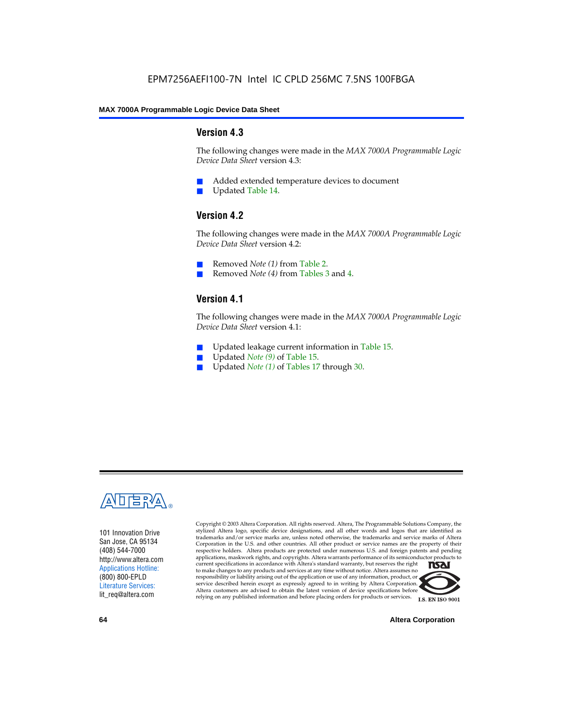## Version 4.3

The following changes were made in the *MAX 7000A Programmable Logic Device Data Sheet* version 4.3:

- Added extended temperature devices to document
- Updated Table 14.

## Version 4.2

The following changes were made in the *MAX 7000A Programmable Logic Device Data Sheet* version 4.2:

- Removed *Note (1)* from Table 2.
- Removed *Note (4)* from Tables 3 and 4.

## Version 4.1

The following changes were made in the *MAX 7000A Programmable Logic Device Data Sheet* version 4.1:

- Updated leakage current information in Table 15.
- Updated *Note (9)* of Table 15.
- Updated *Note (1)* of Tables 17 through 30.

101 Innovation Drive
San Jose, CA 95134
(408) 544-7000
http://www.altera.com
Applications Hotline:
(800) 800-EPLD
Literature Services:
lit_req@altera.com

Copyright © 2003 Altera Corporation. All rights reserved. Altera, The Programmable Solutions Company, the stylized Altera logo, specific device designations, and all other words and logos that are identified as trademarks and/or service marks are, unless noted otherwise, the trademarks and service marks of Altera Corporation in the U.S. and other countries. All other product or service names are the property of their respective holders. Altera products are protected under numerous U.S. and foreign patents and pending applications, maskwork rights, and copyrights. Altera warrants performance of its semiconductor products to current specifications in accordance with Altera's standard warranty, but reserves the right to make changes to any products and services at any time without notice. Altera assumes no responsibility or liability arising out of the application or use of any information, product, or service described herein except as expressly agreed to in writing by Altera Corporation. Altera customers are advised to obtain the latest version of device specifications before relying on any published information and before placing orders for products or services.

I.S. EN ISO 9001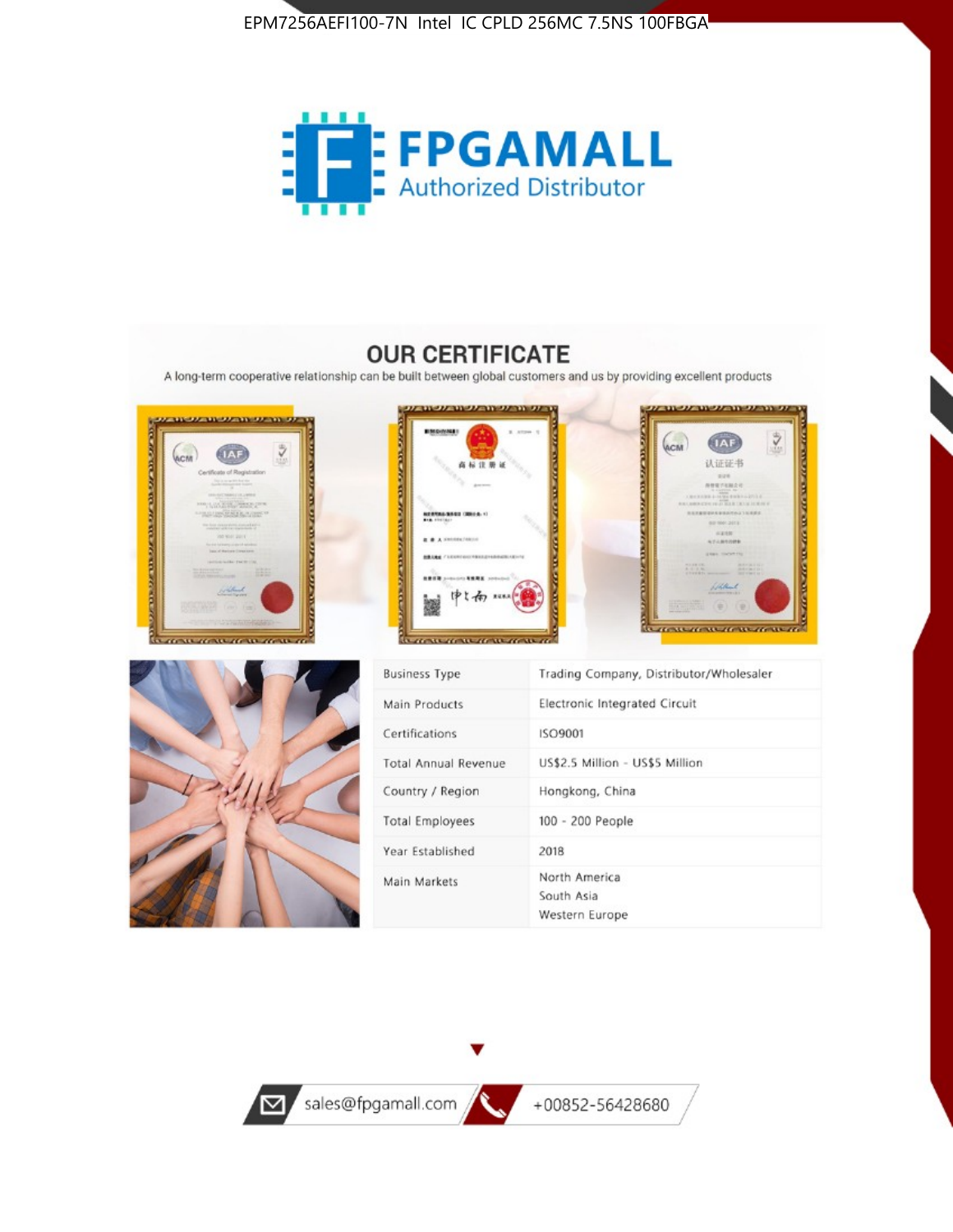FPGAMALL
Authorized Distributor

## OUR CERTIFICATE

A long-term cooperative relationship can be built between global customers and us by providing excellent products

| | |
|---|---|
| Business Type | Trading Company, Distributor/Wholesaler |
| Main Products | Electronic Integrated Circuit |
| Certifications | ISO9001 |
| Total Annual Revenue | US$2.5 Million - US$5 Million |
| Country / Region | Hongkong, China |
| Total Employees | 100 - 200 People |
| Year Established | 2018 |
| Main Markets | North America<br>South Asia<br>Western Europe |

sales@fpgamall.com +00852-56428680